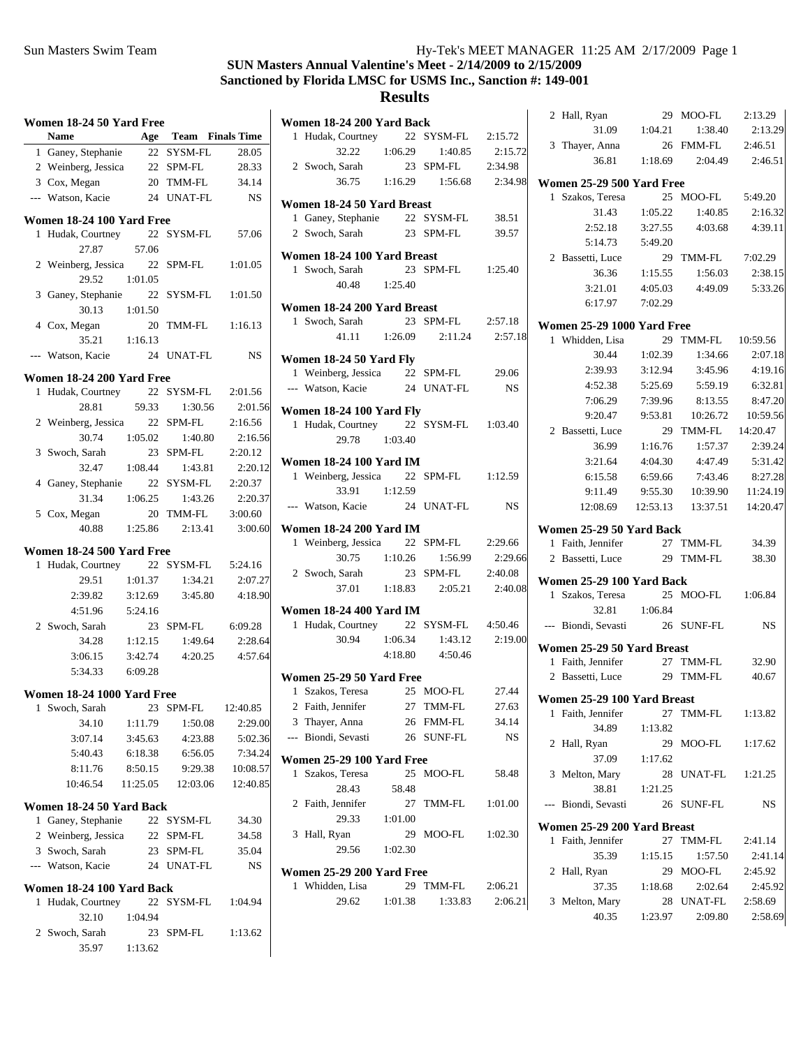# SUN Masters Annual Valentine's Meet - 2/14/2009 to 2/15/2009

## Sanctioned by Florida LMSC for USMS Inc., Sanction #: 149-001

## Results

### Women 18-24 50 Yard Free

| | Name | Age | Team | Finals Time |
|---|---|---|---|---|
| 1 | Ganey, Stephanie | 22 | SYSM-FL | 28.05 |
| 2 | Weinberg, Jessica | 22 | SPM-FL | 28.33 |
| 3 | Cox, Megan | 20 | TMM-FL | 34.14 |
| --- | Watson, Kacie | 24 | UNAT-FL | NS |

### Women 18-24 100 Yard Free

| | Name | Age | Team | Finals Time |
|---|---|---|---|---|
| 1 | Hudak, Courtney | 22 | SYSM-FL | 57.06 |
| | 27.87 | 57.06 | | |
| 2 | Weinberg, Jessica | 22 | SPM-FL | 1:01.05 |
| | 29.52 | 1:01.05 | | |
| 3 | Ganey, Stephanie | 22 | SYSM-FL | 1:01.50 |
| | 30.13 | 1:01.50 | | |
| 4 | Cox, Megan | 20 | TMM-FL | 1:16.13 |
| | 35.21 | 1:16.13 | | |
| --- | Watson, Kacie | 24 | UNAT-FL | NS |

### Women 18-24 200 Yard Free

| | Name | Age | Team | Finals Time |
|---|---|---|---|---|
| 1 | Hudak, Courtney | 22 | SYSM-FL | 2:01.56 |
| | 28.81 | 59.33 | 1:30.56 | 2:01.56 |
| 2 | Weinberg, Jessica | 22 | SPM-FL | 2:16.56 |
| | 30.74 | 1:05.02 | 1:40.80 | 2:16.56 |
| 3 | Swoch, Sarah | 23 | SPM-FL | 2:20.12 |
| | 32.47 | 1:08.44 | 1:43.81 | 2:20.12 |
| 4 | Ganey, Stephanie | 22 | SYSM-FL | 2:20.37 |
| | 31.34 | 1:06.25 | 1:43.26 | 2:20.37 |
| 5 | Cox, Megan | 20 | TMM-FL | 3:00.60 |
| | 40.88 | 1:25.86 | 2:13.41 | 3:00.60 |

### Women 18-24 500 Yard Free

| | Name | Age | Team | Finals Time |
|---|---|---|---|---|
| 1 | Hudak, Courtney | 22 | SYSM-FL | 5:24.16 |
| | 29.51 | 1:01.37 | 1:34.21 | 2:07.27 |
| | 2:39.82 | 3:12.69 | 3:45.80 | 4:18.90 |
| | 4:51.96 | 5:24.16 | | |
| 2 | Swoch, Sarah | 23 | SPM-FL | 6:09.28 |
| | 34.28 | 1:12.15 | 1:49.64 | 2:28.64 |
| | 3:06.15 | 3:42.74 | 4:20.25 | 4:57.64 |
| | 5:34.33 | 6:09.28 | | |

### Women 18-24 1000 Yard Free

| | Name | Age | Team | Finals Time |
|---|---|---|---|---|
| 1 | Swoch, Sarah | 23 | SPM-FL | 12:40.85 |
| | 34.10 | 1:11.79 | 1:50.08 | 2:29.00 |
| | 3:07.14 | 3:45.63 | 4:23.88 | 5:02.36 |
| | 5:40.43 | 6:18.38 | 6:56.05 | 7:34.24 |
| | 8:11.76 | 8:50.15 | 9:29.38 | 10:08.57 |
| | 10:46.54 | 11:25.05 | 12:03.06 | 12:40.85 |

### Women 18-24 50 Yard Back

| | Name | Age | Team | Finals Time |
|---|---|---|---|---|
| 1 | Ganey, Stephanie | 22 | SYSM-FL | 34.30 |
| 2 | Weinberg, Jessica | 22 | SPM-FL | 34.58 |
| 3 | Swoch, Sarah | 23 | SPM-FL | 35.04 |
| --- | Watson, Kacie | 24 | UNAT-FL | NS |

### Women 18-24 100 Yard Back

| | Name | Age | Team | Finals Time |
|---|---|---|---|---|
| 1 | Hudak, Courtney | 22 | SYSM-FL | 1:04.94 |
| | 32.10 | 1:04.94 | | |
| 2 | Swoch, Sarah | 23 | SPM-FL | 1:13.62 |
| | 35.97 | 1:13.62 | | |

### Women 18-24 200 Yard Back

| | Name | Age | Team | Finals Time |
|---|---|---|---|---|
| 1 | Hudak, Courtney | 22 | SYSM-FL | 2:15.72 |
| | 32.22 | 1:06.29 | 1:40.85 | 2:15.72 |
| 2 | Swoch, Sarah | 23 | SPM-FL | 2:34.98 |
| | 36.75 | 1:16.29 | 1:56.68 | 2:34.98 |

### Women 18-24 50 Yard Breast

| | Name | Age | Team | Finals Time |
|---|---|---|---|---|
| 1 | Ganey, Stephanie | 22 | SYSM-FL | 38.51 |
| 2 | Swoch, Sarah | 23 | SPM-FL | 39.57 |

### Women 18-24 100 Yard Breast

| | Name | Age | Team | Finals Time |
|---|---|---|---|---|
| 1 | Swoch, Sarah | 23 | SPM-FL | 1:25.40 |
| | 40.48 | 1:25.40 | | |

### Women 18-24 200 Yard Breast

| | Name | Age | Team | Finals Time |
|---|---|---|---|---|
| 1 | Swoch, Sarah | 23 | SPM-FL | 2:57.18 |
| | 41.11 | 1:26.09 | 2:11.24 | 2:57.18 |

### Women 18-24 50 Yard Fly

| | Name | Age | Team | Finals Time |
|---|---|---|---|---|
| 1 | Weinberg, Jessica | 22 | SPM-FL | 29.06 |
| --- | Watson, Kacie | 24 | UNAT-FL | NS |

### Women 18-24 100 Yard Fly

| | Name | Age | Team | Finals Time |
|---|---|---|---|---|
| 1 | Hudak, Courtney | 22 | SYSM-FL | 1:03.40 |
| | 29.78 | 1:03.40 | | |

### Women 18-24 100 Yard IM

| | Name | Age | Team | Finals Time |
|---|---|---|---|---|
| 1 | Weinberg, Jessica | 22 | SPM-FL | 1:12.59 |
| | 33.91 | 1:12.59 | | |
| --- | Watson, Kacie | 24 | UNAT-FL | NS |

### Women 18-24 200 Yard IM

| | Name | Age | Team | Finals Time |
|---|---|---|---|---|
| 1 | Weinberg, Jessica | 22 | SPM-FL | 2:29.66 |
| | 30.75 | 1:10.26 | 1:56.99 | 2:29.66 |
| 2 | Swoch, Sarah | 23 | SPM-FL | 2:40.08 |
| | 37.01 | 1:18.83 | 2:05.21 | 2:40.08 |

### Women 18-24 400 Yard IM

| | Name | Age | Team | Finals Time |
|---|---|---|---|---|
| 1 | Hudak, Courtney | 22 | SYSM-FL | 4:50.46 |
| | 30.94 | 1:06.34 | 1:43.12 | 2:19.00 |
| | | 4:18.80 | 4:50.46 | |

### Women 25-29 50 Yard Free

| | Name | Age | Team | Finals Time |
|---|---|---|---|---|
| 1 | Szakos, Teresa | 25 | MOO-FL | 27.44 |
| 2 | Faith, Jennifer | 27 | TMM-FL | 27.63 |
| 3 | Thayer, Anna | 26 | FMM-FL | 34.14 |
| --- | Biondi, Sevasti | 26 | SUNF-FL | NS |

### Women 25-29 100 Yard Free

| | Name | Age | Team | Finals Time |
|---|---|---|---|---|
| 1 | Szakos, Teresa | 25 | MOO-FL | 58.48 |
| | 28.43 | 58.48 | | |
| 2 | Faith, Jennifer | 27 | TMM-FL | 1:01.00 |
| | 29.33 | 1:01.00 | | |
| 3 | Hall, Ryan | 29 | MOO-FL | 1:02.30 |
| | 29.56 | 1:02.30 | | |

### Women 25-29 200 Yard Free

| | Name | Age | Team | Finals Time |
|---|---|---|---|---|
| 1 | Whidden, Lisa | 29 | TMM-FL | 2:06.21 |
| | 29.62 | 1:01.38 | 1:33.83 | 2:06.21 |
| 2 | Hall, Ryan | 29 | MOO-FL | 2:13.29 |
| | 31.09 | 1:04.21 | 1:38.40 | 2:13.29 |
| 3 | Thayer, Anna | 26 | FMM-FL | 2:46.51 |
| | 36.81 | 1:18.69 | 2:04.49 | 2:46.51 |

### Women 25-29 500 Yard Free

| | Name | Age | Team | Finals Time |
|---|---|---|---|---|
| 1 | Szakos, Teresa | 25 | MOO-FL | 5:49.20 |
| | 31.43 | 1:05.22 | 1:40.85 | 2:16.32 |
| | 2:52.18 | 3:27.55 | 4:03.68 | 4:39.11 |
| | 5:14.73 | 5:49.20 | | |
| 2 | Bassetti, Luce | 29 | TMM-FL | 7:02.29 |
| | 36.36 | 1:15.55 | 1:56.03 | 2:38.15 |
| | 3:21.01 | 4:05.03 | 4:49.09 | 5:33.26 |
| | 6:17.97 | 7:02.29 | | |

### Women 25-29 1000 Yard Free

| | Name | Age | Team | Finals Time |
|---|---|---|---|---|
| 1 | Whidden, Lisa | 29 | TMM-FL | 10:59.56 |
| | 30.44 | 1:02.39 | 1:34.66 | 2:07.18 |
| | 2:39.93 | 3:12.94 | 3:45.96 | 4:19.16 |
| | 4:52.38 | 5:25.69 | 5:59.19 | 6:32.81 |
| | 7:06.29 | 7:39.96 | 8:13.55 | 8:47.20 |
| | 9:20.47 | 9:53.81 | 10:26.72 | 10:59.56 |
| 2 | Bassetti, Luce | 29 | TMM-FL | 14:20.47 |
| | 36.99 | 1:16.76 | 1:57.37 | 2:39.24 |
| | 3:21.64 | 4:04.30 | 4:47.49 | 5:31.42 |
| | 6:15.58 | 6:59.66 | 7:43.46 | 8:27.28 |
| | 9:11.49 | 9:55.30 | 10:39.90 | 11:24.19 |
| | 12:08.69 | 12:53.13 | 13:37.51 | 14:20.47 |

### Women 25-29 50 Yard Back

| | Name | Age | Team | Finals Time |
|---|---|---|---|---|
| 1 | Faith, Jennifer | 27 | TMM-FL | 34.39 |
| 2 | Bassetti, Luce | 29 | TMM-FL | 38.30 |

### Women 25-29 100 Yard Back

| | Name | Age | Team | Finals Time |
|---|---|---|---|---|
| 1 | Szakos, Teresa | 25 | MOO-FL | 1:06.84 |
| | 32.81 | 1:06.84 | | |
| --- | Biondi, Sevasti | 26 | SUNF-FL | NS |

### Women 25-29 50 Yard Breast

| | Name | Age | Team | Finals Time |
|---|---|---|---|---|
| 1 | Faith, Jennifer | 27 | TMM-FL | 32.90 |
| 2 | Bassetti, Luce | 29 | TMM-FL | 40.67 |

### Women 25-29 100 Yard Breast

| | Name | Age | Team | Finals Time |
|---|---|---|---|---|
| 1 | Faith, Jennifer | 27 | TMM-FL | 1:13.82 |
| | 34.89 | 1:13.82 | | |
| 2 | Hall, Ryan | 29 | MOO-FL | 1:17.62 |
| | 37.09 | 1:17.62 | | |
| 3 | Melton, Mary | 28 | UNAT-FL | 1:21.25 |
| | 38.81 | 1:21.25 | | |
| --- | Biondi, Sevasti | 26 | SUNF-FL | NS |

### Women 25-29 200 Yard Breast

| | Name | Age | Team | Finals Time |
|---|---|---|---|---|
| 1 | Faith, Jennifer | 27 | TMM-FL | 2:41.14 |
| | 35.39 | 1:15.15 | 1:57.50 | 2:41.14 |
| 2 | Hall, Ryan | 29 | MOO-FL | 2:45.92 |
| | 37.35 | 1:18.68 | 2:02.64 | 2:45.92 |
| 3 | Melton, Mary | 28 | UNAT-FL | 2:58.69 |
| | 40.35 | 1:23.97 | 2:09.80 | 2:58.69 |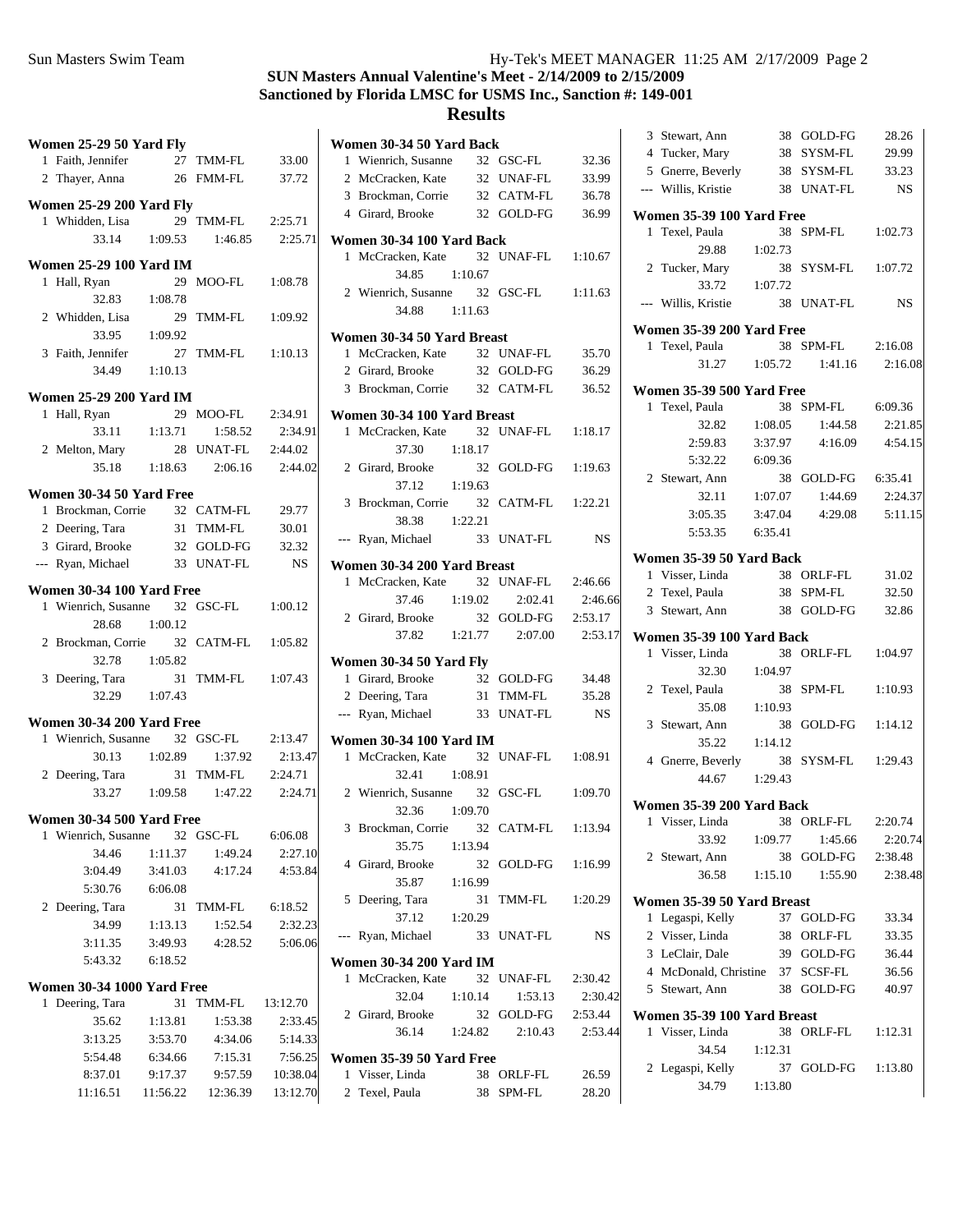## SUN Masters Annual Valentine's Meet - 2/14/2009 to 2/15/2009
## Sanctioned by Florida LMSC for USMS Inc., Sanction #: 149-001
## Results

### Women 25-29 50 Yard Fly
1 Faith, Jennifer 27 TMM-FL 33.00
2 Thayer, Anna 26 FMM-FL 37.72

### Women 25-29 200 Yard Fly
1 Whidden, Lisa 29 TMM-FL 2:25.71
33.14 1:09.53 1:46.85 2:25.71

### Women 25-29 100 Yard IM
1 Hall, Ryan 29 MOO-FL 1:08.78
32.83 1:08.78
2 Whidden, Lisa 29 TMM-FL 1:09.92
33.95 1:09.92
3 Faith, Jennifer 27 TMM-FL 1:10.13
34.49 1:10.13

### Women 25-29 200 Yard IM
1 Hall, Ryan 29 MOO-FL 2:34.91
33.11 1:13.71 1:58.52 2:34.91
2 Melton, Mary 28 UNAT-FL 2:44.02
35.18 1:18.63 2:06.16 2:44.02

### Women 30-34 50 Yard Free
1 Brockman, Corrie 32 CATM-FL 29.77
2 Deering, Tara 31 TMM-FL 30.01
3 Girard, Brooke 32 GOLD-FG 32.32
--- Ryan, Michael 33 UNAT-FL NS

### Women 30-34 100 Yard Free
1 Wienrich, Susanne 32 GSC-FL 1:00.12
28.68 1:00.12
2 Brockman, Corrie 32 CATM-FL 1:05.82
32.78 1:05.82
3 Deering, Tara 31 TMM-FL 1:07.43
32.29 1:07.43

### Women 30-34 200 Yard Free
1 Wienrich, Susanne 32 GSC-FL 2:13.47
30.13 1:02.89 1:37.92 2:13.47
2 Deering, Tara 31 TMM-FL 2:24.71
33.27 1:09.58 1:47.22 2:24.71

### Women 30-34 500 Yard Free
1 Wienrich, Susanne 32 GSC-FL 6:06.08
34.46 1:11.37 1:49.24 2:27.10
3:04.49 3:41.03 4:17.24 4:53.84
5:30.76 6:06.08
2 Deering, Tara 31 TMM-FL 6:18.52
34.99 1:13.13 1:52.54 2:32.23
3:11.35 3:49.93 4:28.52 5:06.06
5:43.32 6:18.52

### Women 30-34 1000 Yard Free
1 Deering, Tara 31 TMM-FL 13:12.70
35.62 1:13.81 1:53.38 2:33.45
3:13.25 3:53.70 4:34.06 5:14.33
5:54.48 6:34.66 7:15.31 7:56.25
8:37.01 9:17.37 9:57.59 10:38.04
11:16.51 11:56.22 12:36.39 13:12.70

### Women 30-34 50 Yard Back
1 Wienrich, Susanne 32 GSC-FL 32.36
2 McCracken, Kate 32 UNAF-FL 33.99
3 Brockman, Corrie 32 CATM-FL 36.78
4 Girard, Brooke 32 GOLD-FG 36.99

### Women 30-34 100 Yard Back
1 McCracken, Kate 32 UNAF-FL 1:10.67
34.85 1:10.67
2 Wienrich, Susanne 32 GSC-FL 1:11.63
34.88 1:11.63

### Women 30-34 50 Yard Breast
1 McCracken, Kate 32 UNAF-FL 35.70
2 Girard, Brooke 32 GOLD-FG 36.29
3 Brockman, Corrie 32 CATM-FL 36.52

### Women 30-34 100 Yard Breast
1 McCracken, Kate 32 UNAF-FL 1:18.17
37.30 1:18.17
2 Girard, Brooke 32 GOLD-FG 1:19.63
37.12 1:19.63
3 Brockman, Corrie 32 CATM-FL 1:22.21
38.38 1:22.21
--- Ryan, Michael 33 UNAT-FL NS

### Women 30-34 200 Yard Breast
1 McCracken, Kate 32 UNAF-FL 2:46.66
37.46 1:19.02 2:02.41 2:46.66
2 Girard, Brooke 32 GOLD-FG 2:53.17
37.82 1:21.77 2:07.00 2:53.17

### Women 30-34 50 Yard Fly
1 Girard, Brooke 32 GOLD-FG 34.48
2 Deering, Tara 31 TMM-FL 35.28
--- Ryan, Michael 33 UNAT-FL NS

### Women 30-34 100 Yard IM
1 McCracken, Kate 32 UNAF-FL 1:08.91
32.41 1:08.91
2 Wienrich, Susanne 32 GSC-FL 1:09.70
32.36 1:09.70
3 Brockman, Corrie 32 CATM-FL 1:13.94
35.75 1:13.94
4 Girard, Brooke 32 GOLD-FG 1:16.99
35.87 1:16.99
5 Deering, Tara 31 TMM-FL 1:20.29
37.12 1:20.29
--- Ryan, Michael 33 UNAT-FL NS

### Women 30-34 200 Yard IM
1 McCracken, Kate 32 UNAF-FL 2:30.42
32.04 1:10.14 1:53.13 2:30.42
2 Girard, Brooke 32 GOLD-FG 2:53.44
36.14 1:24.82 2:10.43 2:53.44

### Women 35-39 50 Yard Free
1 Visser, Linda 38 ORLF-FL 26.59
2 Texel, Paula 38 SPM-FL 28.20
3 Stewart, Ann 38 GOLD-FG 28.26
4 Tucker, Mary 38 SYSM-FL 29.99
5 Gnerre, Beverly 38 SYSM-FL 33.23
--- Willis, Kristie 38 UNAT-FL NS

### Women 35-39 100 Yard Free
1 Texel, Paula 38 SPM-FL 1:02.73
29.88 1:02.73
2 Tucker, Mary 38 SYSM-FL 1:07.72
33.72 1:07.72
--- Willis, Kristie 38 UNAT-FL NS

### Women 35-39 200 Yard Free
1 Texel, Paula 38 SPM-FL 2:16.08
31.27 1:05.72 1:41.16 2:16.08

### Women 35-39 500 Yard Free
1 Texel, Paula 38 SPM-FL 6:09.36
32.82 1:08.05 1:44.58 2:21.85
2:59.83 3:37.97 4:16.09 4:54.15
5:32.22 6:09.36
2 Stewart, Ann 38 GOLD-FG 6:35.41
32.11 1:07.07 1:44.69 2:24.37
3:05.35 3:47.04 4:29.08 5:11.15
5:53.35 6:35.41

### Women 35-39 50 Yard Back
1 Visser, Linda 38 ORLF-FL 31.02
2 Texel, Paula 38 SPM-FL 32.50
3 Stewart, Ann 38 GOLD-FG 32.86

### Women 35-39 100 Yard Back
1 Visser, Linda 38 ORLF-FL 1:04.97
32.30 1:04.97
2 Texel, Paula 38 SPM-FL 1:10.93
35.08 1:10.93
3 Stewart, Ann 38 GOLD-FG 1:14.12
35.22 1:14.12
4 Gnerre, Beverly 38 SYSM-FL 1:29.43
44.67 1:29.43

### Women 35-39 200 Yard Back
1 Visser, Linda 38 ORLF-FL 2:20.74
33.92 1:09.77 1:45.66 2:20.74
2 Stewart, Ann 38 GOLD-FG 2:38.48
36.58 1:15.10 1:55.90 2:38.48

### Women 35-39 50 Yard Breast
1 Legaspi, Kelly 37 GOLD-FG 33.34
2 Visser, Linda 38 ORLF-FL 33.35
3 LeClair, Dale 39 GOLD-FG 36.44
4 McDonald, Christine 37 SCSF-FL 36.56
5 Stewart, Ann 38 GOLD-FG 40.97

### Women 35-39 100 Yard Breast
1 Visser, Linda 38 ORLF-FL 1:12.31
34.54 1:12.31
2 Legaspi, Kelly 37 GOLD-FG 1:13.80
34.79 1:13.80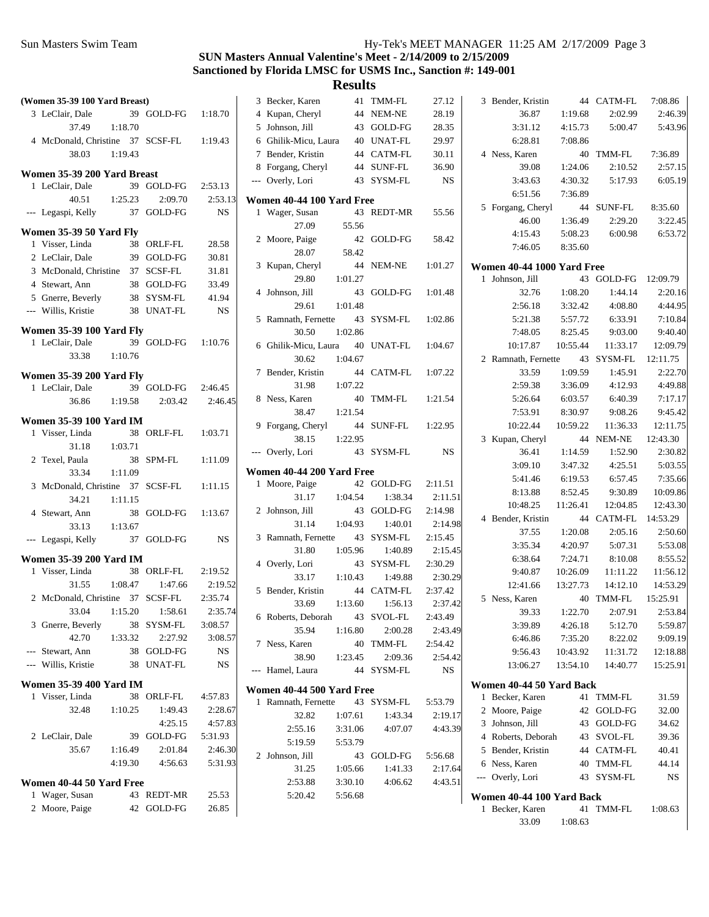**SUN Masters Annual Valentine's Meet - 2/14/2009 to 2/15/2009**

**Sanctioned by Florida LMSC for USMS Inc., Sanction #: 149-001**

## Results

### (Women 35-39 100 Yard Breast)

3 LeClair, Dale 39 GOLD-FG 1:18.70
37.49 1:18.70

4 McDonald, Christine 37 SCSF-FL 1:19.43
38.03 1:19.43

### Women 35-39 200 Yard Breast

1 LeClair, Dale 39 GOLD-FG 2:53.13
40.51 1:25.23 2:09.70 2:53.13

--- Legaspi, Kelly 37 GOLD-FG NS

### Women 35-39 50 Yard Fly

1 Visser, Linda 38 ORLF-FL 28.58
2 LeClair, Dale 39 GOLD-FG 30.81
3 McDonald, Christine 37 SCSF-FL 31.81
4 Stewart, Ann 38 GOLD-FG 33.49
5 Gnerre, Beverly 38 SYSM-FL 41.94
--- Willis, Kristie 38 UNAT-FL NS

### Women 35-39 100 Yard Fly

1 LeClair, Dale 39 GOLD-FG 1:10.76
33.38 1:10.76

### Women 35-39 200 Yard Fly

1 LeClair, Dale 39 GOLD-FG 2:46.45
36.86 1:19.58 2:03.42 2:46.45

### Women 35-39 100 Yard IM

1 Visser, Linda 38 ORLF-FL 1:03.71
31.18 1:03.71

2 Texel, Paula 38 SPM-FL 1:11.09
33.34 1:11.09

3 McDonald, Christine 37 SCSF-FL 1:11.15
34.21 1:11.15

4 Stewart, Ann 38 GOLD-FG 1:13.67
33.13 1:13.67

--- Legaspi, Kelly 37 GOLD-FG NS

### Women 35-39 200 Yard IM

1 Visser, Linda 38 ORLF-FL 2:19.52
31.55 1:08.47 1:47.66 2:19.52

2 McDonald, Christine 37 SCSF-FL 2:35.74
33.04 1:15.20 1:58.61 2:35.74

3 Gnerre, Beverly 38 SYSM-FL 3:08.57
42.70 1:33.32 2:27.92 3:08.57

--- Stewart, Ann 38 GOLD-FG NS
--- Willis, Kristie 38 UNAT-FL NS

### Women 35-39 400 Yard IM

1 Visser, Linda 38 ORLF-FL 4:57.83
32.48 1:10.25 1:49.43 2:28.67
4:25.15 4:57.83

2 LeClair, Dale 39 GOLD-FG 5:31.93
35.67 1:16.49 2:01.84 2:46.30
4:19.30 4:56.63 5:31.93

### Women 40-44 50 Yard Free

1 Wager, Susan 43 REDT-MR 25.53
2 Moore, Paige 42 GOLD-FG 26.85
3 Becker, Karen 41 TMM-FL 27.12
4 Kupan, Cheryl 44 NEM-NE 28.19
5 Johnson, Jill 43 GOLD-FG 28.35
6 Ghilik-Micu, Laura 40 UNAT-FL 29.97
7 Bender, Kristin 44 CATM-FL 30.11
8 Forgang, Cheryl 44 SUNF-FL 36.90
--- Overly, Lori 43 SYSM-FL NS

### Women 40-44 100 Yard Free

1 Wager, Susan 43 REDT-MR 55.56
27.09 55.56

2 Moore, Paige 42 GOLD-FG 58.42
28.07 58.42

3 Kupan, Cheryl 44 NEM-NE 1:01.27
29.80 1:01.27

4 Johnson, Jill 43 GOLD-FG 1:01.48
29.61 1:01.48

5 Ramnath, Fernette 43 SYSM-FL 1:02.86
30.50 1:02.86

6 Ghilik-Micu, Laura 40 UNAT-FL 1:04.67
30.62 1:04.67

7 Bender, Kristin 44 CATM-FL 1:07.22
31.98 1:07.22

8 Ness, Karen 40 TMM-FL 1:21.54
38.47 1:21.54

9 Forgang, Cheryl 44 SUNF-FL 1:22.95
38.15 1:22.95

--- Overly, Lori 43 SYSM-FL NS

### Women 40-44 200 Yard Free

1 Moore, Paige 42 GOLD-FG 2:11.51
31.17 1:04.54 1:38.34 2:11.51

2 Johnson, Jill 43 GOLD-FG 2:14.98
31.14 1:04.93 1:40.01 2:14.98

3 Ramnath, Fernette 43 SYSM-FL 2:15.45
31.80 1:05.96 1:40.89 2:15.45

4 Overly, Lori 43 SYSM-FL 2:30.29
33.17 1:10.43 1:49.88 2:30.29

5 Bender, Kristin 44 CATM-FL 2:37.42
33.69 1:13.60 1:56.13 2:37.42

6 Roberts, Deborah 43 SVOL-FL 2:43.49
35.94 1:16.80 2:00.28 2:43.49

7 Ness, Karen 40 TMM-FL 2:54.42
38.90 1:23.45 2:09.36 2:54.42

--- Hamel, Laura 44 SYSM-FL NS

### Women 40-44 500 Yard Free

1 Ramnath, Fernette 43 SYSM-FL 5:53.79
32.82 1:07.61 1:43.34 2:19.17
2:55.16 3:31.06 4:07.07 4:43.39
5:19.59 5:53.79

2 Johnson, Jill 43 GOLD-FG 5:56.68
31.25 1:05.66 1:41.33 2:17.64
2:53.88 3:30.10 4:06.62 4:43.51
5:20.42 5:56.68

3 Bender, Kristin 44 CATM-FL 7:08.86
36.87 1:19.68 2:02.99 2:46.39
3:31.12 4:15.73 5:00.47 5:43.96
6:28.81 7:08.86

4 Ness, Karen 40 TMM-FL 7:36.89
39.08 1:24.06 2:10.52 2:57.15
3:43.63 4:30.32 5:17.93 6:05.19
6:51.56 7:36.89

5 Forgang, Cheryl 44 SUNF-FL 8:35.60
46.00 1:36.49 2:29.20 3:22.45
4:15.43 5:08.23 6:00.98 6:53.72
7:46.05 8:35.60

### Women 40-44 1000 Yard Free

1 Johnson, Jill 43 GOLD-FG 12:09.79
32.76 1:08.20 1:44.14 2:20.16
2:56.18 3:32.42 4:08.80 4:44.95
5:21.38 5:57.72 6:33.91 7:10.84
7:48.05 8:25.45 9:03.00 9:40.40
10:17.87 10:55.44 11:33.17 12:09.79

2 Ramnath, Fernette 43 SYSM-FL 12:11.75
33.59 1:09.59 1:45.91 2:22.70
2:59.38 3:36.09 4:12.93 4:49.88
5:26.64 6:03.57 6:40.39 7:17.17
7:53.91 8:30.97 9:08.26 9:45.42
10:22.44 10:59.22 11:36.33 12:11.75

3 Kupan, Cheryl 44 NEM-NE 12:43.30
36.41 1:14.59 1:52.90 2:30.82
3:09.10 3:47.32 4:25.51 5:03.55
5:41.46 6:19.53 6:57.45 7:35.66
8:13.88 8:52.45 9:30.89 10:09.86
10:48.25 11:26.41 12:04.85 12:43.30

4 Bender, Kristin 44 CATM-FL 14:53.29
37.55 1:20.08 2:05.16 2:50.60
3:35.34 4:20.97 5:07.31 5:53.08
6:38.64 7:24.71 8:10.08 8:55.52
9:40.87 10:26.09 11:11.22 11:56.12
12:41.66 13:27.73 14:12.10 14:53.29

5 Ness, Karen 40 TMM-FL 15:25.91
39.33 1:22.70 2:07.91 2:53.84
3:39.89 4:26.18 5:12.70 5:59.87
6:46.86 7:35.20 8:22.02 9:09.19
9:56.43 10:43.92 11:31.72 12:18.88
13:06.27 13:54.10 14:40.77 15:25.91

### Women 40-44 50 Yard Back

1 Becker, Karen 41 TMM-FL 31.59
2 Moore, Paige 42 GOLD-FG 32.00
3 Johnson, Jill 43 GOLD-FG 34.62
4 Roberts, Deborah 43 SVOL-FL 39.36
5 Bender, Kristin 44 CATM-FL 40.41
6 Ness, Karen 40 TMM-FL 44.14
--- Overly, Lori 43 SYSM-FL NS

### Women 40-44 100 Yard Back

1 Becker, Karen 41 TMM-FL 1:08.63
33.09 1:08.63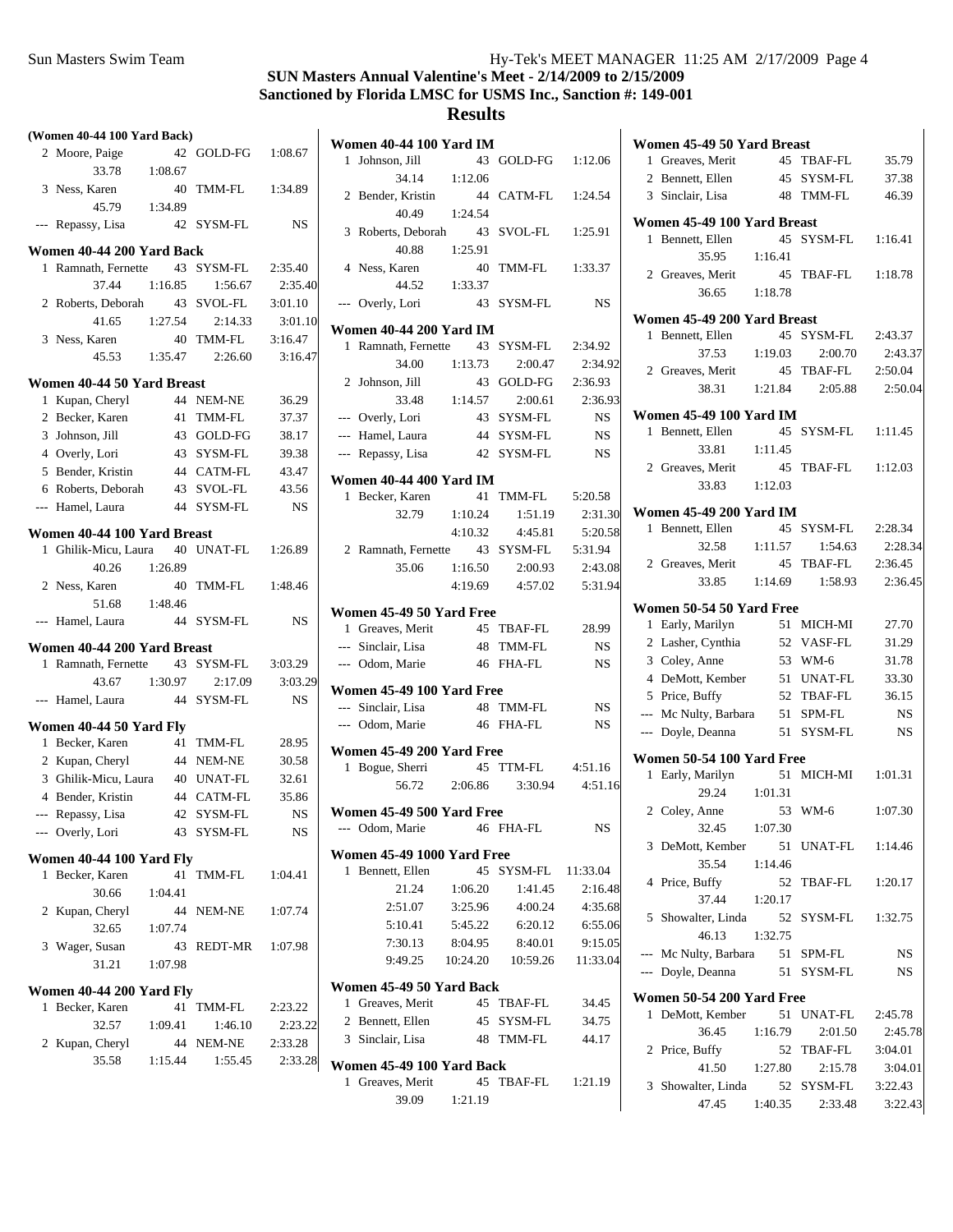## SUN Masters Annual Valentine's Meet - 2/14/2009 to 2/15/2009
## Sanctioned by Florida LMSC for USMS Inc., Sanction #: 149-001
## Results

**(Women 40-44 100 Yard Back)**

| Place | Name | Age | Team | Time |
|---|---|---|---|---|
| 2 | Moore, Paige | 42 | GOLD-FG | 1:08.67 |
| | 33.78 1:08.67 | | | |
| 3 | Ness, Karen | 40 | TMM-FL | 1:34.89 |
| | 45.79 1:34.89 | | | |
| --- | Repassy, Lisa | 42 | SYSM-FL | NS |

**Women 40-44 200 Yard Back**

| Place | Name | Age | Team | Time |
|---|---|---|---|---|
| 1 | Ramnath, Fernette | 43 | SYSM-FL | 2:35.40 |
| | 37.44 1:16.85 1:56.67 2:35.40 | | | |
| 2 | Roberts, Deborah | 43 | SVOL-FL | 3:01.10 |
| | 41.65 1:27.54 2:14.33 3:01.10 | | | |
| 3 | Ness, Karen | 40 | TMM-FL | 3:16.47 |
| | 45.53 1:35.47 2:26.60 3:16.47 | | | |

**Women 40-44 50 Yard Breast**

| Place | Name | Age | Team | Time |
|---|---|---|---|---|
| 1 | Kupan, Cheryl | 44 | NEM-NE | 36.29 |
| 2 | Becker, Karen | 41 | TMM-FL | 37.37 |
| 3 | Johnson, Jill | 43 | GOLD-FG | 38.17 |
| 4 | Overly, Lori | 43 | SYSM-FL | 39.38 |
| 5 | Bender, Kristin | 44 | CATM-FL | 43.47 |
| 6 | Roberts, Deborah | 43 | SVOL-FL | 43.56 |
| --- | Hamel, Laura | 44 | SYSM-FL | NS |

**Women 40-44 100 Yard Breast**

| Place | Name | Age | Team | Time |
|---|---|---|---|---|
| 1 | Ghilik-Micu, Laura | 40 | UNAT-FL | 1:26.89 |
| | 40.26 1:26.89 | | | |
| 2 | Ness, Karen | 40 | TMM-FL | 1:48.46 |
| | 51.68 1:48.46 | | | |
| --- | Hamel, Laura | 44 | SYSM-FL | NS |

**Women 40-44 200 Yard Breast**

| Place | Name | Age | Team | Time |
|---|---|---|---|---|
| 1 | Ramnath, Fernette | 43 | SYSM-FL | 3:03.29 |
| | 43.67 1:30.97 2:17.09 3:03.29 | | | |
| --- | Hamel, Laura | 44 | SYSM-FL | NS |

**Women 40-44 50 Yard Fly**

| Place | Name | Age | Team | Time |
|---|---|---|---|---|
| 1 | Becker, Karen | 41 | TMM-FL | 28.95 |
| 2 | Kupan, Cheryl | 44 | NEM-NE | 30.58 |
| 3 | Ghilik-Micu, Laura | 40 | UNAT-FL | 32.61 |
| 4 | Bender, Kristin | 44 | CATM-FL | 35.86 |
| --- | Repassy, Lisa | 42 | SYSM-FL | NS |
| --- | Overly, Lori | 43 | SYSM-FL | NS |

**Women 40-44 100 Yard Fly**

| Place | Name | Age | Team | Time |
|---|---|---|---|---|
| 1 | Becker, Karen | 41 | TMM-FL | 1:04.41 |
| | 30.66 1:04.41 | | | |
| 2 | Kupan, Cheryl | 44 | NEM-NE | 1:07.74 |
| | 32.65 1:07.74 | | | |
| 3 | Wager, Susan | 43 | REDT-MR | 1:07.98 |
| | 31.21 1:07.98 | | | |

**Women 40-44 200 Yard Fly**

| Place | Name | Age | Team | Time |
|---|---|---|---|---|
| 1 | Becker, Karen | 41 | TMM-FL | 2:23.22 |
| | 32.57 1:09.41 1:46.10 2:23.22 | | | |
| 2 | Kupan, Cheryl | 44 | NEM-NE | 2:33.28 |
| | 35.58 1:15.44 1:55.45 2:33.28 | | | |

**Women 40-44 100 Yard IM**

| Place | Name | Age | Team | Time |
|---|---|---|---|---|
| 1 | Johnson, Jill | 43 | GOLD-FG | 1:12.06 |
| | 34.14 1:12.06 | | | |
| 2 | Bender, Kristin | 44 | CATM-FL | 1:24.54 |
| | 40.49 1:24.54 | | | |
| 3 | Roberts, Deborah | 43 | SVOL-FL | 1:25.91 |
| | 40.88 1:25.91 | | | |
| 4 | Ness, Karen | 40 | TMM-FL | 1:33.37 |
| | 44.52 1:33.37 | | | |
| --- | Overly, Lori | 43 | SYSM-FL | NS |

**Women 40-44 200 Yard IM**

| Place | Name | Age | Team | Time |
|---|---|---|---|---|
| 1 | Ramnath, Fernette | 43 | SYSM-FL | 2:34.92 |
| | 34.00 1:13.73 2:00.47 2:34.92 | | | |
| 2 | Johnson, Jill | 43 | GOLD-FG | 2:36.93 |
| | 33.48 1:14.57 2:00.61 2:36.93 | | | |
| --- | Overly, Lori | 43 | SYSM-FL | NS |
| --- | Hamel, Laura | 44 | SYSM-FL | NS |
| --- | Repassy, Lisa | 42 | SYSM-FL | NS |

**Women 40-44 400 Yard IM**

| Place | Name | Age | Team | Time |
|---|---|---|---|---|
| 1 | Becker, Karen | 41 | TMM-FL | 5:20.58 |
| | 32.79 1:10.24 1:51.19 2:31.30 | | | |
| | 4:10.32 4:45.81 5:20.58 | | | |
| 2 | Ramnath, Fernette | 43 | SYSM-FL | 5:31.94 |
| | 35.06 1:16.50 2:00.93 2:43.08 | | | |
| | 4:19.69 4:57.02 5:31.94 | | | |

**Women 45-49 50 Yard Free**

| Place | Name | Age | Team | Time |
|---|---|---|---|---|
| 1 | Greaves, Merit | 45 | TBAF-FL | 28.99 |
| --- | Sinclair, Lisa | 48 | TMM-FL | NS |
| --- | Odom, Marie | 46 | FHA-FL | NS |

**Women 45-49 100 Yard Free**

| Place | Name | Age | Team | Time |
|---|---|---|---|---|
| --- | Sinclair, Lisa | 48 | TMM-FL | NS |
| --- | Odom, Marie | 46 | FHA-FL | NS |

**Women 45-49 200 Yard Free**

| Place | Name | Age | Team | Time |
|---|---|---|---|---|
| 1 | Bogue, Sherri | 45 | TTM-FL | 4:51.16 |
| | 56.72 2:06.86 3:30.94 4:51.16 | | | |

**Women 45-49 500 Yard Free**

| Place | Name | Age | Team | Time |
|---|---|---|---|---|
| --- | Odom, Marie | 46 | FHA-FL | NS |

**Women 45-49 1000 Yard Free**

| Place | Name | Age | Team | Time |
|---|---|---|---|---|
| 1 | Bennett, Ellen | 45 | SYSM-FL | 11:33.04 |
| | 21.24 1:06.20 1:41.45 2:16.48 | | | |
| | 2:51.07 3:25.96 4:00.24 4:35.68 | | | |
| | 5:10.41 5:45.22 6:20.12 6:55.06 | | | |
| | 7:30.13 8:04.95 8:40.01 9:15.05 | | | |
| | 9:49.25 10:24.20 10:59.26 11:33.04 | | | |

**Women 45-49 50 Yard Back**

| Place | Name | Age | Team | Time |
|---|---|---|---|---|
| 1 | Greaves, Merit | 45 | TBAF-FL | 34.45 |
| 2 | Bennett, Ellen | 45 | SYSM-FL | 34.75 |
| 3 | Sinclair, Lisa | 48 | TMM-FL | 44.17 |

**Women 45-49 100 Yard Back**

| Place | Name | Age | Team | Time |
|---|---|---|---|---|
| 1 | Greaves, Merit | 45 | TBAF-FL | 1:21.19 |
| | 39.09 1:21.19 | | | |

**Women 45-49 50 Yard Breast**

| Place | Name | Age | Team | Time |
|---|---|---|---|---|
| 1 | Greaves, Merit | 45 | TBAF-FL | 35.79 |
| 2 | Bennett, Ellen | 45 | SYSM-FL | 37.38 |
| 3 | Sinclair, Lisa | 48 | TMM-FL | 46.39 |

**Women 45-49 100 Yard Breast**

| Place | Name | Age | Team | Time |
|---|---|---|---|---|
| 1 | Bennett, Ellen | 45 | SYSM-FL | 1:16.41 |
| | 35.95 1:16.41 | | | |
| 2 | Greaves, Merit | 45 | TBAF-FL | 1:18.78 |
| | 36.65 1:18.78 | | | |

**Women 45-49 200 Yard Breast**

| Place | Name | Age | Team | Time |
|---|---|---|---|---|
| 1 | Bennett, Ellen | 45 | SYSM-FL | 2:43.37 |
| | 37.53 1:19.03 2:00.70 2:43.37 | | | |
| 2 | Greaves, Merit | 45 | TBAF-FL | 2:50.04 |
| | 38.31 1:21.84 2:05.88 2:50.04 | | | |

**Women 45-49 100 Yard IM**

| Place | Name | Age | Team | Time |
|---|---|---|---|---|
| 1 | Bennett, Ellen | 45 | SYSM-FL | 1:11.45 |
| | 33.81 1:11.45 | | | |
| 2 | Greaves, Merit | 45 | TBAF-FL | 1:12.03 |
| | 33.83 1:12.03 | | | |

**Women 45-49 200 Yard IM**

| Place | Name | Age | Team | Time |
|---|---|---|---|---|
| 1 | Bennett, Ellen | 45 | SYSM-FL | 2:28.34 |
| | 32.58 1:11.57 1:54.63 2:28.34 | | | |
| 2 | Greaves, Merit | 45 | TBAF-FL | 2:36.45 |
| | 33.85 1:14.69 1:58.93 2:36.45 | | | |

**Women 50-54 50 Yard Free**

| Place | Name | Age | Team | Time |
|---|---|---|---|---|
| 1 | Early, Marilyn | 51 | MICH-MI | 27.70 |
| 2 | Lasher, Cynthia | 52 | VASF-FL | 31.29 |
| 3 | Coley, Anne | 53 | WM-6 | 31.78 |
| 4 | DeMott, Kember | 51 | UNAT-FL | 33.30 |
| 5 | Price, Buffy | 52 | TBAF-FL | 36.15 |
| --- | Mc Nulty, Barbara | 51 | SPM-FL | NS |
| --- | Doyle, Deanna | 51 | SYSM-FL | NS |

**Women 50-54 100 Yard Free**

| Place | Name | Age | Team | Time |
|---|---|---|---|---|
| 1 | Early, Marilyn | 51 | MICH-MI | 1:01.31 |
| | 29.24 1:01.31 | | | |
| 2 | Coley, Anne | 53 | WM-6 | 1:07.30 |
| | 32.45 1:07.30 | | | |
| 3 | DeMott, Kember | 51 | UNAT-FL | 1:14.46 |
| | 35.54 1:14.46 | | | |
| 4 | Price, Buffy | 52 | TBAF-FL | 1:20.17 |
| | 37.44 1:20.17 | | | |
| 5 | Showalter, Linda | 52 | SYSM-FL | 1:32.75 |
| | 46.13 1:32.75 | | | |
| --- | Mc Nulty, Barbara | 51 | SPM-FL | NS |
| --- | Doyle, Deanna | 51 | SYSM-FL | NS |

**Women 50-54 200 Yard Free**

| Place | Name | Age | Team | Time |
|---|---|---|---|---|
| 1 | DeMott, Kember | 51 | UNAT-FL | 2:45.78 |
| | 36.45 1:16.79 2:01.50 2:45.78 | | | |
| 2 | Price, Buffy | 52 | TBAF-FL | 3:04.01 |
| | 41.50 1:27.80 2:15.78 3:04.01 | | | |
| 3 | Showalter, Linda | 52 | SYSM-FL | 3:22.43 |
| | 47.45 1:40.35 2:33.48 3:22.43 | | | |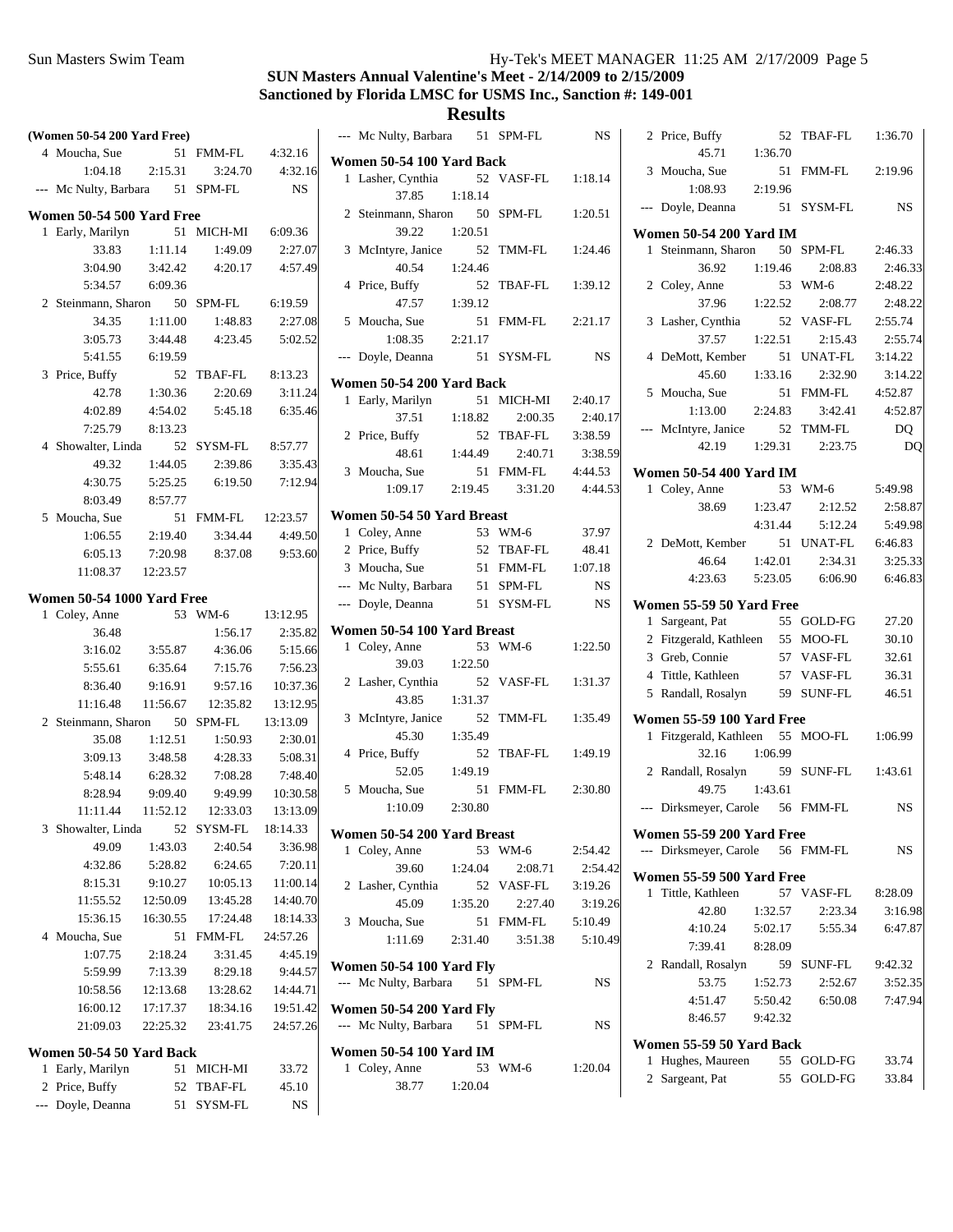# SUN Masters Annual Valentine's Meet - 2/14/2009 to 2/15/2009

## Sanctioned by Florida LMSC for USMS Inc., Sanction #: 149-001

## Results

### (Women 50-54 200 Yard Free)

| Place | Name | Age | Team | Time |
|---|---|---|---|---|
| 4 | Moucha, Sue | 51 | FMM-FL | 4:32.16 |
| | 1:04.18 2:15.31 3:24.70 4:32.16 | | | |
| --- | Mc Nulty, Barbara | 51 | SPM-FL | NS |

### Women 50-54 500 Yard Free

| Place | Name | Age | Team | Time |
|---|---|---|---|---|
| 1 | Early, Marilyn | 51 | MICH-MI | 6:09.36 |
| | 33.83 1:11.14 1:49.09 2:27.07 3:04.90 3:42.42 4:20.17 4:57.49 5:34.57 6:09.36 | | | |
| 2 | Steinmann, Sharon | 50 | SPM-FL | 6:19.59 |
| | 34.35 1:11.00 1:48.83 2:27.08 3:05.73 3:44.48 4:23.45 5:02.52 5:41.55 6:19.59 | | | |
| 3 | Price, Buffy | 52 | TBAF-FL | 8:13.23 |
| | 42.78 1:30.36 2:20.69 3:11.24 4:02.89 4:54.02 5:45.18 6:35.46 7:25.79 8:13.23 | | | |
| 4 | Showalter, Linda | 52 | SYSM-FL | 8:57.77 |
| | 49.32 1:44.05 2:39.86 3:35.43 4:30.75 5:25.25 6:19.50 7:12.94 8:03.49 8:57.77 | | | |
| 5 | Moucha, Sue | 51 | FMM-FL | 12:23.57 |
| | 1:06.55 2:19.40 3:34.44 4:49.50 6:05.13 7:20.98 8:37.08 9:53.60 11:08.37 12:23.57 | | | |

### Women 50-54 1000 Yard Free

| Place | Name | Age | Team | Time |
|---|---|---|---|---|
| 1 | Coley, Anne | 53 | WM-6 | 13:12.95 |
| | 36.48 1:56.17 2:35.82 3:16.02 3:55.87 4:36.06 5:15.66 5:55.61 6:35.64 7:15.76 7:56.23 8:36.40 9:16.91 9:57.16 10:37.36 11:16.48 11:56.67 12:35.82 13:12.95 | | | |
| 2 | Steinmann, Sharon | 50 | SPM-FL | 13:13.09 |
| | 35.08 1:12.51 1:50.93 2:30.01 3:09.13 3:48.58 4:28.33 5:08.31 5:48.14 6:28.32 7:08.28 7:48.40 8:28.94 9:09.40 9:49.99 10:30.58 11:11.44 11:52.12 12:33.03 13:13.09 | | | |
| 3 | Showalter, Linda | 52 | SYSM-FL | 18:14.33 |
| | 49.09 1:43.03 2:40.54 3:36.98 4:32.86 5:28.82 6:24.65 7:20.11 8:15.31 9:10.27 10:05.13 11:00.14 11:55.52 12:50.09 13:45.28 14:40.70 15:36.15 16:30.55 17:24.48 18:14.33 | | | |
| 4 | Moucha, Sue | 51 | FMM-FL | 24:57.26 |
| | 1:07.75 2:18.24 3:31.45 4:45.19 5:59.99 7:13.39 8:29.18 9:44.57 10:58.56 12:13.68 13:28.62 14:44.71 16:00.12 17:17.37 18:34.16 19:51.42 21:09.03 22:25.32 23:41.75 24:57.26 | | | |

### Women 50-54 50 Yard Back

| Place | Name | Age | Team | Time |
|---|---|---|---|---|
| 1 | Early, Marilyn | 51 | MICH-MI | 33.72 |
| 2 | Price, Buffy | 52 | TBAF-FL | 45.10 |
| --- | Doyle, Deanna | 51 | SYSM-FL | NS |
| --- | Mc Nulty, Barbara | 51 | SPM-FL | NS |

### Women 50-54 100 Yard Back

| Place | Name | Age | Team | Time |
|---|---|---|---|---|
| 1 | Lasher, Cynthia | 52 | VASF-FL | 1:18.14 |
| | 37.85 1:18.14 | | | |
| 2 | Steinmann, Sharon | 50 | SPM-FL | 1:20.51 |
| | 39.22 1:20.51 | | | |
| 3 | McIntyre, Janice | 52 | TMM-FL | 1:24.46 |
| | 40.54 1:24.46 | | | |
| 4 | Price, Buffy | 52 | TBAF-FL | 1:39.12 |
| | 47.57 1:39.12 | | | |
| 5 | Moucha, Sue | 51 | FMM-FL | 2:21.17 |
| | 1:08.35 2:21.17 | | | |
| --- | Doyle, Deanna | 51 | SYSM-FL | NS |

### Women 50-54 200 Yard Back

| Place | Name | Age | Team | Time |
|---|---|---|---|---|
| 1 | Early, Marilyn | 51 | MICH-MI | 2:40.17 |
| | 37.51 1:18.82 2:00.35 2:40.17 | | | |
| 2 | Price, Buffy | 52 | TBAF-FL | 3:38.59 |
| | 48.61 1:44.49 2:40.71 3:38.59 | | | |
| 3 | Moucha, Sue | 51 | FMM-FL | 4:44.53 |
| | 1:09.17 2:19.45 3:31.20 4:44.53 | | | |

### Women 50-54 50 Yard Breast

| Place | Name | Age | Team | Time |
|---|---|---|---|---|
| 1 | Coley, Anne | 53 | WM-6 | 37.97 |
| 2 | Price, Buffy | 52 | TBAF-FL | 48.41 |
| 3 | Moucha, Sue | 51 | FMM-FL | 1:07.18 |
| --- | Mc Nulty, Barbara | 51 | SPM-FL | NS |
| --- | Doyle, Deanna | 51 | SYSM-FL | NS |

### Women 50-54 100 Yard Breast

| Place | Name | Age | Team | Time |
|---|---|---|---|---|
| 1 | Coley, Anne | 53 | WM-6 | 1:22.50 |
| | 39.03 1:22.50 | | | |
| 2 | Lasher, Cynthia | 52 | VASF-FL | 1:31.37 |
| | 43.85 1:31.37 | | | |
| 3 | McIntyre, Janice | 52 | TMM-FL | 1:35.49 |
| | 45.30 1:35.49 | | | |
| 4 | Price, Buffy | 52 | TBAF-FL | 1:49.19 |
| | 52.05 1:49.19 | | | |
| 5 | Moucha, Sue | 51 | FMM-FL | 2:30.80 |
| | 1:10.09 2:30.80 | | | |

### Women 50-54 200 Yard Breast

| Place | Name | Age | Team | Time |
|---|---|---|---|---|
| 1 | Coley, Anne | 53 | WM-6 | 2:54.42 |
| | 39.60 1:24.04 2:08.71 2:54.42 | | | |
| 2 | Lasher, Cynthia | 52 | VASF-FL | 3:19.26 |
| | 45.09 1:35.20 2:27.40 3:19.26 | | | |
| 3 | Moucha, Sue | 51 | FMM-FL | 5:10.49 |
| | 1:11.69 2:31.40 3:51.38 5:10.49 | | | |

### Women 50-54 100 Yard Fly

| Place | Name | Age | Team | Time |
|---|---|---|---|---|
| --- | Mc Nulty, Barbara | 51 | SPM-FL | NS |

### Women 50-54 200 Yard Fly

| Place | Name | Age | Team | Time |
|---|---|---|---|---|
| --- | Mc Nulty, Barbara | 51 | SPM-FL | NS |

### Women 50-54 100 Yard IM

| Place | Name | Age | Team | Time |
|---|---|---|---|---|
| 1 | Coley, Anne | 53 | WM-6 | 1:20.04 |
| | 38.77 1:20.04 | | | |
| 2 | Price, Buffy | 52 | TBAF-FL | 1:36.70 |
| | 45.71 1:36.70 | | | |
| 3 | Moucha, Sue | 51 | FMM-FL | 2:19.96 |
| | 1:08.93 2:19.96 | | | |
| --- | Doyle, Deanna | 51 | SYSM-FL | NS |

### Women 50-54 200 Yard IM

| Place | Name | Age | Team | Time |
|---|---|---|---|---|
| 1 | Steinmann, Sharon | 50 | SPM-FL | 2:46.33 |
| | 36.92 1:19.46 2:08.83 2:46.33 | | | |
| 2 | Coley, Anne | 53 | WM-6 | 2:48.22 |
| | 37.96 1:22.52 2:08.77 2:48.22 | | | |
| 3 | Lasher, Cynthia | 52 | VASF-FL | 2:55.74 |
| | 37.57 1:22.51 2:15.43 2:55.74 | | | |
| 4 | DeMott, Kember | 51 | UNAT-FL | 3:14.22 |
| | 45.60 1:33.16 2:32.90 3:14.22 | | | |
| 5 | Moucha, Sue | 51 | FMM-FL | 4:52.87 |
| | 1:13.00 2:24.83 3:42.41 4:52.87 | | | |
| --- | McIntyre, Janice | 52 | TMM-FL | DQ |
| | 42.19 1:29.31 2:23.75 DQ | | | |

### Women 50-54 400 Yard IM

| Place | Name | Age | Team | Time |
|---|---|---|---|---|
| 1 | Coley, Anne | 53 | WM-6 | 5:49.98 |
| | 38.69 1:23.47 2:12.52 2:58.87 4:31.44 5:12.24 5:49.98 | | | |
| 2 | DeMott, Kember | 51 | UNAT-FL | 6:46.83 |
| | 46.64 1:42.01 2:34.31 3:25.33 4:23.63 5:23.05 6:06.90 6:46.83 | | | |

### Women 55-59 50 Yard Free

| Place | Name | Age | Team | Time |
|---|---|---|---|---|
| 1 | Sargeant, Pat | 55 | GOLD-FG | 27.20 |
| 2 | Fitzgerald, Kathleen | 55 | MOO-FL | 30.10 |
| 3 | Greb, Connie | 57 | VASF-FL | 32.61 |
| 4 | Tittle, Kathleen | 57 | VASF-FL | 36.31 |
| 5 | Randall, Rosalyn | 59 | SUNF-FL | 46.51 |

### Women 55-59 100 Yard Free

| Place | Name | Age | Team | Time |
|---|---|---|---|---|
| 1 | Fitzgerald, Kathleen | 55 | MOO-FL | 1:06.99 |
| | 32.16 1:06.99 | | | |
| 2 | Randall, Rosalyn | 59 | SUNF-FL | 1:43.61 |
| | 49.75 1:43.61 | | | |
| --- | Dirksmeyer, Carole | 56 | FMM-FL | NS |

### Women 55-59 200 Yard Free

| Place | Name | Age | Team | Time |
|---|---|---|---|---|
| --- | Dirksmeyer, Carole | 56 | FMM-FL | NS |

### Women 55-59 500 Yard Free

| Place | Name | Age | Team | Time |
|---|---|---|---|---|
| 1 | Tittle, Kathleen | 57 | VASF-FL | 8:28.09 |
| | 42.80 1:32.57 2:23.34 3:16.98 4:10.24 5:02.17 5:55.34 6:47.87 7:39.41 8:28.09 | | | |
| 2 | Randall, Rosalyn | 59 | SUNF-FL | 9:42.32 |
| | 53.75 1:52.73 2:52.67 3:52.35 4:51.47 5:50.42 6:50.08 7:47.94 8:46.57 9:42.32 | | | |

### Women 55-59 50 Yard Back

| Place | Name | Age | Team | Time |
|---|---|---|---|---|
| 1 | Hughes, Maureen | 55 | GOLD-FG | 33.74 |
| 2 | Sargeant, Pat | 55 | GOLD-FG | 33.84 |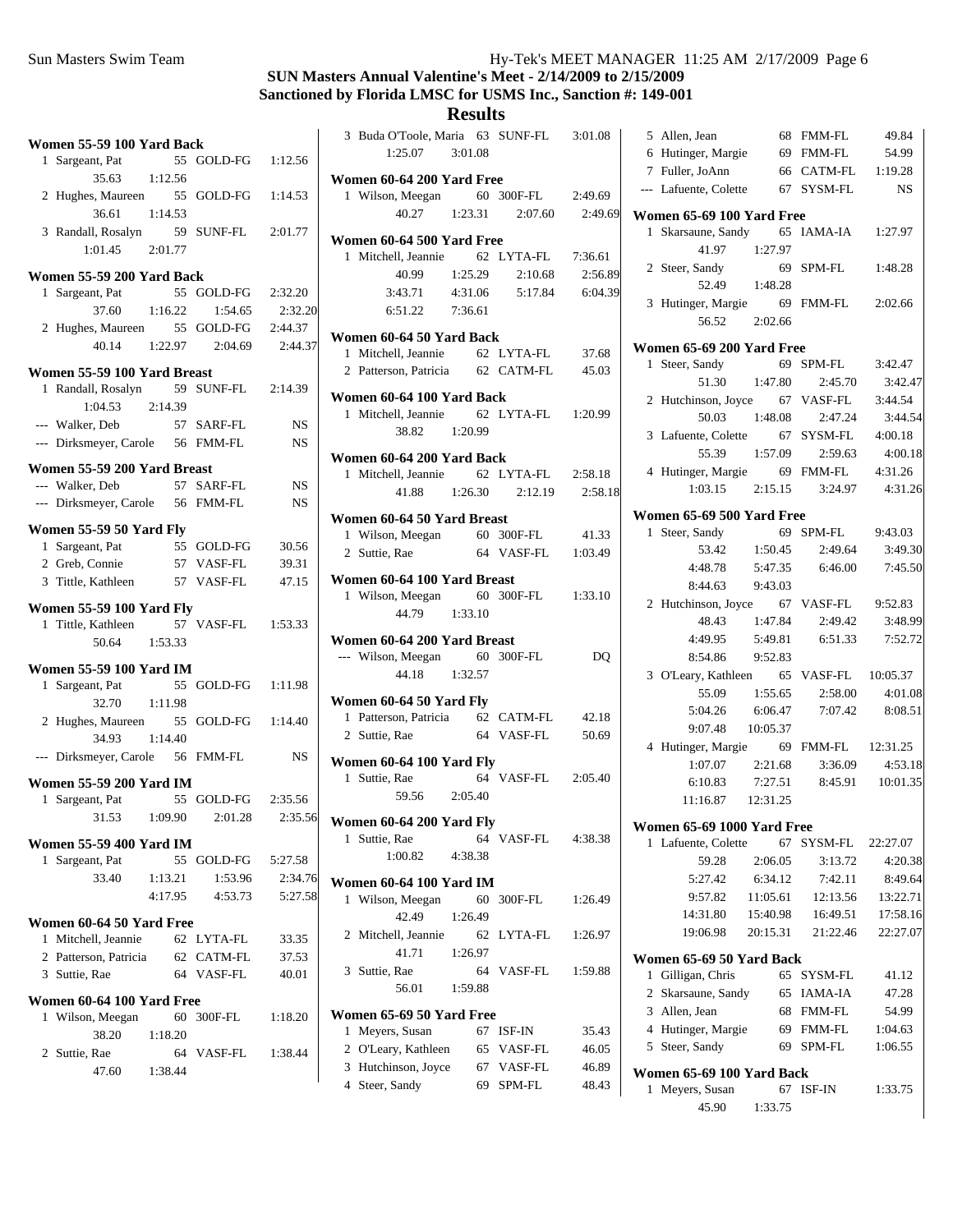# SUN Masters Annual Valentine's Meet - 2/14/2009 to 2/15/2009

## Sanctioned by Florida LMSC for USMS Inc., Sanction #: 149-001

## Results

### Women 55-59 100 Yard Back

| Place | Name | Age | Team | Time |
|---|---|---|---|---|
| 1 | Sargeant, Pat | 55 | GOLD-FG | 1:12.56 |
| | 35.63 1:12.56 | | | |
| 2 | Hughes, Maureen | 55 | GOLD-FG | 1:14.53 |
| | 36.61 1:14.53 | | | |
| 3 | Randall, Rosalyn | 59 | SUNF-FL | 2:01.77 |
| | 1:01.45 2:01.77 | | | |

### Women 55-59 200 Yard Back

| Place | Name | Age | Team | Time |
|---|---|---|---|---|
| 1 | Sargeant, Pat | 55 | GOLD-FG | 2:32.20 |
| | 37.60 1:16.22 1:54.65 2:32.20 | | | |
| 2 | Hughes, Maureen | 55 | GOLD-FG | 2:44.37 |
| | 40.14 1:22.97 2:04.69 2:44.37 | | | |

### Women 55-59 100 Yard Breast

| Place | Name | Age | Team | Time |
|---|---|---|---|---|
| 1 | Randall, Rosalyn | 59 | SUNF-FL | 2:14.39 |
| | 1:04.53 2:14.39 | | | |
| --- | Walker, Deb | 57 | SARF-FL | NS |
| --- | Dirksmeyer, Carole | 56 | FMM-FL | NS |

### Women 55-59 200 Yard Breast

| Place | Name | Age | Team | Time |
|---|---|---|---|---|
| --- | Walker, Deb | 57 | SARF-FL | NS |
| --- | Dirksmeyer, Carole | 56 | FMM-FL | NS |

### Women 55-59 50 Yard Fly

| Place | Name | Age | Team | Time |
|---|---|---|---|---|
| 1 | Sargeant, Pat | 55 | GOLD-FG | 30.56 |
| 2 | Greb, Connie | 57 | VASF-FL | 39.31 |
| 3 | Tittle, Kathleen | 57 | VASF-FL | 47.15 |

### Women 55-59 100 Yard Fly

| Place | Name | Age | Team | Time |
|---|---|---|---|---|
| 1 | Tittle, Kathleen | 57 | VASF-FL | 1:53.33 |
| | 50.64 1:53.33 | | | |

### Women 55-59 100 Yard IM

| Place | Name | Age | Team | Time |
|---|---|---|---|---|
| 1 | Sargeant, Pat | 55 | GOLD-FG | 1:11.98 |
| | 32.70 1:11.98 | | | |
| 2 | Hughes, Maureen | 55 | GOLD-FG | 1:14.40 |
| | 34.93 1:14.40 | | | |
| --- | Dirksmeyer, Carole | 56 | FMM-FL | NS |

### Women 55-59 200 Yard IM

| Place | Name | Age | Team | Time |
|---|---|---|---|---|
| 1 | Sargeant, Pat | 55 | GOLD-FG | 2:35.56 |
| | 31.53 1:09.90 2:01.28 2:35.56 | | | |

### Women 55-59 400 Yard IM

| Place | Name | Age | Team | Time |
|---|---|---|---|---|
| 1 | Sargeant, Pat | 55 | GOLD-FG | 5:27.58 |
| | 33.40 1:13.21 1:53.96 2:34.76 | | | |
| | 4:17.95 4:53.73 5:27.58 | | | |

### Women 60-64 50 Yard Free

| Place | Name | Age | Team | Time |
|---|---|---|---|---|
| 1 | Mitchell, Jeannie | 62 | LYTA-FL | 33.35 |
| 2 | Patterson, Patricia | 62 | CATM-FL | 37.53 |
| 3 | Suttie, Rae | 64 | VASF-FL | 40.01 |

### Women 60-64 100 Yard Free

| Place | Name | Age | Team | Time |
|---|---|---|---|---|
| 1 | Wilson, Meegan | 60 | 300F-FL | 1:18.20 |
| | 38.20 1:18.20 | | | |
| 2 | Suttie, Rae | 64 | VASF-FL | 1:38.44 |
| | 47.60 1:38.44 | | | |
| 3 | Buda O'Toole, Maria | 63 | SUNF-FL | 3:01.08 |
| | 1:25.07 3:01.08 | | | |

### Women 60-64 200 Yard Free

| Place | Name | Age | Team | Time |
|---|---|---|---|---|
| 1 | Wilson, Meegan | 60 | 300F-FL | 2:49.69 |
| | 40.27 1:23.31 2:07.60 2:49.69 | | | |

### Women 60-64 500 Yard Free

| Place | Name | Age | Team | Time |
|---|---|---|---|---|
| 1 | Mitchell, Jeannie | 62 | LYTA-FL | 7:36.61 |
| | 40.99 1:25.29 2:10.68 2:56.89 | | | |
| | 3:43.71 4:31.06 5:17.84 6:04.39 | | | |
| | 6:51.22 7:36.61 | | | |

### Women 60-64 50 Yard Back

| Place | Name | Age | Team | Time |
|---|---|---|---|---|
| 1 | Mitchell, Jeannie | 62 | LYTA-FL | 37.68 |
| 2 | Patterson, Patricia | 62 | CATM-FL | 45.03 |

### Women 60-64 100 Yard Back

| Place | Name | Age | Team | Time |
|---|---|---|---|---|
| 1 | Mitchell, Jeannie | 62 | LYTA-FL | 1:20.99 |
| | 38.82 1:20.99 | | | |

### Women 60-64 200 Yard Back

| Place | Name | Age | Team | Time |
|---|---|---|---|---|
| 1 | Mitchell, Jeannie | 62 | LYTA-FL | 2:58.18 |
| | 41.88 1:26.30 2:12.19 2:58.18 | | | |

### Women 60-64 50 Yard Breast

| Place | Name | Age | Team | Time |
|---|---|---|---|---|
| 1 | Wilson, Meegan | 60 | 300F-FL | 41.33 |
| 2 | Suttie, Rae | 64 | VASF-FL | 1:03.49 |

### Women 60-64 100 Yard Breast

| Place | Name | Age | Team | Time |
|---|---|---|---|---|
| 1 | Wilson, Meegan | 60 | 300F-FL | 1:33.10 |
| | 44.79 1:33.10 | | | |

### Women 60-64 200 Yard Breast

| Place | Name | Age | Team | Time |
|---|---|---|---|---|
| --- | Wilson, Meegan | 60 | 300F-FL | DQ |
| | 44.18 1:32.57 | | | |

### Women 60-64 50 Yard Fly

| Place | Name | Age | Team | Time |
|---|---|---|---|---|
| 1 | Patterson, Patricia | 62 | CATM-FL | 42.18 |
| 2 | Suttie, Rae | 64 | VASF-FL | 50.69 |

### Women 60-64 100 Yard Fly

| Place | Name | Age | Team | Time |
|---|---|---|---|---|
| 1 | Suttie, Rae | 64 | VASF-FL | 2:05.40 |
| | 59.56 2:05.40 | | | |

### Women 60-64 200 Yard Fly

| Place | Name | Age | Team | Time |
|---|---|---|---|---|
| 1 | Suttie, Rae | 64 | VASF-FL | 4:38.38 |
| | 1:00.82 4:38.38 | | | |

### Women 60-64 100 Yard IM

| Place | Name | Age | Team | Time |
|---|---|---|---|---|
| 1 | Wilson, Meegan | 60 | 300F-FL | 1:26.49 |
| | 42.49 1:26.49 | | | |
| 2 | Mitchell, Jeannie | 62 | LYTA-FL | 1:26.97 |
| | 41.71 1:26.97 | | | |
| 3 | Suttie, Rae | 64 | VASF-FL | 1:59.88 |
| | 56.01 1:59.88 | | | |

### Women 65-69 50 Yard Free

| Place | Name | Age | Team | Time |
|---|---|---|---|---|
| 1 | Meyers, Susan | 67 | ISF-IN | 35.43 |
| 2 | O'Leary, Kathleen | 65 | VASF-FL | 46.05 |
| 3 | Hutchinson, Joyce | 67 | VASF-FL | 46.89 |
| 4 | Steer, Sandy | 69 | SPM-FL | 48.43 |
| 5 | Allen, Jean | 68 | FMM-FL | 49.84 |
| 6 | Hutinger, Margie | 69 | FMM-FL | 54.99 |
| 7 | Fuller, JoAnn | 66 | CATM-FL | 1:19.28 |
| --- | Lafuente, Colette | 67 | SYSM-FL | NS |

### Women 65-69 100 Yard Free

| Place | Name | Age | Team | Time |
|---|---|---|---|---|
| 1 | Skarsaune, Sandy | 65 | IAMA-IA | 1:27.97 |
| | 41.97 1:27.97 | | | |
| 2 | Steer, Sandy | 69 | SPM-FL | 1:48.28 |
| | 52.49 1:48.28 | | | |
| 3 | Hutinger, Margie | 69 | FMM-FL | 2:02.66 |
| | 56.52 2:02.66 | | | |

### Women 65-69 200 Yard Free

| Place | Name | Age | Team | Time |
|---|---|---|---|---|
| 1 | Steer, Sandy | 69 | SPM-FL | 3:42.47 |
| | 51.30 1:47.80 2:45.70 3:42.47 | | | |
| 2 | Hutchinson, Joyce | 67 | VASF-FL | 3:44.54 |
| | 50.03 1:48.08 2:47.24 3:44.54 | | | |
| 3 | Lafuente, Colette | 67 | SYSM-FL | 4:00.18 |
| | 55.39 1:57.09 2:59.63 4:00.18 | | | |
| 4 | Hutinger, Margie | 69 | FMM-FL | 4:31.26 |
| | 1:03.15 2:15.15 3:24.97 4:31.26 | | | |

### Women 65-69 500 Yard Free

| Place | Name | Age | Team | Time |
|---|---|---|---|---|
| 1 | Steer, Sandy | 69 | SPM-FL | 9:43.03 |
| | 53.42 1:50.45 2:49.64 3:49.30 | | | |
| | 4:48.78 5:47.35 6:46.00 7:45.50 | | | |
| | 8:44.63 9:43.03 | | | |
| 2 | Hutchinson, Joyce | 67 | VASF-FL | 9:52.83 |
| | 48.43 1:47.84 2:49.42 3:48.99 | | | |
| | 4:49.95 5:49.81 6:51.33 7:52.72 | | | |
| | 8:54.86 9:52.83 | | | |
| 3 | O'Leary, Kathleen | 65 | VASF-FL | 10:05.37 |
| | 55.09 1:55.65 2:58.00 4:01.08 | | | |
| | 5:04.26 6:06.47 7:07.42 8:08.51 | | | |
| | 9:07.48 10:05.37 | | | |
| 4 | Hutinger, Margie | 69 | FMM-FL | 12:31.25 |
| | 1:07.07 2:21.68 3:36.09 4:53.18 | | | |
| | 6:10.83 7:27.51 8:45.91 10:01.35 | | | |
| | 11:16.87 12:31.25 | | | |

### Women 65-69 1000 Yard Free

| Place | Name | Age | Team | Time |
|---|---|---|---|---|
| 1 | Lafuente, Colette | 67 | SYSM-FL | 22:27.07 |
| | 59.28 2:06.05 3:13.72 4:20.38 | | | |
| | 5:27.42 6:34.12 7:42.11 8:49.64 | | | |
| | 9:57.82 11:05.61 12:13.56 13:22.71 | | | |
| | 14:31.80 15:40.98 16:49.51 17:58.16 | | | |
| | 19:06.98 20:15.31 21:22.46 22:27.07 | | | |

### Women 65-69 50 Yard Back

| Place | Name | Age | Team | Time |
|---|---|---|---|---|
| 1 | Gilligan, Chris | 65 | SYSM-FL | 41.12 |
| 2 | Skarsaune, Sandy | 65 | IAMA-IA | 47.28 |
| 3 | Allen, Jean | 68 | FMM-FL | 54.99 |
| 4 | Hutinger, Margie | 69 | FMM-FL | 1:04.63 |
| 5 | Steer, Sandy | 69 | SPM-FL | 1:06.55 |

### Women 65-69 100 Yard Back

| Place | Name | Age | Team | Time |
|---|---|---|---|---|
| 1 | Meyers, Susan | 67 | ISF-IN | 1:33.75 |
| | 45.90 1:33.75 | | | |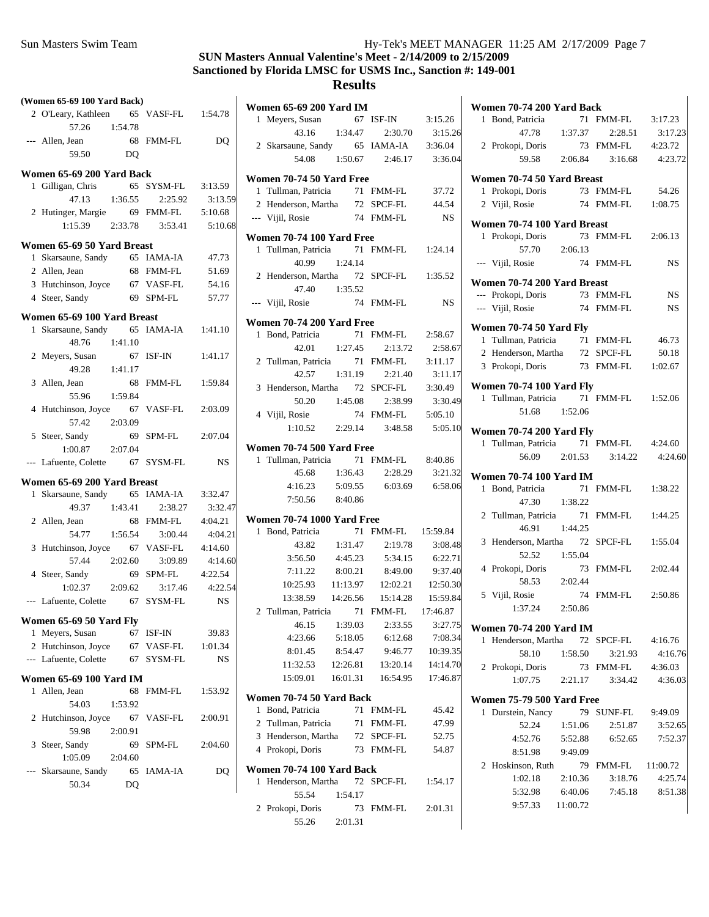## SUN Masters Annual Valentine's Meet - 2/14/2009 to 2/15/2009

## Sanctioned by Florida LMSC for USMS Inc., Sanction #: 149-001

## Results

### (Women 65-69 100 Yard Back)

| Place | Name | Age | Team | Time |
|---|---|---|---|---|
| 2 | O'Leary, Kathleen | 65 | VASF-FL | 1:54.78 |
| | 57.26 | 1:54.78 | | |
| --- | Allen, Jean | 68 | FMM-FL | DQ |
| | 59.50 | DQ | | |

### Women 65-69 200 Yard Back

| Place | Name | Age | Team | Time |
|---|---|---|---|---|
| 1 | Gilligan, Chris | 65 | SYSM-FL | 3:13.59 |
| | 47.13 | 1:36.55 | 2:25.92 | 3:13.59 |
| 2 | Hutinger, Margie | 69 | FMM-FL | 5:10.68 |
| | 1:15.39 | 2:33.78 | 3:53.41 | 5:10.68 |

### Women 65-69 50 Yard Breast

| Place | Name | Age | Team | Time |
|---|---|---|---|---|
| 1 | Skarsaune, Sandy | 65 | IAMA-IA | 47.73 |
| 2 | Allen, Jean | 68 | FMM-FL | 51.69 |
| 3 | Hutchinson, Joyce | 67 | VASF-FL | 54.16 |
| 4 | Steer, Sandy | 69 | SPM-FL | 57.77 |

### Women 65-69 100 Yard Breast

| Place | Name | Age | Team | Time |
|---|---|---|---|---|
| 1 | Skarsaune, Sandy | 65 | IAMA-IA | 1:41.10 |
| | 48.76 | 1:41.10 | | |
| 2 | Meyers, Susan | 67 | ISF-IN | 1:41.17 |
| | 49.28 | 1:41.17 | | |
| 3 | Allen, Jean | 68 | FMM-FL | 1:59.84 |
| | 55.96 | 1:59.84 | | |
| 4 | Hutchinson, Joyce | 67 | VASF-FL | 2:03.09 |
| | 57.42 | 2:03.09 | | |
| 5 | Steer, Sandy | 69 | SPM-FL | 2:07.04 |
| | 1:00.87 | 2:07.04 | | |
| --- | Lafuente, Colette | 67 | SYSM-FL | NS |

### Women 65-69 200 Yard Breast

| Place | Name | Age | Team | Time |
|---|---|---|---|---|
| 1 | Skarsaune, Sandy | 65 | IAMA-IA | 3:32.47 |
| | 49.37 | 1:43.41 | 2:38.27 | 3:32.47 |
| 2 | Allen, Jean | 68 | FMM-FL | 4:04.21 |
| | 54.77 | 1:56.54 | 3:00.44 | 4:04.21 |
| 3 | Hutchinson, Joyce | 67 | VASF-FL | 4:14.60 |
| | 57.44 | 2:02.60 | 3:09.89 | 4:14.60 |
| 4 | Steer, Sandy | 69 | SPM-FL | 4:22.54 |
| | 1:02.37 | 2:09.62 | 3:17.46 | 4:22.54 |
| --- | Lafuente, Colette | 67 | SYSM-FL | NS |

### Women 65-69 50 Yard Fly

| Place | Name | Age | Team | Time |
|---|---|---|---|---|
| 1 | Meyers, Susan | 67 | ISF-IN | 39.83 |
| 2 | Hutchinson, Joyce | 67 | VASF-FL | 1:01.34 |
| --- | Lafuente, Colette | 67 | SYSM-FL | NS |

### Women 65-69 100 Yard IM

| Place | Name | Age | Team | Time |
|---|---|---|---|---|
| 1 | Allen, Jean | 68 | FMM-FL | 1:53.92 |
| | 54.03 | 1:53.92 | | |
| 2 | Hutchinson, Joyce | 67 | VASF-FL | 2:00.91 |
| | 59.98 | 2:00.91 | | |
| 3 | Steer, Sandy | 69 | SPM-FL | 2:04.60 |
| | 1:05.09 | 2:04.60 | | |
| --- | Skarsaune, Sandy | 65 | IAMA-IA | DQ |
| | 50.34 | DQ | | |

### Women 65-69 200 Yard IM

| Place | Name | Age | Team | Time |
|---|---|---|---|---|
| 1 | Meyers, Susan | 67 | ISF-IN | 3:15.26 |
| | 43.16 | 1:34.47 | 2:30.70 | 3:15.26 |
| 2 | Skarsaune, Sandy | 65 | IAMA-IA | 3:36.04 |
| | 54.08 | 1:50.67 | 2:46.17 | 3:36.04 |

### Women 70-74 50 Yard Free

| Place | Name | Age | Team | Time |
|---|---|---|---|---|
| 1 | Tullman, Patricia | 71 | FMM-FL | 37.72 |
| 2 | Henderson, Martha | 72 | SPCF-FL | 44.54 |
| --- | Vijil, Rosie | 74 | FMM-FL | NS |

### Women 70-74 100 Yard Free

| Place | Name | Age | Team | Time |
|---|---|---|---|---|
| 1 | Tullman, Patricia | 71 | FMM-FL | 1:24.14 |
| | 40.99 | 1:24.14 | | |
| 2 | Henderson, Martha | 72 | SPCF-FL | 1:35.52 |
| | 47.40 | 1:35.52 | | |
| --- | Vijil, Rosie | 74 | FMM-FL | NS |

### Women 70-74 200 Yard Free

| Place | Name | Age | Team | Time |
|---|---|---|---|---|
| 1 | Bond, Patricia | 71 | FMM-FL | 2:58.67 |
| | 42.01 | 1:27.45 | 2:13.72 | 2:58.67 |
| 2 | Tullman, Patricia | 71 | FMM-FL | 3:11.17 |
| | 42.57 | 1:31.19 | 2:21.40 | 3:11.17 |
| 3 | Henderson, Martha | 72 | SPCF-FL | 3:30.49 |
| | 50.20 | 1:45.08 | 2:38.99 | 3:30.49 |
| 4 | Vijil, Rosie | 74 | FMM-FL | 5:05.10 |
| | 1:10.52 | 2:29.14 | 3:48.58 | 5:05.10 |

### Women 70-74 500 Yard Free

| Place | Name | Age | Team | Time |
|---|---|---|---|---|
| 1 | Tullman, Patricia | 71 | FMM-FL | 8:40.86 |
| | 45.68 | 1:36.43 | 2:28.29 | 3:21.32 |
| | 4:16.23 | 5:09.55 | 6:03.69 | 6:58.06 |
| | 7:50.56 | 8:40.86 | | |

### Women 70-74 1000 Yard Free

| Place | Name | Age | Team | Time |
|---|---|---|---|---|
| 1 | Bond, Patricia | 71 | FMM-FL | 15:59.84 |
| | 43.82 | 1:31.47 | 2:19.78 | 3:08.48 |
| | 3:56.50 | 4:45.23 | 5:34.15 | 6:22.71 |
| | 7:11.22 | 8:00.21 | 8:49.00 | 9:37.40 |
| | 10:25.93 | 11:13.97 | 12:02.21 | 12:50.30 |
| | 13:38.59 | 14:26.56 | 15:14.28 | 15:59.84 |
| 2 | Tullman, Patricia | 71 | FMM-FL | 17:46.87 |
| | 46.15 | 1:39.03 | 2:33.55 | 3:27.75 |
| | 4:23.66 | 5:18.05 | 6:12.68 | 7:08.34 |
| | 8:01.45 | 8:54.47 | 9:46.77 | 10:39.35 |
| | 11:32.53 | 12:26.81 | 13:20.14 | 14:14.70 |
| | 15:09.01 | 16:01.31 | 16:54.95 | 17:46.87 |

### Women 70-74 50 Yard Back

| Place | Name | Age | Team | Time |
|---|---|---|---|---|
| 1 | Bond, Patricia | 71 | FMM-FL | 45.42 |
| 2 | Tullman, Patricia | 71 | FMM-FL | 47.99 |
| 3 | Henderson, Martha | 72 | SPCF-FL | 52.75 |
| 4 | Prokopi, Doris | 73 | FMM-FL | 54.87 |

### Women 70-74 100 Yard Back

| Place | Name | Age | Team | Time |
|---|---|---|---|---|
| 1 | Henderson, Martha | 72 | SPCF-FL | 1:54.17 |
| | 55.54 | 1:54.17 | | |
| 2 | Prokopi, Doris | 73 | FMM-FL | 2:01.31 |
| | 55.26 | 2:01.31 | | |

### Women 70-74 200 Yard Back

| Place | Name | Age | Team | Time |
|---|---|---|---|---|
| 1 | Bond, Patricia | 71 | FMM-FL | 3:17.23 |
| | 47.78 | 1:37.37 | 2:28.51 | 3:17.23 |
| 2 | Prokopi, Doris | 73 | FMM-FL | 4:23.72 |
| | 59.58 | 2:06.84 | 3:16.68 | 4:23.72 |

### Women 70-74 50 Yard Breast

| Place | Name | Age | Team | Time |
|---|---|---|---|---|
| 1 | Prokopi, Doris | 73 | FMM-FL | 54.26 |
| 2 | Vijil, Rosie | 74 | FMM-FL | 1:08.75 |

### Women 70-74 100 Yard Breast

| Place | Name | Age | Team | Time |
|---|---|---|---|---|
| 1 | Prokopi, Doris | 73 | FMM-FL | 2:06.13 |
| | 57.70 | 2:06.13 | | |
| --- | Vijil, Rosie | 74 | FMM-FL | NS |

### Women 70-74 200 Yard Breast

| Place | Name | Age | Team | Time |
|---|---|---|---|---|
| --- | Prokopi, Doris | 73 | FMM-FL | NS |
| --- | Vijil, Rosie | 74 | FMM-FL | NS |

### Women 70-74 50 Yard Fly

| Place | Name | Age | Team | Time |
|---|---|---|---|---|
| 1 | Tullman, Patricia | 71 | FMM-FL | 46.73 |
| 2 | Henderson, Martha | 72 | SPCF-FL | 50.18 |
| 3 | Prokopi, Doris | 73 | FMM-FL | 1:02.67 |

### Women 70-74 100 Yard Fly

| Place | Name | Age | Team | Time |
|---|---|---|---|---|
| 1 | Tullman, Patricia | 71 | FMM-FL | 1:52.06 |
| | 51.68 | 1:52.06 | | |

### Women 70-74 200 Yard Fly

| Place | Name | Age | Team | Time |
|---|---|---|---|---|
| 1 | Tullman, Patricia | 71 | FMM-FL | 4:24.60 |
| | 56.09 | 2:01.53 | 3:14.22 | 4:24.60 |

### Women 70-74 100 Yard IM

| Place | Name | Age | Team | Time |
|---|---|---|---|---|
| 1 | Bond, Patricia | 71 | FMM-FL | 1:38.22 |
| | 47.30 | 1:38.22 | | |
| 2 | Tullman, Patricia | 71 | FMM-FL | 1:44.25 |
| | 46.91 | 1:44.25 | | |
| 3 | Henderson, Martha | 72 | SPCF-FL | 1:55.04 |
| | 52.52 | 1:55.04 | | |
| 4 | Prokopi, Doris | 73 | FMM-FL | 2:02.44 |
| | 58.53 | 2:02.44 | | |
| 5 | Vijil, Rosie | 74 | FMM-FL | 2:50.86 |
| | 1:37.24 | 2:50.86 | | |

### Women 70-74 200 Yard IM

| Place | Name | Age | Team | Time |
|---|---|---|---|---|
| 1 | Henderson, Martha | 72 | SPCF-FL | 4:16.76 |
| | 58.10 | 1:58.50 | 3:21.93 | 4:16.76 |
| 2 | Prokopi, Doris | 73 | FMM-FL | 4:36.03 |
| | 1:07.75 | 2:21.17 | 3:34.42 | 4:36.03 |

### Women 75-79 500 Yard Free

| Place | Name | Age | Team | Time |
|---|---|---|---|---|
| 1 | Durstein, Nancy | 79 | SUNF-FL | 9:49.09 |
| | 52.24 | 1:51.06 | 2:51.87 | 3:52.65 |
| | 4:52.76 | 5:52.88 | 6:52.65 | 7:52.37 |
| | 8:51.98 | 9:49.09 | | |
| 2 | Hoskinson, Ruth | 79 | FMM-FL | 11:00.72 |
| | 1:02.18 | 2:10.36 | 3:18.76 | 4:25.74 |
| | 5:32.98 | 6:40.06 | 7:45.18 | 8:51.38 |
| | 9:57.33 | 11:00.72 | | |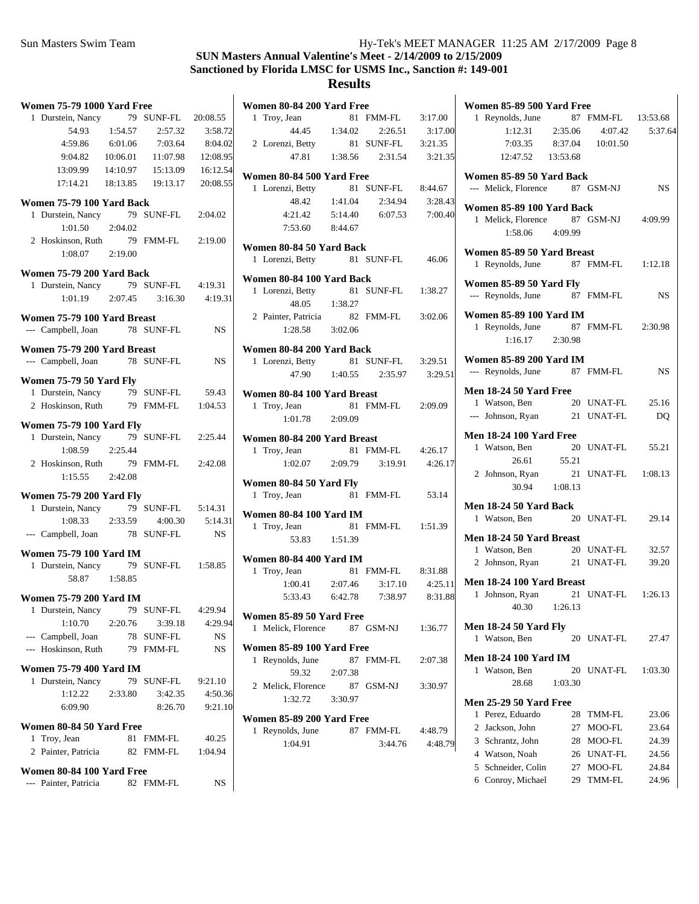# SUN Masters Annual Valentine's Meet - 2/14/2009 to 2/15/2009

## Sanctioned by Florida LMSC for USMS Inc., Sanction #: 149-001

## Results

**Women 75-79 1000 Yard Free**

```
  1 Durstein, Nancy        79  SUNF-FL     20:08.55
        54.93     1:54.57     2:57.32     3:58.72
      4:59.86     6:01.06     7:03.64     8:04.02
      9:04.82    10:06.01    11:07.98    12:08.95
     13:09.99    14:10.97    15:13.09    16:12.54
     17:14.21    18:13.85    19:13.17    20:08.55
```

**Women 75-79 100 Yard Back**

```
  1 Durstein, Nancy        79  SUNF-FL      2:04.02
      1:01.50     2:04.02
  2 Hoskinson, Ruth        79  FMM-FL       2:19.00
      1:08.07     2:19.00
```

**Women 75-79 200 Yard Back**

```
  1 Durstein, Nancy        79  SUNF-FL      4:19.31
      1:01.19     2:07.45     3:16.30     4:19.31
```

**Women 75-79 100 Yard Breast**

```
--- Campbell, Joan         78  SUNF-FL           NS
```

**Women 75-79 200 Yard Breast**

```
--- Campbell, Joan         78  SUNF-FL           NS
```

**Women 75-79 50 Yard Fly**

```
  1 Durstein, Nancy        79  SUNF-FL        59.43
  2 Hoskinson, Ruth        79  FMM-FL       1:04.53
```

**Women 75-79 100 Yard Fly**

```
  1 Durstein, Nancy        79  SUNF-FL      2:25.44
      1:08.59     2:25.44
  2 Hoskinson, Ruth        79  FMM-FL       2:42.08
      1:15.55     2:42.08
```

**Women 75-79 200 Yard Fly**

```
  1 Durstein, Nancy        79  SUNF-FL      5:14.31
      1:08.33     2:33.59     4:00.30     5:14.31
--- Campbell, Joan         78  SUNF-FL           NS
```

**Women 75-79 100 Yard IM**

```
  1 Durstein, Nancy        79  SUNF-FL      1:58.85
        58.87     1:58.85
```

**Women 75-79 200 Yard IM**

```
  1 Durstein, Nancy        79  SUNF-FL      4:29.94
      1:10.70     2:20.76     3:39.18     4:29.94
--- Campbell, Joan         78  SUNF-FL           NS
--- Hoskinson, Ruth        79  FMM-FL            NS
```

**Women 75-79 400 Yard IM**

```
  1 Durstein, Nancy        79  SUNF-FL      9:21.10
      1:12.22     2:33.80     3:42.35     4:50.36
      6:09.90                 8:26.70     9:21.10
```

**Women 80-84 50 Yard Free**

```
  1 Troy, Jean             81  FMM-FL         40.25
  2 Painter, Patricia      82  FMM-FL       1:04.94
```

**Women 80-84 100 Yard Free**

```
--- Painter, Patricia      82  FMM-FL            NS
```

**Women 80-84 200 Yard Free**

```
  1 Troy, Jean             81  FMM-FL       3:17.00
        44.45     1:34.02     2:26.51     3:17.00
  2 Lorenzi, Betty         81  SUNF-FL      3:21.35
        47.81     1:38.56     2:31.54     3:21.35
```

**Women 80-84 500 Yard Free**

```
  1 Lorenzi, Betty         81  SUNF-FL      8:44.67
        48.42     1:41.04     2:34.94     3:28.43
      4:21.42     5:14.40     6:07.53     7:00.40
      7:53.60     8:44.67
```

**Women 80-84 50 Yard Back**

```
  1 Lorenzi, Betty         81  SUNF-FL        46.06
```

**Women 80-84 100 Yard Back**

```
  1 Lorenzi, Betty         81  SUNF-FL      1:38.27
        48.05     1:38.27
  2 Painter, Patricia      82  FMM-FL       3:02.06
      1:28.58     3:02.06
```

**Women 80-84 200 Yard Back**

```
  1 Lorenzi, Betty         81  SUNF-FL      3:29.51
        47.90     1:40.55     2:35.97     3:29.51
```

**Women 80-84 100 Yard Breast**

```
  1 Troy, Jean             81  FMM-FL       2:09.09
      1:01.78     2:09.09
```

**Women 80-84 200 Yard Breast**

```
  1 Troy, Jean             81  FMM-FL       4:26.17
      1:02.07     2:09.79     3:19.91     4:26.17
```

**Women 80-84 50 Yard Fly**

```
  1 Troy, Jean             81  FMM-FL         53.14
```

**Women 80-84 100 Yard IM**

```
  1 Troy, Jean             81  FMM-FL       1:51.39
        53.83     1:51.39
```

**Women 80-84 400 Yard IM**

```
  1 Troy, Jean             81  FMM-FL       8:31.88
      1:00.41     2:07.46     3:17.10     4:25.11
      5:33.43     6:42.78     7:38.97     8:31.88
```

**Women 85-89 50 Yard Free**

```
  1 Melick, Florence       87  GSM-NJ       1:36.77
```

**Women 85-89 100 Yard Free**

```
  1 Reynolds, June         87  FMM-FL       2:07.38
        59.32     2:07.38
  2 Melick, Florence       87  GSM-NJ       3:30.97
      1:32.72     3:30.97
```

**Women 85-89 200 Yard Free**

```
  1 Reynolds, June         87  FMM-FL       4:48.79
      1:04.91                 3:44.76     4:48.79
```

**Women 85-89 500 Yard Free**

```
  1 Reynolds, June         87  FMM-FL      13:53.68
      1:12.31     2:35.06     4:07.42     5:37.64
      7:03.35     8:37.04    10:01.50
     12:47.52    13:53.68
```

**Women 85-89 50 Yard Back**

```
--- Melick, Florence       87  GSM-NJ            NS
```

**Women 85-89 100 Yard Back**

```
  1 Melick, Florence       87  GSM-NJ       4:09.99
      1:58.06     4:09.99
```

**Women 85-89 50 Yard Breast**

```
  1 Reynolds, June         87  FMM-FL       1:12.18
```

**Women 85-89 50 Yard Fly**

```
--- Reynolds, June         87  FMM-FL            NS
```

**Women 85-89 100 Yard IM**

```
  1 Reynolds, June         87  FMM-FL       2:30.98
      1:16.17     2:30.98
```

**Women 85-89 200 Yard IM**

```
--- Reynolds, June         87  FMM-FL            NS
```

**Men 18-24 50 Yard Free**

```
  1 Watson, Ben            20  UNAT-FL        25.16
--- Johnson, Ryan          21  UNAT-FL           DQ
```

**Men 18-24 100 Yard Free**

```
  1 Watson, Ben            20  UNAT-FL        55.21
        26.61       55.21
  2 Johnson, Ryan          21  UNAT-FL      1:08.13
        30.94     1:08.13
```

**Men 18-24 50 Yard Back**

```
  1 Watson, Ben            20  UNAT-FL        29.14
```

**Men 18-24 50 Yard Breast**

```
  1 Watson, Ben            20  UNAT-FL        32.57
  2 Johnson, Ryan          21  UNAT-FL        39.20
```

**Men 18-24 100 Yard Breast**

```
  1 Johnson, Ryan          21  UNAT-FL      1:26.13
        40.30     1:26.13
```

**Men 18-24 50 Yard Fly**

```
  1 Watson, Ben            20  UNAT-FL        27.47
```

**Men 18-24 100 Yard IM**

```
  1 Watson, Ben            20  UNAT-FL      1:03.30
        28.68     1:03.30
```

**Men 25-29 50 Yard Free**

```
  1 Perez, Eduardo         28  TMM-FL         23.06
  2 Jackson, John          27  MOO-FL         23.64
  3 Schrantz, John         28  MOO-FL         24.39
  4 Watson, Noah           26  UNAT-FL        24.56
  5 Schneider, Colin       27  MOO-FL         24.84
  6 Conroy, Michael        29  TMM-FL         24.96
```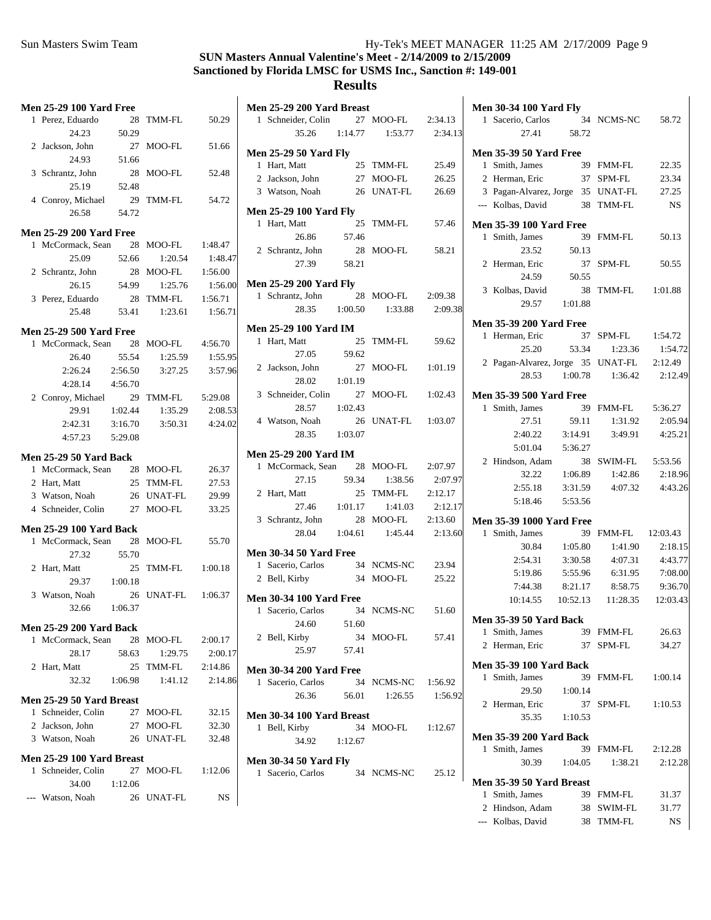## SUN Masters Annual Valentine's Meet - 2/14/2009 to 2/15/2009
## Sanctioned by Florida LMSC for USMS Inc., Sanction #: 149-001
## Results

### Men 25-29 100 Yard Free

1 Perez, Eduardo 28 TMM-FL 50.29
  24.23 50.29
2 Jackson, John 27 MOO-FL 51.66
  24.93 51.66
3 Schrantz, John 28 MOO-FL 52.48
  25.19 52.48
4 Conroy, Michael 29 TMM-FL 54.72
  26.58 54.72

### Men 25-29 200 Yard Free

1 McCormack, Sean 28 MOO-FL 1:48.47
  25.09 52.66 1:20.54 1:48.47
2 Schrantz, John 28 MOO-FL 1:56.00
  26.15 54.99 1:25.76 1:56.00
3 Perez, Eduardo 28 TMM-FL 1:56.71
  25.48 53.41 1:23.61 1:56.71

### Men 25-29 500 Yard Free

1 McCormack, Sean 28 MOO-FL 4:56.70
  26.40 55.54 1:25.59 1:55.95
  2:26.24 2:56.50 3:27.25 3:57.96
  4:28.14 4:56.70
2 Conroy, Michael 29 TMM-FL 5:29.08
  29.91 1:02.44 1:35.29 2:08.53
  2:42.31 3:16.70 3:50.31 4:24.02
  4:57.23 5:29.08

### Men 25-29 50 Yard Back

1 McCormack, Sean 28 MOO-FL 26.37
2 Hart, Matt 25 TMM-FL 27.53
3 Watson, Noah 26 UNAT-FL 29.99
4 Schneider, Colin 27 MOO-FL 33.25

### Men 25-29 100 Yard Back

1 McCormack, Sean 28 MOO-FL 55.70
  27.32 55.70
2 Hart, Matt 25 TMM-FL 1:00.18
  29.37 1:00.18
3 Watson, Noah 26 UNAT-FL 1:06.37
  32.66 1:06.37

### Men 25-29 200 Yard Back

1 McCormack, Sean 28 MOO-FL 2:00.17
  28.17 58.63 1:29.75 2:00.17
2 Hart, Matt 25 TMM-FL 2:14.86
  32.32 1:06.98 1:41.12 2:14.86

### Men 25-29 50 Yard Breast

1 Schneider, Colin 27 MOO-FL 32.15
2 Jackson, John 27 MOO-FL 32.30
3 Watson, Noah 26 UNAT-FL 32.48

### Men 25-29 100 Yard Breast

1 Schneider, Colin 27 MOO-FL 1:12.06
  34.00 1:12.06
--- Watson, Noah 26 UNAT-FL NS

### Men 25-29 200 Yard Breast

1 Schneider, Colin 27 MOO-FL 2:34.13
  35.26 1:14.77 1:53.77 2:34.13

### Men 25-29 50 Yard Fly

1 Hart, Matt 25 TMM-FL 25.49
2 Jackson, John 27 MOO-FL 26.25
3 Watson, Noah 26 UNAT-FL 26.69

### Men 25-29 100 Yard Fly

1 Hart, Matt 25 TMM-FL 57.46
  26.86 57.46
2 Schrantz, John 28 MOO-FL 58.21
  27.39 58.21

### Men 25-29 200 Yard Fly

1 Schrantz, John 28 MOO-FL 2:09.38
  28.35 1:00.50 1:33.88 2:09.38

### Men 25-29 100 Yard IM

1 Hart, Matt 25 TMM-FL 59.62
  27.05 59.62
2 Jackson, John 27 MOO-FL 1:01.19
  28.02 1:01.19
3 Schneider, Colin 27 MOO-FL 1:02.43
  28.57 1:02.43
4 Watson, Noah 26 UNAT-FL 1:03.07
  28.35 1:03.07

### Men 25-29 200 Yard IM

1 McCormack, Sean 28 MOO-FL 2:07.97
  27.15 59.34 1:38.56 2:07.97
2 Hart, Matt 25 TMM-FL 2:12.17
  27.46 1:01.17 1:41.03 2:12.17
3 Schrantz, John 28 MOO-FL 2:13.60
  28.04 1:04.61 1:45.44 2:13.60

### Men 30-34 50 Yard Free

1 Sacerio, Carlos 34 NCMS-NC 23.94
2 Bell, Kirby 34 MOO-FL 25.22

### Men 30-34 100 Yard Free

1 Sacerio, Carlos 34 NCMS-NC 51.60
  24.60 51.60
2 Bell, Kirby 34 MOO-FL 57.41
  25.97 57.41

### Men 30-34 200 Yard Free

1 Sacerio, Carlos 34 NCMS-NC 1:56.92
  26.36 56.01 1:26.55 1:56.92

### Men 30-34 100 Yard Breast

1 Bell, Kirby 34 MOO-FL 1:12.67
  34.92 1:12.67

### Men 30-34 50 Yard Fly

1 Sacerio, Carlos 34 NCMS-NC 25.12

### Men 30-34 100 Yard Fly

1 Sacerio, Carlos 34 NCMS-NC 58.72
  27.41 58.72

### Men 35-39 50 Yard Free

1 Smith, James 39 FMM-FL 22.35
2 Herman, Eric 37 SPM-FL 23.34
3 Pagan-Alvarez, Jorge 35 UNAT-FL 27.25
--- Kolbas, David 38 TMM-FL NS

### Men 35-39 100 Yard Free

1 Smith, James 39 FMM-FL 50.13
  23.52 50.13
2 Herman, Eric 37 SPM-FL 50.55
  24.59 50.55
3 Kolbas, David 38 TMM-FL 1:01.88
  29.57 1:01.88

### Men 35-39 200 Yard Free

1 Herman, Eric 37 SPM-FL 1:54.72
  25.20 53.34 1:23.36 1:54.72
2 Pagan-Alvarez, Jorge 35 UNAT-FL 2:12.49
  28.53 1:00.78 1:36.42 2:12.49

### Men 35-39 500 Yard Free

1 Smith, James 39 FMM-FL 5:36.27
  27.51 59.11 1:31.92 2:05.94
  2:40.22 3:14.91 3:49.91 4:25.21
  5:01.04 5:36.27
2 Hindson, Adam 38 SWIM-FL 5:53.56
  32.22 1:06.89 1:42.86 2:18.96
  2:55.18 3:31.59 4:07.32 4:43.26
  5:18.46 5:53.56

### Men 35-39 1000 Yard Free

1 Smith, James 39 FMM-FL 12:03.43
  30.84 1:05.80 1:41.90 2:18.15
  2:54.31 3:30.58 4:07.31 4:43.77
  5:19.86 5:55.96 6:31.95 7:08.00
  7:44.38 8:21.17 8:58.75 9:36.70
  10:14.55 10:52.13 11:28.35 12:03.43

### Men 35-39 50 Yard Back

1 Smith, James 39 FMM-FL 26.63
2 Herman, Eric 37 SPM-FL 34.27

### Men 35-39 100 Yard Back

1 Smith, James 39 FMM-FL 1:00.14
  29.50 1:00.14
2 Herman, Eric 37 SPM-FL 1:10.53
  35.35 1:10.53

### Men 35-39 200 Yard Back

1 Smith, James 39 FMM-FL 2:12.28
  30.39 1:04.05 1:38.21 2:12.28

### Men 35-39 50 Yard Breast

1 Smith, James 39 FMM-FL 31.37
2 Hindson, Adam 38 SWIM-FL 31.77
--- Kolbas, David 38 TMM-FL NS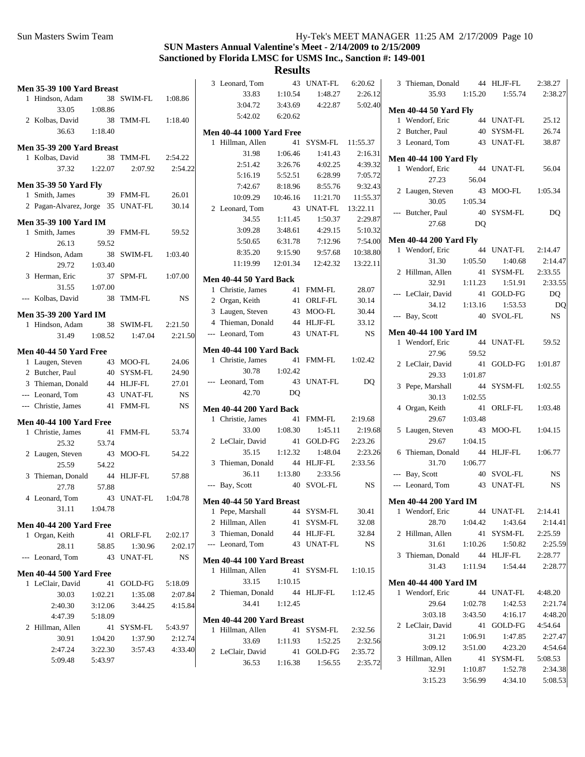**SUN Masters Annual Valentine's Meet - 2/14/2009 to 2/15/2009**
**Sanctioned by Florida LMSC for USMS Inc., Sanction #: 149-001**

## Results

### Men 35-39 100 Yard Breast

1 Hindson, Adam 38 SWIM-FL 1:08.86
    33.05 1:08.86
2 Kolbas, David 38 TMM-FL 1:18.40
    36.63 1:18.40

### Men 35-39 200 Yard Breast

1 Kolbas, David 38 TMM-FL 2:54.22
    37.32 1:22.07 2:07.92 2:54.22

### Men 35-39 50 Yard Fly

1 Smith, James 39 FMM-FL 26.01
2 Pagan-Alvarez, Jorge 35 UNAT-FL 30.14

### Men 35-39 100 Yard IM

1 Smith, James 39 FMM-FL 59.52
    26.13 59.52
2 Hindson, Adam 38 SWIM-FL 1:03.40
    29.72 1:03.40
3 Herman, Eric 37 SPM-FL 1:07.00
    31.55 1:07.00
--- Kolbas, David 38 TMM-FL NS

### Men 35-39 200 Yard IM

1 Hindson, Adam 38 SWIM-FL 2:21.50
    31.49 1:08.52 1:47.04 2:21.50

### Men 40-44 50 Yard Free

1 Laugen, Steven 43 MOO-FL 24.06
2 Butcher, Paul 40 SYSM-FL 24.90
3 Thieman, Donald 44 HLJF-FL 27.01
--- Leonard, Tom 43 UNAT-FL NS
--- Christie, James 41 FMM-FL NS

### Men 40-44 100 Yard Free

1 Christie, James 41 FMM-FL 53.74
    25.32 53.74
2 Laugen, Steven 43 MOO-FL 54.22
    25.59 54.22
3 Thieman, Donald 44 HLJF-FL 57.88
    27.78 57.88
4 Leonard, Tom 43 UNAT-FL 1:04.78
    31.11 1:04.78

### Men 40-44 200 Yard Free

1 Organ, Keith 41 ORLF-FL 2:02.17
    28.11 58.85 1:30.96 2:02.17
--- Leonard, Tom 43 UNAT-FL NS

### Men 40-44 500 Yard Free

1 LeClair, David 41 GOLD-FG 5:18.09
    30.03 1:02.21 1:35.08 2:07.84
    2:40.30 3:12.06 3:44.25 4:15.84
    4:47.39 5:18.09
2 Hillman, Allen 41 SYSM-FL 5:43.97
    30.91 1:04.20 1:37.90 2:12.74
    2:47.24 3:22.30 3:57.43 4:33.40
    5:09.48 5:43.97
3 Leonard, Tom 43 UNAT-FL 6:20.62
    33.83 1:10.54 1:48.27 2:26.12
    3:04.72 3:43.69 4:22.87 5:02.40
    5:42.02 6:20.62

### Men 40-44 1000 Yard Free

1 Hillman, Allen 41 SYSM-FL 11:55.37
    31.98 1:06.46 1:41.43 2:16.31
    2:51.42 3:26.76 4:02.25 4:39.32
    5:16.19 5:52.51 6:28.99 7:05.72
    7:42.67 8:18.96 8:55.76 9:32.43
    10:09.29 10:46.16 11:21.70 11:55.37
2 Leonard, Tom 43 UNAT-FL 13:22.11
    34.55 1:11.45 1:50.37 2:29.87
    3:09.28 3:48.61 4:29.15 5:10.32
    5:50.65 6:31.78 7:12.96 7:54.00
    8:35.20 9:15.90 9:57.68 10:38.80
    11:19.99 12:01.34 12:42.32 13:22.11

### Men 40-44 50 Yard Back

1 Christie, James 41 FMM-FL 28.07
2 Organ, Keith 41 ORLF-FL 30.14
3 Laugen, Steven 43 MOO-FL 30.44
4 Thieman, Donald 44 HLJF-FL 33.12
--- Leonard, Tom 43 UNAT-FL NS

### Men 40-44 100 Yard Back

1 Christie, James 41 FMM-FL 1:02.42
    30.78 1:02.42
--- Leonard, Tom 43 UNAT-FL DQ
    42.70 DQ

### Men 40-44 200 Yard Back

1 Christie, James 41 FMM-FL 2:19.68
    33.00 1:08.30 1:45.11 2:19.68
2 LeClair, David 41 GOLD-FG 2:23.26
    35.15 1:12.32 1:48.04 2:23.26
3 Thieman, Donald 44 HLJF-FL 2:33.56
    36.11 1:13.80 2:33.56
--- Bay, Scott 40 SVOL-FL NS

### Men 40-44 50 Yard Breast

1 Pepe, Marshall 44 SYSM-FL 30.41
2 Hillman, Allen 41 SYSM-FL 32.08
3 Thieman, Donald 44 HLJF-FL 32.84
--- Leonard, Tom 43 UNAT-FL NS

### Men 40-44 100 Yard Breast

1 Hillman, Allen 41 SYSM-FL 1:10.15
    33.15 1:10.15
2 Thieman, Donald 44 HLJF-FL 1:12.45
    34.41 1:12.45

### Men 40-44 200 Yard Breast

1 Hillman, Allen 41 SYSM-FL 2:32.56
    33.69 1:11.93 1:52.25 2:32.56
2 LeClair, David 41 GOLD-FG 2:35.72
    36.53 1:16.38 1:56.55 2:35.72
3 Thieman, Donald 44 HLJF-FL 2:38.27
    35.93 1:15.20 1:55.74 2:38.27

### Men 40-44 50 Yard Fly

1 Wendorf, Eric 44 UNAT-FL 25.12
2 Butcher, Paul 40 SYSM-FL 26.74
3 Leonard, Tom 43 UNAT-FL 38.87

### Men 40-44 100 Yard Fly

1 Wendorf, Eric 44 UNAT-FL 56.04
    27.23 56.04
2 Laugen, Steven 43 MOO-FL 1:05.34
    30.05 1:05.34
--- Butcher, Paul 40 SYSM-FL DQ
    27.68 DQ

### Men 40-44 200 Yard Fly

1 Wendorf, Eric 44 UNAT-FL 2:14.47
    31.30 1:05.50 1:40.68 2:14.47
2 Hillman, Allen 41 SYSM-FL 2:33.55
    32.91 1:11.23 1:51.91 2:33.55
--- LeClair, David 41 GOLD-FG DQ
    34.12 1:13.16 1:53.53 DQ
--- Bay, Scott 40 SVOL-FL NS

### Men 40-44 100 Yard IM

1 Wendorf, Eric 44 UNAT-FL 59.52
    27.96 59.52
2 LeClair, David 41 GOLD-FG 1:01.87
    29.33 1:01.87
3 Pepe, Marshall 44 SYSM-FL 1:02.55
    30.13 1:02.55
4 Organ, Keith 41 ORLF-FL 1:03.48
    29.67 1:03.48
5 Laugen, Steven 43 MOO-FL 1:04.15
    29.67 1:04.15
6 Thieman, Donald 44 HLJF-FL 1:06.77
    31.70 1:06.77
--- Bay, Scott 40 SVOL-FL NS
--- Leonard, Tom 43 UNAT-FL NS

### Men 40-44 200 Yard IM

1 Wendorf, Eric 44 UNAT-FL 2:14.41
    28.70 1:04.42 1:43.64 2:14.41
2 Hillman, Allen 41 SYSM-FL 2:25.59
    31.61 1:10.26 1:50.82 2:25.59
3 Thieman, Donald 44 HLJF-FL 2:28.77
    31.43 1:11.94 1:54.44 2:28.77

### Men 40-44 400 Yard IM

1 Wendorf, Eric 44 UNAT-FL 4:48.20
    29.64 1:02.78 1:42.53 2:21.74
    3:03.18 3:43.50 4:16.17 4:48.20
2 LeClair, David 41 GOLD-FG 4:54.64
    31.21 1:06.91 1:47.85 2:27.47
    3:09.12 3:51.00 4:23.20 4:54.64
3 Hillman, Allen 41 SYSM-FL 5:08.53
    32.91 1:10.87 1:52.78 2:34.38
    3:15.23 3:56.99 4:34.10 5:08.53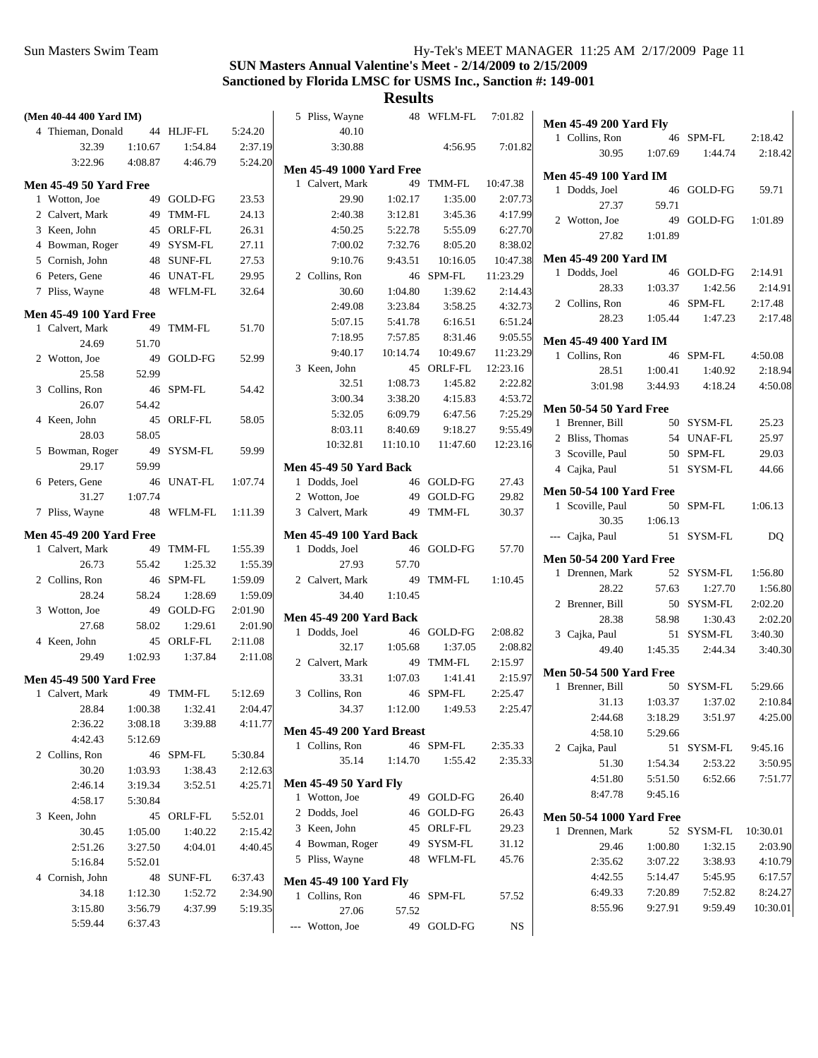**SUN Masters Annual Valentine's Meet - 2/14/2009 to 2/15/2009**
**Sanctioned by Florida LMSC for USMS Inc., Sanction #: 149-001**

## Results

### (Men 40-44 400 Yard IM)

| | Name | Age | Team | Time |
|---|---|---|---|---|
| 4 | Thieman, Donald | 44 | HLJF-FL | 5:24.20 |

32.39 1:10.67 1:54.84 2:37.19
3:22.96 4:08.87 4:46.79 5:24.20

### Men 45-49 50 Yard Free

| | Name | Age | Team | Time |
|---|---|---|---|---|
| 1 | Wotton, Joe | 49 | GOLD-FG | 23.53 |
| 2 | Calvert, Mark | 49 | TMM-FL | 24.13 |
| 3 | Keen, John | 45 | ORLF-FL | 26.31 |
| 4 | Bowman, Roger | 49 | SYSM-FL | 27.11 |
| 5 | Cornish, John | 48 | SUNF-FL | 27.53 |
| 6 | Peters, Gene | 46 | UNAT-FL | 29.95 |
| 7 | Pliss, Wayne | 48 | WFLM-FL | 32.64 |

### Men 45-49 100 Yard Free

| | Name | Age | Team | Time |
|---|---|---|---|---|
| 1 | Calvert, Mark | 49 | TMM-FL | 51.70 |
| | 24.69 51.70 | | | |
| 2 | Wotton, Joe | 49 | GOLD-FG | 52.99 |
| | 25.58 52.99 | | | |
| 3 | Collins, Ron | 46 | SPM-FL | 54.42 |
| | 26.07 54.42 | | | |
| 4 | Keen, John | 45 | ORLF-FL | 58.05 |
| | 28.03 58.05 | | | |
| 5 | Bowman, Roger | 49 | SYSM-FL | 59.99 |
| | 29.17 59.99 | | | |
| 6 | Peters, Gene | 46 | UNAT-FL | 1:07.74 |
| | 31.27 1:07.74 | | | |
| 7 | Pliss, Wayne | 48 | WFLM-FL | 1:11.39 |

### Men 45-49 200 Yard Free

| | Name | Age | Team | Time |
|---|---|---|---|---|
| 1 | Calvert, Mark | 49 | TMM-FL | 1:55.39 |
| | 26.73 55.42 1:25.32 1:55.39 | | | |
| 2 | Collins, Ron | 46 | SPM-FL | 1:59.09 |
| | 28.24 58.24 1:28.69 1:59.09 | | | |
| 3 | Wotton, Joe | 49 | GOLD-FG | 2:01.90 |
| | 27.68 58.02 1:29.61 2:01.90 | | | |
| 4 | Keen, John | 45 | ORLF-FL | 2:11.08 |
| | 29.49 1:02.93 1:37.84 2:11.08 | | | |

### Men 45-49 500 Yard Free

| | Name | Age | Team | Time |
|---|---|---|---|---|
| 1 | Calvert, Mark | 49 | TMM-FL | 5:12.69 |
| | 28.84 1:00.38 1:32.41 2:04.47 | | | |
| | 2:36.22 3:08.18 3:39.88 4:11.77 | | | |
| | 4:42.43 5:12.69 | | | |
| 2 | Collins, Ron | 46 | SPM-FL | 5:30.84 |
| | 30.20 1:03.93 1:38.43 2:12.63 | | | |
| | 2:46.14 3:19.34 3:52.51 4:25.71 | | | |
| | 4:58.17 5:30.84 | | | |
| 3 | Keen, John | 45 | ORLF-FL | 5:52.01 |
| | 30.45 1:05.00 1:40.22 2:15.42 | | | |
| | 2:51.26 3:27.50 4:04.01 4:40.45 | | | |
| | 5:16.84 5:52.01 | | | |
| 4 | Cornish, John | 48 | SUNF-FL | 6:37.43 |
| | 34.18 1:12.30 1:52.72 2:34.90 | | | |
| | 3:15.80 3:56.79 4:37.99 5:19.35 | | | |
| | 5:59.44 6:37.43 | | | |
| 5 | Pliss, Wayne | 48 | WFLM-FL | 7:01.82 |
| | 40.10 | | | |
| | 3:30.88 4:56.95 7:01.82 | | | |

### Men 45-49 1000 Yard Free

| | Name | Age | Team | Time |
|---|---|---|---|---|
| 1 | Calvert, Mark | 49 | TMM-FL | 10:47.38 |
| | 29.90 1:02.17 1:35.00 2:07.73 | | | |
| | 2:40.38 3:12.81 3:45.36 4:17.99 | | | |
| | 4:50.25 5:22.78 5:55.09 6:27.70 | | | |
| | 7:00.02 7:32.76 8:05.20 8:38.02 | | | |
| | 9:10.76 9:43.51 10:16.05 10:47.38 | | | |
| 2 | Collins, Ron | 46 | SPM-FL | 11:23.29 |
| | 30.60 1:04.80 1:39.62 2:14.43 | | | |
| | 2:49.08 3:23.84 3:58.25 4:32.73 | | | |
| | 5:07.15 5:41.78 6:16.51 6:51.24 | | | |
| | 7:18.95 7:57.85 8:31.46 9:05.55 | | | |
| | 9:40.17 10:14.74 10:49.67 11:23.29 | | | |
| 3 | Keen, John | 45 | ORLF-FL | 12:23.16 |
| | 32.51 1:08.73 1:45.82 2:22.82 | | | |
| | 3:00.34 3:38.20 4:15.83 4:53.72 | | | |
| | 5:32.05 6:09.79 6:47.56 7:25.29 | | | |
| | 8:03.11 8:40.69 9:18.27 9:55.49 | | | |
| | 10:32.81 11:10.10 11:47.60 12:23.16 | | | |

### Men 45-49 50 Yard Back

| | Name | Age | Team | Time |
|---|---|---|---|---|
| 1 | Dodds, Joel | 46 | GOLD-FG | 27.43 |
| 2 | Wotton, Joe | 49 | GOLD-FG | 29.82 |
| 3 | Calvert, Mark | 49 | TMM-FL | 30.37 |

### Men 45-49 100 Yard Back

| | Name | Age | Team | Time |
|---|---|---|---|---|
| 1 | Dodds, Joel | 46 | GOLD-FG | 57.70 |
| | 27.93 57.70 | | | |
| 2 | Calvert, Mark | 49 | TMM-FL | 1:10.45 |
| | 34.40 1:10.45 | | | |

### Men 45-49 200 Yard Back

| | Name | Age | Team | Time |
|---|---|---|---|---|
| 1 | Dodds, Joel | 46 | GOLD-FG | 2:08.82 |
| | 32.17 1:05.68 1:37.05 2:08.82 | | | |
| 2 | Calvert, Mark | 49 | TMM-FL | 2:15.97 |
| | 33.31 1:07.03 1:41.41 2:15.97 | | | |
| 3 | Collins, Ron | 46 | SPM-FL | 2:25.47 |
| | 34.37 1:12.00 1:49.53 2:25.47 | | | |

### Men 45-49 200 Yard Breast

| | Name | Age | Team | Time |
|---|---|---|---|---|
| 1 | Collins, Ron | 46 | SPM-FL | 2:35.33 |
| | 35.14 1:14.70 1:55.42 2:35.33 | | | |

### Men 45-49 50 Yard Fly

| | Name | Age | Team | Time |
|---|---|---|---|---|
| 1 | Wotton, Joe | 49 | GOLD-FG | 26.40 |
| 2 | Dodds, Joel | 46 | GOLD-FG | 26.43 |
| 3 | Keen, John | 45 | ORLF-FL | 29.23 |
| 4 | Bowman, Roger | 49 | SYSM-FL | 31.12 |
| 5 | Pliss, Wayne | 48 | WFLM-FL | 45.76 |

### Men 45-49 100 Yard Fly

| | Name | Age | Team | Time |
|---|---|---|---|---|
| 1 | Collins, Ron | 46 | SPM-FL | 57.52 |
| | 27.06 57.52 | | | |
| --- | Wotton, Joe | 49 | GOLD-FG | NS |

### Men 45-49 200 Yard Fly

| | Name | Age | Team | Time |
|---|---|---|---|---|
| 1 | Collins, Ron | 46 | SPM-FL | 2:18.42 |
| | 30.95 1:07.69 1:44.74 2:18.42 | | | |

### Men 45-49 100 Yard IM

| | Name | Age | Team | Time |
|---|---|---|---|---|
| 1 | Dodds, Joel | 46 | GOLD-FG | 59.71 |
| | 27.37 59.71 | | | |
| 2 | Wotton, Joe | 49 | GOLD-FG | 1:01.89 |
| | 27.82 1:01.89 | | | |

### Men 45-49 200 Yard IM

| | Name | Age | Team | Time |
|---|---|---|---|---|
| 1 | Dodds, Joel | 46 | GOLD-FG | 2:14.91 |
| | 28.33 1:03.37 1:42.56 2:14.91 | | | |
| 2 | Collins, Ron | 46 | SPM-FL | 2:17.48 |
| | 28.23 1:05.44 1:47.23 2:17.48 | | | |

### Men 45-49 400 Yard IM

| | Name | Age | Team | Time |
|---|---|---|---|---|
| 1 | Collins, Ron | 46 | SPM-FL | 4:50.08 |
| | 28.51 1:00.41 1:40.92 2:18.94 | | | |
| | 3:01.98 3:44.93 4:18.24 4:50.08 | | | |

### Men 50-54 50 Yard Free

| | Name | Age | Team | Time |
|---|---|---|---|---|
| 1 | Brenner, Bill | 50 | SYSM-FL | 25.23 |
| 2 | Bliss, Thomas | 54 | UNAF-FL | 25.97 |
| 3 | Scoville, Paul | 50 | SPM-FL | 29.03 |
| 4 | Cajka, Paul | 51 | SYSM-FL | 44.66 |

### Men 50-54 100 Yard Free

| | Name | Age | Team | Time |
|---|---|---|---|---|
| 1 | Scoville, Paul | 50 | SPM-FL | 1:06.13 |
| | 30.35 1:06.13 | | | |
| --- | Cajka, Paul | 51 | SYSM-FL | DQ |

### Men 50-54 200 Yard Free

| | Name | Age | Team | Time |
|---|---|---|---|---|
| 1 | Drennen, Mark | 52 | SYSM-FL | 1:56.80 |
| | 28.22 57.63 1:27.70 1:56.80 | | | |
| 2 | Brenner, Bill | 50 | SYSM-FL | 2:02.20 |
| | 28.38 58.98 1:30.43 2:02.20 | | | |
| 3 | Cajka, Paul | 51 | SYSM-FL | 3:40.30 |
| | 49.40 1:45.35 2:44.34 3:40.30 | | | |

### Men 50-54 500 Yard Free

| | Name | Age | Team | Time |
|---|---|---|---|---|
| 1 | Brenner, Bill | 50 | SYSM-FL | 5:29.66 |
| | 31.13 1:03.37 1:37.02 2:10.84 | | | |
| | 2:44.68 3:18.29 3:51.97 4:25.00 | | | |
| | 4:58.10 5:29.66 | | | |
| 2 | Cajka, Paul | 51 | SYSM-FL | 9:45.16 |
| | 51.30 1:54.34 2:53.22 3:50.95 | | | |
| | 4:51.80 5:51.50 6:52.66 7:51.77 | | | |
| | 8:47.78 9:45.16 | | | |

### Men 50-54 1000 Yard Free

| | Name | Age | Team | Time |
|---|---|---|---|---|
| 1 | Drennen, Mark | 52 | SYSM-FL | 10:30.01 |
| | 29.46 1:00.80 1:32.15 2:03.90 | | | |
| | 2:35.62 3:07.22 3:38.93 4:10.79 | | | |
| | 4:42.55 5:14.47 5:45.95 6:17.57 | | | |
| | 6:49.33 7:20.89 7:52.82 8:24.27 | | | |
| | 8:55.96 9:27.91 9:59.49 10:30.01 | | | |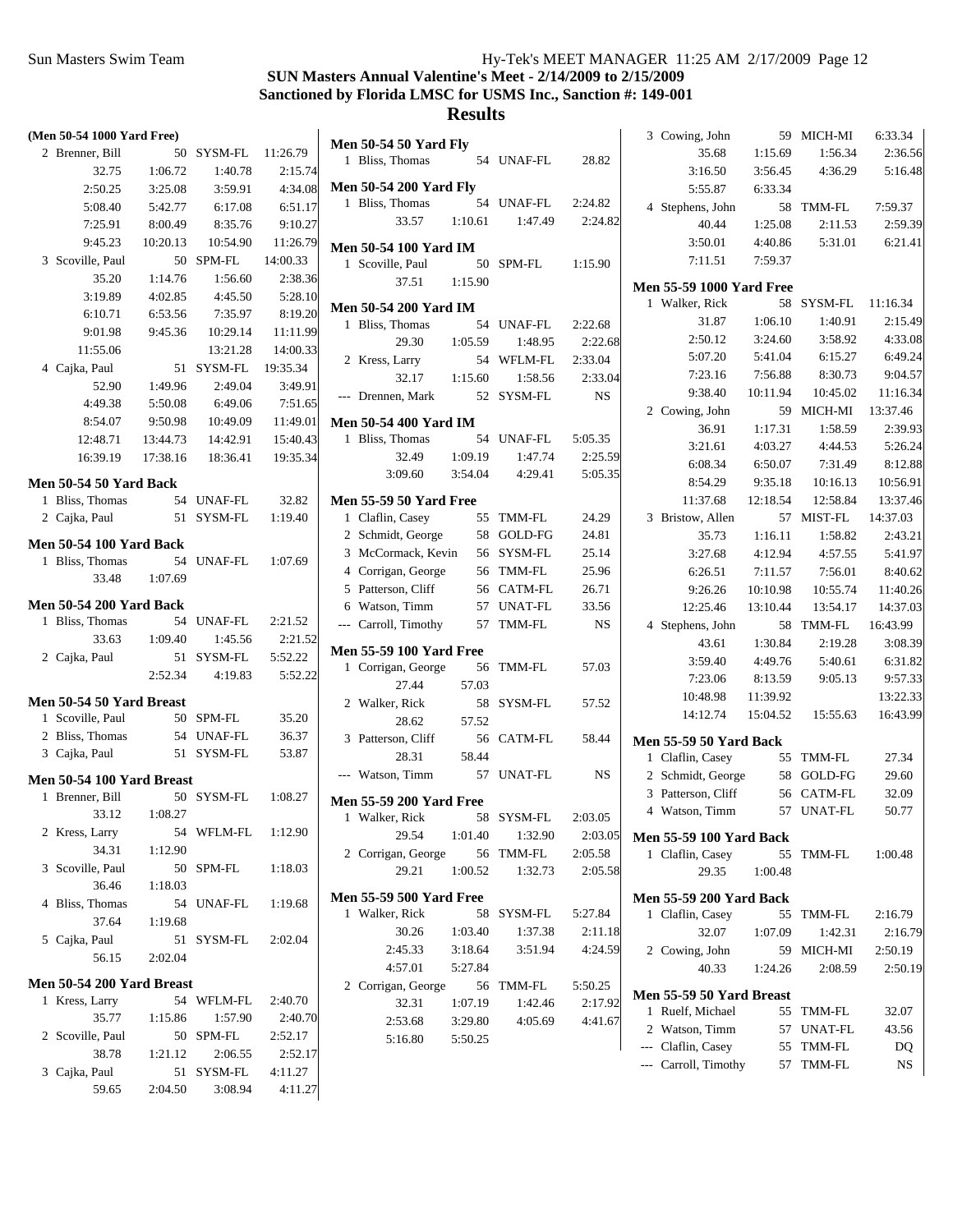**SUN Masters Annual Valentine's Meet - 2/14/2009 to 2/15/2009**
**Sanctioned by Florida LMSC for USMS Inc., Sanction #: 149-001**

# Results

### (Men 50-54 1000 Yard Free)

| Place | Name | Age | Team | Time |
|---|---|---|---|---|
| 2 | Brenner, Bill | 50 | SYSM-FL | 11:26.79 |
| | 32.75 | 1:06.72 | 1:40.78 | 2:15.74 |
| | 2:50.25 | 3:25.08 | 3:59.91 | 4:34.08 |
| | 5:08.40 | 5:42.77 | 6:17.08 | 6:51.17 |
| | 7:25.91 | 8:00.49 | 8:35.76 | 9:10.27 |
| | 9:45.23 | 10:20.13 | 10:54.90 | 11:26.79 |
| 3 | Scoville, Paul | 50 | SPM-FL | 14:00.33 |
| | 35.20 | 1:14.76 | 1:56.60 | 2:38.36 |
| | 3:19.89 | 4:02.85 | 4:45.50 | 5:28.10 |
| | 6:10.71 | 6:53.56 | 7:35.97 | 8:19.20 |
| | 9:01.98 | 9:45.36 | 10:29.14 | 11:11.99 |
| | 11:55.06 | | 13:21.28 | 14:00.33 |
| 4 | Cajka, Paul | 51 | SYSM-FL | 19:35.34 |
| | 52.90 | 1:49.96 | 2:49.04 | 3:49.91 |
| | 4:49.38 | 5:50.08 | 6:49.06 | 7:51.65 |
| | 8:54.07 | 9:50.98 | 10:49.09 | 11:49.01 |
| | 12:48.71 | 13:44.73 | 14:42.91 | 15:40.43 |
| | 16:39.19 | 17:38.16 | 18:36.41 | 19:35.34 |

### Men 50-54 50 Yard Back

| Place | Name | Age | Team | Time |
|---|---|---|---|---|
| 1 | Bliss, Thomas | 54 | UNAF-FL | 32.82 |
| 2 | Cajka, Paul | 51 | SYSM-FL | 1:19.40 |

### Men 50-54 100 Yard Back

| Place | Name | Age | Team | Time |
|---|---|---|---|---|
| 1 | Bliss, Thomas | 54 | UNAF-FL | 1:07.69 |
| | 33.48 | 1:07.69 | | |

### Men 50-54 200 Yard Back

| Place | Name | Age | Team | Time |
|---|---|---|---|---|
| 1 | Bliss, Thomas | 54 | UNAF-FL | 2:21.52 |
| | 33.63 | 1:09.40 | 1:45.56 | 2:21.52 |
| 2 | Cajka, Paul | 51 | SYSM-FL | 5:52.22 |
| | | 2:52.34 | 4:19.83 | 5:52.22 |

### Men 50-54 50 Yard Breast

| Place | Name | Age | Team | Time |
|---|---|---|---|---|
| 1 | Scoville, Paul | 50 | SPM-FL | 35.20 |
| 2 | Bliss, Thomas | 54 | UNAF-FL | 36.37 |
| 3 | Cajka, Paul | 51 | SYSM-FL | 53.87 |

### Men 50-54 100 Yard Breast

| Place | Name | Age | Team | Time |
|---|---|---|---|---|
| 1 | Brenner, Bill | 50 | SYSM-FL | 1:08.27 |
| | 33.12 | 1:08.27 | | |
| 2 | Kress, Larry | 54 | WFLM-FL | 1:12.90 |
| | 34.31 | 1:12.90 | | |
| 3 | Scoville, Paul | 50 | SPM-FL | 1:18.03 |
| | 36.46 | 1:18.03 | | |
| 4 | Bliss, Thomas | 54 | UNAF-FL | 1:19.68 |
| | 37.64 | 1:19.68 | | |
| 5 | Cajka, Paul | 51 | SYSM-FL | 2:02.04 |
| | 56.15 | 2:02.04 | | |

### Men 50-54 200 Yard Breast

| Place | Name | Age | Team | Time |
|---|---|---|---|---|
| 1 | Kress, Larry | 54 | WFLM-FL | 2:40.70 |
| | 35.77 | 1:15.86 | 1:57.90 | 2:40.70 |
| 2 | Scoville, Paul | 50 | SPM-FL | 2:52.17 |
| | 38.78 | 1:21.12 | 2:06.55 | 2:52.17 |
| 3 | Cajka, Paul | 51 | SYSM-FL | 4:11.27 |
| | 59.65 | 2:04.50 | 3:08.94 | 4:11.27 |

### Men 50-54 50 Yard Fly

| Place | Name | Age | Team | Time |
|---|---|---|---|---|
| 1 | Bliss, Thomas | 54 | UNAF-FL | 28.82 |

### Men 50-54 200 Yard Fly

| Place | Name | Age | Team | Time |
|---|---|---|---|---|
| 1 | Bliss, Thomas | 54 | UNAF-FL | 2:24.82 |
| | 33.57 | 1:10.61 | 1:47.49 | 2:24.82 |

### Men 50-54 100 Yard IM

| Place | Name | Age | Team | Time |
|---|---|---|---|---|
| 1 | Scoville, Paul | 50 | SPM-FL | 1:15.90 |
| | 37.51 | 1:15.90 | | |

### Men 50-54 200 Yard IM

| Place | Name | Age | Team | Time |
|---|---|---|---|---|
| 1 | Bliss, Thomas | 54 | UNAF-FL | 2:22.68 |
| | 29.30 | 1:05.59 | 1:48.95 | 2:22.68 |
| 2 | Kress, Larry | 54 | WFLM-FL | 2:33.04 |
| | 32.17 | 1:15.60 | 1:58.56 | 2:33.04 |
| --- | Drennen, Mark | 52 | SYSM-FL | NS |

### Men 50-54 400 Yard IM

| Place | Name | Age | Team | Time |
|---|---|---|---|---|
| 1 | Bliss, Thomas | 54 | UNAF-FL | 5:05.35 |
| | 32.49 | 1:09.19 | 1:47.74 | 2:25.59 |
| | 3:09.60 | 3:54.04 | 4:29.41 | 5:05.35 |

### Men 55-59 50 Yard Free

| Place | Name | Age | Team | Time |
|---|---|---|---|---|
| 1 | Claflin, Casey | 55 | TMM-FL | 24.29 |
| 2 | Schmidt, George | 58 | GOLD-FG | 24.81 |
| 3 | McCormack, Kevin | 56 | SYSM-FL | 25.14 |
| 4 | Corrigan, George | 56 | TMM-FL | 25.96 |
| 5 | Patterson, Cliff | 56 | CATM-FL | 26.71 |
| 6 | Watson, Timm | 57 | UNAT-FL | 33.56 |
| --- | Carroll, Timothy | 57 | TMM-FL | NS |

### Men 55-59 100 Yard Free

| Place | Name | Age | Team | Time |
|---|---|---|---|---|
| 1 | Corrigan, George | 56 | TMM-FL | 57.03 |
| | 27.44 | 57.03 | | |
| 2 | Walker, Rick | 58 | SYSM-FL | 57.52 |
| | 28.62 | 57.52 | | |
| 3 | Patterson, Cliff | 56 | CATM-FL | 58.44 |
| | 28.31 | 58.44 | | |
| --- | Watson, Timm | 57 | UNAT-FL | NS |

### Men 55-59 200 Yard Free

| Place | Name | Age | Team | Time |
|---|---|---|---|---|
| 1 | Walker, Rick | 58 | SYSM-FL | 2:03.05 |
| | 29.54 | 1:01.40 | 1:32.90 | 2:03.05 |
| 2 | Corrigan, George | 56 | TMM-FL | 2:05.58 |
| | 29.21 | 1:00.52 | 1:32.73 | 2:05.58 |

### Men 55-59 500 Yard Free

| Place | Name | Age | Team | Time |
|---|---|---|---|---|
| 1 | Walker, Rick | 58 | SYSM-FL | 5:27.84 |
| | 30.26 | 1:03.40 | 1:37.38 | 2:11.18 |
| | 2:45.33 | 3:18.64 | 3:51.94 | 4:24.59 |
| | 4:57.01 | 5:27.84 | | |
| 2 | Corrigan, George | 56 | TMM-FL | 5:50.25 |
| | 32.31 | 1:07.19 | 1:42.46 | 2:17.92 |
| | 2:53.68 | 3:29.80 | 4:05.69 | 4:41.67 |
| | 5:16.80 | 5:50.25 | | |
| 3 | Cowing, John | 59 | MICH-MI | 6:33.34 |
| | 35.68 | 1:15.69 | 1:56.34 | 2:36.56 |
| | 3:16.50 | 3:56.45 | 4:36.29 | 5:16.48 |
| | 5:55.87 | 6:33.34 | | |
| 4 | Stephens, John | 58 | TMM-FL | 7:59.37 |
| | 40.44 | 1:25.08 | 2:11.53 | 2:59.39 |
| | 3:50.01 | 4:40.86 | 5:31.01 | 6:21.41 |
| | 7:11.51 | 7:59.37 | | |

### Men 55-59 1000 Yard Free

| Place | Name | Age | Team | Time |
|---|---|---|---|---|
| 1 | Walker, Rick | 58 | SYSM-FL | 11:16.34 |
| | 31.87 | 1:06.10 | 1:40.91 | 2:15.49 |
| | 2:50.12 | 3:24.60 | 3:58.92 | 4:33.08 |
| | 5:07.20 | 5:41.04 | 6:15.27 | 6:49.24 |
| | 7:23.16 | 7:56.88 | 8:30.73 | 9:04.57 |
| | 9:38.40 | 10:11.94 | 10:45.02 | 11:16.34 |
| 2 | Cowing, John | 59 | MICH-MI | 13:37.46 |
| | 36.91 | 1:17.31 | 1:58.59 | 2:39.93 |
| | 3:21.61 | 4:03.27 | 4:44.53 | 5:26.24 |
| | 6:08.34 | 6:50.07 | 7:31.49 | 8:12.88 |
| | 8:54.29 | 9:35.18 | 10:16.13 | 10:56.91 |
| | 11:37.68 | 12:18.54 | 12:58.84 | 13:37.46 |
| 3 | Bristow, Allen | 57 | MIST-FL | 14:37.03 |
| | 35.73 | 1:16.11 | 1:58.82 | 2:43.21 |
| | 3:27.68 | 4:12.94 | 4:57.55 | 5:41.97 |
| | 6:26.51 | 7:11.57 | 7:56.01 | 8:40.62 |
| | 9:26.26 | 10:10.98 | 10:55.74 | 11:40.26 |
| | 12:25.46 | 13:10.44 | 13:54.17 | 14:37.03 |
| 4 | Stephens, John | 58 | TMM-FL | 16:43.99 |
| | 43.61 | 1:30.84 | 2:19.28 | 3:08.39 |
| | 3:59.40 | 4:49.76 | 5:40.61 | 6:31.82 |
| | 7:23.06 | 8:13.59 | 9:05.13 | 9:57.33 |
| | 10:48.98 | 11:39.92 | | 13:22.33 |
| | 14:12.74 | 15:04.52 | 15:55.63 | 16:43.99 |

### Men 55-59 50 Yard Back

| Place | Name | Age | Team | Time |
|---|---|---|---|---|
| 1 | Claflin, Casey | 55 | TMM-FL | 27.34 |
| 2 | Schmidt, George | 58 | GOLD-FG | 29.60 |
| 3 | Patterson, Cliff | 56 | CATM-FL | 32.09 |
| 4 | Watson, Timm | 57 | UNAT-FL | 50.77 |

### Men 55-59 100 Yard Back

| Place | Name | Age | Team | Time |
|---|---|---|---|---|
| 1 | Claflin, Casey | 55 | TMM-FL | 1:00.48 |
| | 29.35 | 1:00.48 | | |

### Men 55-59 200 Yard Back

| Place | Name | Age | Team | Time |
|---|---|---|---|---|
| 1 | Claflin, Casey | 55 | TMM-FL | 2:16.79 |
| | 32.07 | 1:07.09 | 1:42.31 | 2:16.79 |
| 2 | Cowing, John | 59 | MICH-MI | 2:50.19 |
| | 40.33 | 1:24.26 | 2:08.59 | 2:50.19 |

### Men 55-59 50 Yard Breast

| Place | Name | Age | Team | Time |
|---|---|---|---|---|
| 1 | Ruelf, Michael | 55 | TMM-FL | 32.07 |
| 2 | Watson, Timm | 57 | UNAT-FL | 43.56 |
| --- | Claflin, Casey | 55 | TMM-FL | DQ |
| --- | Carroll, Timothy | 57 | TMM-FL | NS |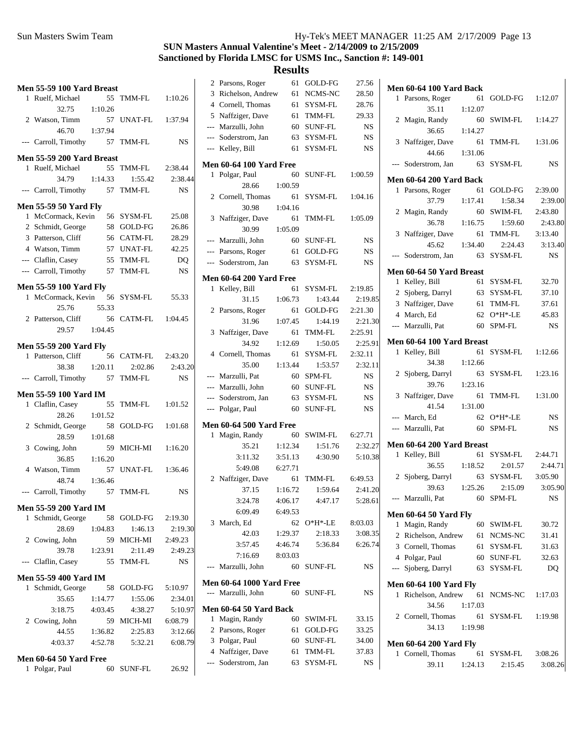# SUN Masters Annual Valentine's Meet - 2/14/2009 to 2/15/2009

## Sanctioned by Florida LMSC for USMS Inc., Sanction #: 149-001

## Results

### Men 55-59 100 Yard Breast

| Place | Name | Age | Team | Time |
|---|---|---|---|---|
| 1 | Ruelf, Michael | 55 | TMM-FL | 1:10.26 |
| | 32.75 | 1:10.26 | | |
| 2 | Watson, Timm | 57 | UNAT-FL | 1:37.94 |
| | 46.70 | 1:37.94 | | |
| --- | Carroll, Timothy | 57 | TMM-FL | NS |

### Men 55-59 200 Yard Breast

| Place | Name | Age | Team | Time |
|---|---|---|---|---|
| 1 | Ruelf, Michael | 55 | TMM-FL | 2:38.44 |
| | 34.79 | 1:14.33 | 1:55.42 | 2:38.44 |
| --- | Carroll, Timothy | 57 | TMM-FL | NS |

### Men 55-59 50 Yard Fly

| Place | Name | Age | Team | Time |
|---|---|---|---|---|
| 1 | McCormack, Kevin | 56 | SYSM-FL | 25.08 |
| 2 | Schmidt, George | 58 | GOLD-FG | 26.86 |
| 3 | Patterson, Cliff | 56 | CATM-FL | 28.29 |
| 4 | Watson, Timm | 57 | UNAT-FL | 42.25 |
| --- | Claflin, Casey | 55 | TMM-FL | DQ |
| --- | Carroll, Timothy | 57 | TMM-FL | NS |

### Men 55-59 100 Yard Fly

| Place | Name | Age | Team | Time |
|---|---|---|---|---|
| 1 | McCormack, Kevin | 56 | SYSM-FL | 55.33 |
| | 25.76 | 55.33 | | |
| 2 | Patterson, Cliff | 56 | CATM-FL | 1:04.45 |
| | 29.57 | 1:04.45 | | |

### Men 55-59 200 Yard Fly

| Place | Name | Age | Team | Time |
|---|---|---|---|---|
| 1 | Patterson, Cliff | 56 | CATM-FL | 2:43.20 |
| | 38.38 | 1:20.11 | 2:02.86 | 2:43.20 |
| --- | Carroll, Timothy | 57 | TMM-FL | NS |

### Men 55-59 100 Yard IM

| Place | Name | Age | Team | Time |
|---|---|---|---|---|
| 1 | Claflin, Casey | 55 | TMM-FL | 1:01.52 |
| | 28.26 | 1:01.52 | | |
| 2 | Schmidt, George | 58 | GOLD-FG | 1:01.68 |
| | 28.59 | 1:01.68 | | |
| 3 | Cowing, John | 59 | MICH-MI | 1:16.20 |
| | 36.85 | 1:16.20 | | |
| 4 | Watson, Timm | 57 | UNAT-FL | 1:36.46 |
| | 48.74 | 1:36.46 | | |
| --- | Carroll, Timothy | 57 | TMM-FL | NS |

### Men 55-59 200 Yard IM

| Place | Name | Age | Team | Time |
|---|---|---|---|---|
| 1 | Schmidt, George | 58 | GOLD-FG | 2:19.30 |
| | 28.69 | 1:04.83 | 1:46.13 | 2:19.30 |
| 2 | Cowing, John | 59 | MICH-MI | 2:49.23 |
| | 39.78 | 1:23.91 | 2:11.49 | 2:49.23 |
| --- | Claflin, Casey | 55 | TMM-FL | NS |

### Men 55-59 400 Yard IM

| Place | Name | Age | Team | Time |
|---|---|---|---|---|
| 1 | Schmidt, George | 58 | GOLD-FG | 5:10.97 |
| | 35.65 | 1:14.77 | 1:55.06 | 2:34.01 |
| | 3:18.75 | 4:03.45 | 4:38.27 | 5:10.97 |
| 2 | Cowing, John | 59 | MICH-MI | 6:08.79 |
| | 44.55 | 1:36.82 | 2:25.83 | 3:12.66 |
| | 4:03.37 | 4:52.78 | 5:32.21 | 6:08.79 |

### Men 60-64 50 Yard Free

| Place | Name | Age | Team | Time |
|---|---|---|---|---|
| 1 | Polgar, Paul | 60 | SUNF-FL | 26.92 |
| 2 | Parsons, Roger | 61 | GOLD-FG | 27.56 |
| 3 | Richelson, Andrew | 61 | NCMS-NC | 28.50 |
| 4 | Cornell, Thomas | 61 | SYSM-FL | 28.76 |
| 5 | Naffziger, Dave | 61 | TMM-FL | 29.33 |
| --- | Marzulli, John | 60 | SUNF-FL | NS |
| --- | Soderstrom, Jan | 63 | SYSM-FL | NS |
| --- | Kelley, Bill | 61 | SYSM-FL | NS |

### Men 60-64 100 Yard Free

| Place | Name | Age | Team | Time |
|---|---|---|---|---|
| 1 | Polgar, Paul | 60 | SUNF-FL | 1:00.59 |
| | 28.66 | 1:00.59 | | |
| 2 | Cornell, Thomas | 61 | SYSM-FL | 1:04.16 |
| | 30.98 | 1:04.16 | | |
| 3 | Naffziger, Dave | 61 | TMM-FL | 1:05.09 |
| | 30.99 | 1:05.09 | | |
| --- | Marzulli, John | 60 | SUNF-FL | NS |
| --- | Parsons, Roger | 61 | GOLD-FG | NS |
| --- | Soderstrom, Jan | 63 | SYSM-FL | NS |

### Men 60-64 200 Yard Free

| Place | Name | Age | Team | Time |
|---|---|---|---|---|
| 1 | Kelley, Bill | 61 | SYSM-FL | 2:19.85 |
| | 31.15 | 1:06.73 | 1:43.44 | 2:19.85 |
| 2 | Parsons, Roger | 61 | GOLD-FG | 2:21.30 |
| | 31.96 | 1:07.45 | 1:44.19 | 2:21.30 |
| 3 | Naffziger, Dave | 61 | TMM-FL | 2:25.91 |
| | 34.92 | 1:12.69 | 1:50.05 | 2:25.91 |
| 4 | Cornell, Thomas | 61 | SYSM-FL | 2:32.11 |
| | 35.00 | 1:13.44 | 1:53.57 | 2:32.11 |
| --- | Marzulli, Pat | 60 | SPM-FL | NS |
| --- | Marzulli, John | 60 | SUNF-FL | NS |
| --- | Soderstrom, Jan | 63 | SYSM-FL | NS |
| --- | Polgar, Paul | 60 | SUNF-FL | NS |

### Men 60-64 500 Yard Free

| Place | Name | Age | Team | Time |
|---|---|---|---|---|
| 1 | Magin, Randy | 60 | SWIM-FL | 6:27.71 |
| | 35.21 | 1:12.34 | 1:51.76 | 2:32.27 |
| | 3:11.32 | 3:51.13 | 4:30.90 | 5:10.38 |
| | 5:49.08 | 6:27.71 | | |
| 2 | Naffziger, Dave | 61 | TMM-FL | 6:49.53 |
| | 37.15 | 1:16.72 | 1:59.64 | 2:41.20 |
| | 3:24.78 | 4:06.17 | 4:47.17 | 5:28.61 |
| | 6:09.49 | 6:49.53 | | |
| 3 | March, Ed | 62 | O*H*-LE | 8:03.03 |
| | 42.03 | 1:29.37 | 2:18.33 | 3:08.35 |
| | 3:57.45 | 4:46.74 | 5:36.84 | 6:26.74 |
| | 7:16.69 | 8:03.03 | | |
| --- | Marzulli, John | 60 | SUNF-FL | NS |

### Men 60-64 1000 Yard Free

| Place | Name | Age | Team | Time |
|---|---|---|---|---|
| --- | Marzulli, John | 60 | SUNF-FL | NS |

### Men 60-64 50 Yard Back

| Place | Name | Age | Team | Time |
|---|---|---|---|---|
| 1 | Magin, Randy | 60 | SWIM-FL | 33.15 |
| 2 | Parsons, Roger | 61 | GOLD-FG | 33.25 |
| 3 | Polgar, Paul | 60 | SUNF-FL | 34.00 |
| 4 | Naffziger, Dave | 61 | TMM-FL | 37.83 |
| --- | Soderstrom, Jan | 63 | SYSM-FL | NS |

### Men 60-64 100 Yard Back

| Place | Name | Age | Team | Time |
|---|---|---|---|---|
| 1 | Parsons, Roger | 61 | GOLD-FG | 1:12.07 |
| | 35.11 | 1:12.07 | | |
| 2 | Magin, Randy | 60 | SWIM-FL | 1:14.27 |
| | 36.65 | 1:14.27 | | |
| 3 | Naffziger, Dave | 61 | TMM-FL | 1:31.06 |
| | 44.66 | 1:31.06 | | |
| --- | Soderstrom, Jan | 63 | SYSM-FL | NS |

### Men 60-64 200 Yard Back

| Place | Name | Age | Team | Time |
|---|---|---|---|---|
| 1 | Parsons, Roger | 61 | GOLD-FG | 2:39.00 |
| | 37.79 | 1:17.41 | 1:58.34 | 2:39.00 |
| 2 | Magin, Randy | 60 | SWIM-FL | 2:43.80 |
| | 36.78 | 1:16.75 | 1:59.60 | 2:43.80 |
| 3 | Naffziger, Dave | 61 | TMM-FL | 3:13.40 |
| | 45.62 | 1:34.40 | 2:24.43 | 3:13.40 |
| --- | Soderstrom, Jan | 63 | SYSM-FL | NS |

### Men 60-64 50 Yard Breast

| Place | Name | Age | Team | Time |
|---|---|---|---|---|
| 1 | Kelley, Bill | 61 | SYSM-FL | 32.70 |
| 2 | Sjoberg, Darryl | 63 | SYSM-FL | 37.10 |
| 3 | Naffziger, Dave | 61 | TMM-FL | 37.61 |
| 4 | March, Ed | 62 | O*H*-LE | 45.83 |
| --- | Marzulli, Pat | 60 | SPM-FL | NS |

### Men 60-64 100 Yard Breast

| Place | Name | Age | Team | Time |
|---|---|---|---|---|
| 1 | Kelley, Bill | 61 | SYSM-FL | 1:12.66 |
| | 34.38 | 1:12.66 | | |
| 2 | Sjoberg, Darryl | 63 | SYSM-FL | 1:23.16 |
| | 39.76 | 1:23.16 | | |
| 3 | Naffziger, Dave | 61 | TMM-FL | 1:31.00 |
| | 41.54 | 1:31.00 | | |
| --- | March, Ed | 62 | O*H*-LE | NS |
| --- | Marzulli, Pat | 60 | SPM-FL | NS |

### Men 60-64 200 Yard Breast

| Place | Name | Age | Team | Time |
|---|---|---|---|---|
| 1 | Kelley, Bill | 61 | SYSM-FL | 2:44.71 |
| | 36.55 | 1:18.52 | 2:01.57 | 2:44.71 |
| 2 | Sjoberg, Darryl | 63 | SYSM-FL | 3:05.90 |
| | 39.63 | 1:25.26 | 2:15.09 | 3:05.90 |
| --- | Marzulli, Pat | 60 | SPM-FL | NS |

### Men 60-64 50 Yard Fly

| Place | Name | Age | Team | Time |
|---|---|---|---|---|
| 1 | Magin, Randy | 60 | SWIM-FL | 30.72 |
| 2 | Richelson, Andrew | 61 | NCMS-NC | 31.41 |
| 3 | Cornell, Thomas | 61 | SYSM-FL | 31.63 |
| 4 | Polgar, Paul | 60 | SUNF-FL | 32.63 |
| --- | Sjoberg, Darryl | 63 | SYSM-FL | DQ |

### Men 60-64 100 Yard Fly

| Place | Name | Age | Team | Time |
|---|---|---|---|---|
| 1 | Richelson, Andrew | 61 | NCMS-NC | 1:17.03 |
| | 34.56 | 1:17.03 | | |
| 2 | Cornell, Thomas | 61 | SYSM-FL | 1:19.98 |
| | 34.13 | 1:19.98 | | |

### Men 60-64 200 Yard Fly

| Place | Name | Age | Team | Time |
|---|---|---|---|---|
| 1 | Cornell, Thomas | 61 | SYSM-FL | 3:08.26 |
| | 39.11 | 1:24.13 | 2:15.45 | 3:08.26 |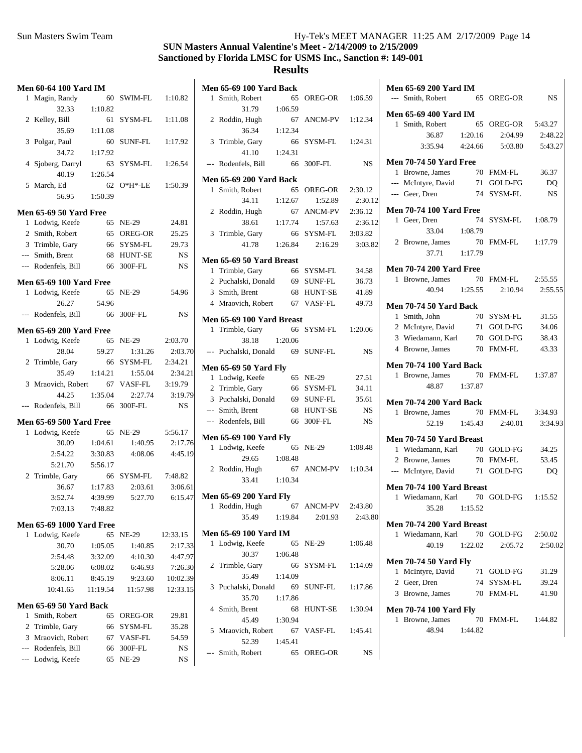# SUN Masters Annual Valentine's Meet - 2/14/2009 to 2/15/2009
## Sanctioned by Florida LMSC for USMS Inc., Sanction #: 149-001
## Results

### Men 60-64 100 Yard IM

| Place | Name | Age | Team | Time |
|---|---|---|---|---|
| 1 | Magin, Randy | 60 | SWIM-FL | 1:10.82 |
| | 32.33 | 1:10.82 | | |
| 2 | Kelley, Bill | 61 | SYSM-FL | 1:11.08 |
| | 35.69 | 1:11.08 | | |
| 3 | Polgar, Paul | 60 | SUNF-FL | 1:17.92 |
| | 34.72 | 1:17.92 | | |
| 4 | Sjoberg, Darryl | 63 | SYSM-FL | 1:26.54 |
| | 40.19 | 1:26.54 | | |
| 5 | March, Ed | 62 | O*H*-LE | 1:50.39 |
| | 56.95 | 1:50.39 | | |

### Men 65-69 50 Yard Free

| Place | Name | Age | Team | Time |
|---|---|---|---|---|
| 1 | Lodwig, Keefe | 65 | NE-29 | 24.81 |
| 2 | Smith, Robert | 65 | OREG-OR | 25.25 |
| 3 | Trimble, Gary | 66 | SYSM-FL | 29.73 |
| --- | Smith, Brent | 68 | HUNT-SE | NS |
| --- | Rodenfels, Bill | 66 | 300F-FL | NS |

### Men 65-69 100 Yard Free

| Place | Name | Age | Team | Time |
|---|---|---|---|---|
| 1 | Lodwig, Keefe | 65 | NE-29 | 54.96 |
| | 26.27 | 54.96 | | |
| --- | Rodenfels, Bill | 66 | 300F-FL | NS |

### Men 65-69 200 Yard Free

| Place | Name | Age | Team | Time |
|---|---|---|---|---|
| 1 | Lodwig, Keefe | 65 | NE-29 | 2:03.70 |
| | 28.04 | 59.27 | 1:31.26 | 2:03.70 |
| 2 | Trimble, Gary | 66 | SYSM-FL | 2:34.21 |
| | 35.49 | 1:14.21 | 1:55.04 | 2:34.21 |
| 3 | Mraovich, Robert | 67 | VASF-FL | 3:19.79 |
| | 44.25 | 1:35.04 | 2:27.74 | 3:19.79 |
| --- | Rodenfels, Bill | 66 | 300F-FL | NS |

### Men 65-69 500 Yard Free

| Place | Name | Age | Team | Time |
|---|---|---|---|---|
| 1 | Lodwig, Keefe | 65 | NE-29 | 5:56.17 |
| | 30.09 | 1:04.61 | 1:40.95 | 2:17.76 |
| | 2:54.22 | 3:30.83 | 4:08.06 | 4:45.19 |
| | 5:21.70 | 5:56.17 | | |
| 2 | Trimble, Gary | 66 | SYSM-FL | 7:48.82 |
| | 36.67 | 1:17.83 | 2:03.61 | 3:06.61 |
| | 3:52.74 | 4:39.99 | 5:27.70 | 6:15.47 |
| | 7:03.13 | 7:48.82 | | |

### Men 65-69 1000 Yard Free

| Place | Name | Age | Team | Time |
|---|---|---|---|---|
| 1 | Lodwig, Keefe | 65 | NE-29 | 12:33.15 |
| | 30.70 | 1:05.05 | 1:40.85 | 2:17.33 |
| | 2:54.48 | 3:32.09 | 4:10.30 | 4:47.97 |
| | 5:28.06 | 6:08.02 | 6:46.93 | 7:26.30 |
| | 8:06.11 | 8:45.19 | 9:23.60 | 10:02.39 |
| | 10:41.65 | 11:19.54 | 11:57.98 | 12:33.15 |

### Men 65-69 50 Yard Back

| Place | Name | Age | Team | Time |
|---|---|---|---|---|
| 1 | Smith, Robert | 65 | OREG-OR | 29.81 |
| 2 | Trimble, Gary | 66 | SYSM-FL | 35.28 |
| 3 | Mraovich, Robert | 67 | VASF-FL | 54.59 |
| --- | Rodenfels, Bill | 66 | 300F-FL | NS |
| --- | Lodwig, Keefe | 65 | NE-29 | NS |

### Men 65-69 100 Yard Back

| Place | Name | Age | Team | Time |
|---|---|---|---|---|
| 1 | Smith, Robert | 65 | OREG-OR | 1:06.59 |
| | 31.79 | 1:06.59 | | |
| 2 | Roddin, Hugh | 67 | ANCM-PV | 1:12.34 |
| | 36.34 | 1:12.34 | | |
| 3 | Trimble, Gary | 66 | SYSM-FL | 1:24.31 |
| | 41.10 | 1:24.31 | | |
| --- | Rodenfels, Bill | 66 | 300F-FL | NS |

### Men 65-69 200 Yard Back

| Place | Name | Age | Team | Time |
|---|---|---|---|---|
| 1 | Smith, Robert | 65 | OREG-OR | 2:30.12 |
| | 34.11 | 1:12.67 | 1:52.89 | 2:30.12 |
| 2 | Roddin, Hugh | 67 | ANCM-PV | 2:36.12 |
| | 38.61 | 1:17.74 | 1:57.63 | 2:36.12 |
| 3 | Trimble, Gary | 66 | SYSM-FL | 3:03.82 |
| | 41.78 | 1:26.84 | 2:16.29 | 3:03.82 |

### Men 65-69 50 Yard Breast

| Place | Name | Age | Team | Time |
|---|---|---|---|---|
| 1 | Trimble, Gary | 66 | SYSM-FL | 34.58 |
| 2 | Puchalski, Donald | 69 | SUNF-FL | 36.73 |
| 3 | Smith, Brent | 68 | HUNT-SE | 41.89 |
| 4 | Mraovich, Robert | 67 | VASF-FL | 49.73 |

### Men 65-69 100 Yard Breast

| Place | Name | Age | Team | Time |
|---|---|---|---|---|
| 1 | Trimble, Gary | 66 | SYSM-FL | 1:20.06 |
| | 38.18 | 1:20.06 | | |
| --- | Puchalski, Donald | 69 | SUNF-FL | NS |

### Men 65-69 50 Yard Fly

| Place | Name | Age | Team | Time |
|---|---|---|---|---|
| 1 | Lodwig, Keefe | 65 | NE-29 | 27.51 |
| 2 | Trimble, Gary | 66 | SYSM-FL | 34.11 |
| 3 | Puchalski, Donald | 69 | SUNF-FL | 35.61 |
| --- | Smith, Brent | 68 | HUNT-SE | NS |
| --- | Rodenfels, Bill | 66 | 300F-FL | NS |

### Men 65-69 100 Yard Fly

| Place | Name | Age | Team | Time |
|---|---|---|---|---|
| 1 | Lodwig, Keefe | 65 | NE-29 | 1:08.48 |
| | 29.65 | 1:08.48 | | |
| 2 | Roddin, Hugh | 67 | ANCM-PV | 1:10.34 |
| | 33.41 | 1:10.34 | | |

### Men 65-69 200 Yard Fly

| Place | Name | Age | Team | Time |
|---|---|---|---|---|
| 1 | Roddin, Hugh | 67 | ANCM-PV | 2:43.80 |
| | 35.49 | 1:19.84 | 2:01.93 | 2:43.80 |

### Men 65-69 100 Yard IM

| Place | Name | Age | Team | Time |
|---|---|---|---|---|
| 1 | Lodwig, Keefe | 65 | NE-29 | 1:06.48 |
| | 30.37 | 1:06.48 | | |
| 2 | Trimble, Gary | 66 | SYSM-FL | 1:14.09 |
| | 35.49 | 1:14.09 | | |
| 3 | Puchalski, Donald | 69 | SUNF-FL | 1:17.86 |
| | 35.70 | 1:17.86 | | |
| 4 | Smith, Brent | 68 | HUNT-SE | 1:30.94 |
| | 45.49 | 1:30.94 | | |
| 5 | Mraovich, Robert | 67 | VASF-FL | 1:45.41 |
| | 52.39 | 1:45.41 | | |
| --- | Smith, Robert | 65 | OREG-OR | NS |

### Men 65-69 200 Yard IM

| Place | Name | Age | Team | Time |
|---|---|---|---|---|
| --- | Smith, Robert | 65 | OREG-OR | NS |

### Men 65-69 400 Yard IM

| Place | Name | Age | Team | Time |
|---|---|---|---|---|
| 1 | Smith, Robert | 65 | OREG-OR | 5:43.27 |
| | 36.87 | 1:20.16 | 2:04.99 | 2:48.22 |
| | 3:35.94 | 4:24.66 | 5:03.80 | 5:43.27 |

### Men 70-74 50 Yard Free

| Place | Name | Age | Team | Time |
|---|---|---|---|---|
| 1 | Browne, James | 70 | FMM-FL | 36.37 |
| --- | McIntyre, David | 71 | GOLD-FG | DQ |
| --- | Geer, Dren | 74 | SYSM-FL | NS |

### Men 70-74 100 Yard Free

| Place | Name | Age | Team | Time |
|---|---|---|---|---|
| 1 | Geer, Dren | 74 | SYSM-FL | 1:08.79 |
| | 33.04 | 1:08.79 | | |
| 2 | Browne, James | 70 | FMM-FL | 1:17.79 |
| | 37.71 | 1:17.79 | | |

### Men 70-74 200 Yard Free

| Place | Name | Age | Team | Time |
|---|---|---|---|---|
| 1 | Browne, James | 70 | FMM-FL | 2:55.55 |
| | 40.94 | 1:25.55 | 2:10.94 | 2:55.55 |

### Men 70-74 50 Yard Back

| Place | Name | Age | Team | Time |
|---|---|---|---|---|
| 1 | Smith, John | 70 | SYSM-FL | 31.55 |
| 2 | McIntyre, David | 71 | GOLD-FG | 34.06 |
| 3 | Wiedamann, Karl | 70 | GOLD-FG | 38.43 |
| 4 | Browne, James | 70 | FMM-FL | 43.33 |

### Men 70-74 100 Yard Back

| Place | Name | Age | Team | Time |
|---|---|---|---|---|
| 1 | Browne, James | 70 | FMM-FL | 1:37.87 |
| | 48.87 | 1:37.87 | | |

### Men 70-74 200 Yard Back

| Place | Name | Age | Team | Time |
|---|---|---|---|---|
| 1 | Browne, James | 70 | FMM-FL | 3:34.93 |
| | 52.19 | 1:45.43 | 2:40.01 | 3:34.93 |

### Men 70-74 50 Yard Breast

| Place | Name | Age | Team | Time |
|---|---|---|---|---|
| 1 | Wiedamann, Karl | 70 | GOLD-FG | 34.25 |
| 2 | Browne, James | 70 | FMM-FL | 53.45 |
| --- | McIntyre, David | 71 | GOLD-FG | DQ |

### Men 70-74 100 Yard Breast

| Place | Name | Age | Team | Time |
|---|---|---|---|---|
| 1 | Wiedamann, Karl | 70 | GOLD-FG | 1:15.52 |
| | 35.28 | 1:15.52 | | |

### Men 70-74 200 Yard Breast

| Place | Name | Age | Team | Time |
|---|---|---|---|---|
| 1 | Wiedamann, Karl | 70 | GOLD-FG | 2:50.02 |
| | 40.19 | 1:22.02 | 2:05.72 | 2:50.02 |

### Men 70-74 50 Yard Fly

| Place | Name | Age | Team | Time |
|---|---|---|---|---|
| 1 | McIntyre, David | 71 | GOLD-FG | 31.29 |
| 2 | Geer, Dren | 74 | SYSM-FL | 39.24 |
| 3 | Browne, James | 70 | FMM-FL | 41.90 |

### Men 70-74 100 Yard Fly

| Place | Name | Age | Team | Time |
|---|---|---|---|---|
| 1 | Browne, James | 70 | FMM-FL | 1:44.82 |
| | 48.94 | 1:44.82 | | |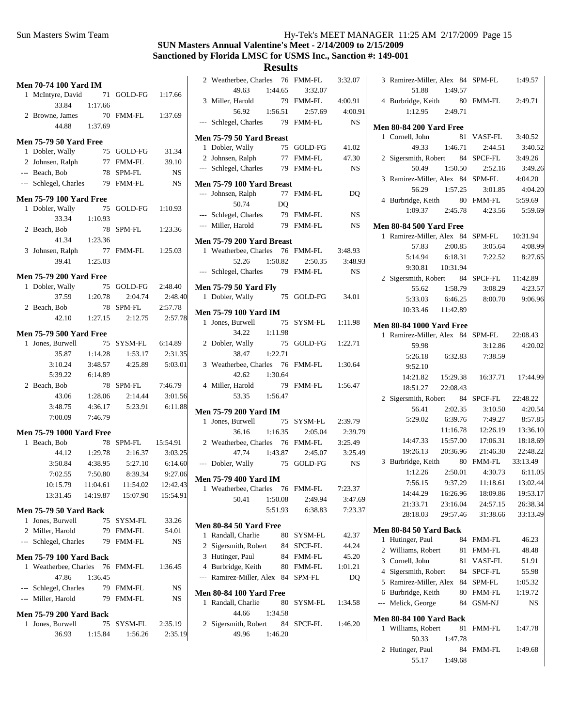**SUN Masters Annual Valentine's Meet - 2/14/2009 to 2/15/2009**
**Sanctioned by Florida LMSC for USMS Inc., Sanction #: 149-001**

## Results

### Men 70-74 100 Yard IM

| Place | Name | Age | Team | Time |
|---|---|---|---|---|
| 1 | McIntyre, David | 71 | GOLD-FG | 1:17.66 |
| | 33.84 1:17.66 | | | |
| 2 | Browne, James | 70 | FMM-FL | 1:37.69 |
| | 44.88 1:37.69 | | | |

### Men 75-79 50 Yard Free

| Place | Name | Age | Team | Time |
|---|---|---|---|---|
| 1 | Dobler, Wally | 75 | GOLD-FG | 31.34 |
| 2 | Johnsen, Ralph | 77 | FMM-FL | 39.10 |
| --- | Beach, Bob | 78 | SPM-FL | NS |
| --- | Schlegel, Charles | 79 | FMM-FL | NS |

### Men 75-79 100 Yard Free

| Place | Name | Age | Team | Time |
|---|---|---|---|---|
| 1 | Dobler, Wally | 75 | GOLD-FG | 1:10.93 |
| | 33.34 1:10.93 | | | |
| 2 | Beach, Bob | 78 | SPM-FL | 1:23.36 |
| | 41.34 1:23.36 | | | |
| 3 | Johnsen, Ralph | 77 | FMM-FL | 1:25.03 |
| | 39.41 1:25.03 | | | |

### Men 75-79 200 Yard Free

| Place | Name | Age | Team | Time |
|---|---|---|---|---|
| 1 | Dobler, Wally | 75 | GOLD-FG | 2:48.40 |
| | 37.59 1:20.78 2:04.74 2:48.40 | | | |
| 2 | Beach, Bob | 78 | SPM-FL | 2:57.78 |
| | 42.10 1:27.15 2:12.75 2:57.78 | | | |

### Men 75-79 500 Yard Free

| Place | Name | Age | Team | Time |
|---|---|---|---|---|
| 1 | Jones, Burwell | 75 | SYSM-FL | 6:14.89 |
| | 35.87 1:14.28 1:53.17 2:31.35 | | | |
| | 3:10.24 3:48.57 4:25.89 5:03.01 | | | |
| | 5:39.22 6:14.89 | | | |
| 2 | Beach, Bob | 78 | SPM-FL | 7:46.79 |
| | 43.06 1:28.06 2:14.44 3:01.56 | | | |
| | 3:48.75 4:36.17 5:23.91 6:11.88 | | | |
| | 7:00.09 7:46.79 | | | |

### Men 75-79 1000 Yard Free

| Place | Name | Age | Team | Time |
|---|---|---|---|---|
| 1 | Beach, Bob | 78 | SPM-FL | 15:54.91 |
| | 44.12 1:29.78 2:16.37 3:03.25 | | | |
| | 3:50.84 4:38.95 5:27.10 6:14.60 | | | |
| | 7:02.55 7:50.80 8:39.34 9:27.06 | | | |
| | 10:15.79 11:04.61 11:54.02 12:42.43 | | | |
| | 13:31.45 14:19.87 15:07.90 15:54.91 | | | |

### Men 75-79 50 Yard Back

| Place | Name | Age | Team | Time |
|---|---|---|---|---|
| 1 | Jones, Burwell | 75 | SYSM-FL | 33.26 |
| 2 | Miller, Harold | 79 | FMM-FL | 54.01 |
| --- | Schlegel, Charles | 79 | FMM-FL | NS |

### Men 75-79 100 Yard Back

| Place | Name | Age | Team | Time |
|---|---|---|---|---|
| 1 | Weatherbee, Charles | 76 | FMM-FL | 1:36.45 |
| | 47.86 1:36.45 | | | |
| --- | Schlegel, Charles | 79 | FMM-FL | NS |
| --- | Miller, Harold | 79 | FMM-FL | NS |

### Men 75-79 200 Yard Back

| Place | Name | Age | Team | Time |
|---|---|---|---|---|
| 1 | Jones, Burwell | 75 | SYSM-FL | 2:35.19 |
| | 36.93 1:15.84 1:56.26 2:35.19 | | | |
| 2 | Weatherbee, Charles | 76 | FMM-FL | 3:32.07 |
| | 49.63 1:44.65 3:32.07 | | | |
| 3 | Miller, Harold | 79 | FMM-FL | 4:00.91 |
| | 56.92 1:56.51 2:57.69 4:00.91 | | | |
| --- | Schlegel, Charles | 79 | FMM-FL | NS |

### Men 75-79 50 Yard Breast

| Place | Name | Age | Team | Time |
|---|---|---|---|---|
| 1 | Dobler, Wally | 75 | GOLD-FG | 41.02 |
| 2 | Johnsen, Ralph | 77 | FMM-FL | 47.30 |
| --- | Schlegel, Charles | 79 | FMM-FL | NS |

### Men 75-79 100 Yard Breast

| Place | Name | Age | Team | Time |
|---|---|---|---|---|
| --- | Johnsen, Ralph | 77 | FMM-FL | DQ |
| | 50.74 DQ | | | |
| --- | Schlegel, Charles | 79 | FMM-FL | NS |
| --- | Miller, Harold | 79 | FMM-FL | NS |

### Men 75-79 200 Yard Breast

| Place | Name | Age | Team | Time |
|---|---|---|---|---|
| 1 | Weatherbee, Charles | 76 | FMM-FL | 3:48.93 |
| | 52.26 1:50.82 2:50.35 3:48.93 | | | |
| --- | Schlegel, Charles | 79 | FMM-FL | NS |

### Men 75-79 50 Yard Fly

| Place | Name | Age | Team | Time |
|---|---|---|---|---|
| 1 | Dobler, Wally | 75 | GOLD-FG | 34.01 |

### Men 75-79 100 Yard IM

| Place | Name | Age | Team | Time |
|---|---|---|---|---|
| 1 | Jones, Burwell | 75 | SYSM-FL | 1:11.98 |
| | 34.22 1:11.98 | | | |
| 2 | Dobler, Wally | 75 | GOLD-FG | 1:22.71 |
| | 38.47 1:22.71 | | | |
| 3 | Weatherbee, Charles | 76 | FMM-FL | 1:30.64 |
| | 42.62 1:30.64 | | | |
| 4 | Miller, Harold | 79 | FMM-FL | 1:56.47 |
| | 53.35 1:56.47 | | | |

### Men 75-79 200 Yard IM

| Place | Name | Age | Team | Time |
|---|---|---|---|---|
| 1 | Jones, Burwell | 75 | SYSM-FL | 2:39.79 |
| | 36.16 1:16.35 2:05.04 2:39.79 | | | |
| 2 | Weatherbee, Charles | 76 | FMM-FL | 3:25.49 |
| | 47.74 1:43.87 2:45.07 3:25.49 | | | |
| --- | Dobler, Wally | 75 | GOLD-FG | NS |

### Men 75-79 400 Yard IM

| Place | Name | Age | Team | Time |
|---|---|---|---|---|
| 1 | Weatherbee, Charles | 76 | FMM-FL | 7:23.37 |
| | 50.41 1:50.08 2:49.94 3:47.69 | | | |
| | 5:51.93 6:38.83 7:23.37 | | | |

### Men 80-84 50 Yard Free

| Place | Name | Age | Team | Time |
|---|---|---|---|---|
| 1 | Randall, Charlie | 80 | SYSM-FL | 42.37 |
| 2 | Sigersmith, Robert | 84 | SPCF-FL | 44.24 |
| 3 | Hutinger, Paul | 84 | FMM-FL | 45.20 |
| 4 | Burbridge, Keith | 80 | FMM-FL | 1:01.21 |
| --- | Ramirez-Miller, Alex | 84 | SPM-FL | DQ |

### Men 80-84 100 Yard Free

| Place | Name | Age | Team | Time |
|---|---|---|---|---|
| 1 | Randall, Charlie | 80 | SYSM-FL | 1:34.58 |
| | 44.66 1:34.58 | | | |
| 2 | Sigersmith, Robert | 84 | SPCF-FL | 1:46.20 |
| | 49.96 1:46.20 | | | |
| 3 | Ramirez-Miller, Alex | 84 | SPM-FL | 1:49.57 |
| | 51.88 1:49.57 | | | |
| 4 | Burbridge, Keith | 80 | FMM-FL | 2:49.71 |
| | 1:12.95 2:49.71 | | | |

### Men 80-84 200 Yard Free

| Place | Name | Age | Team | Time |
|---|---|---|---|---|
| 1 | Cornell, John | 81 | VASF-FL | 3:40.52 |
| | 49.33 1:46.71 2:44.51 3:40.52 | | | |
| 2 | Sigersmith, Robert | 84 | SPCF-FL | 3:49.26 |
| | 50.49 1:50.50 2:52.16 3:49.26 | | | |
| 3 | Ramirez-Miller, Alex | 84 | SPM-FL | 4:04.20 |
| | 56.29 1:57.25 3:01.85 4:04.20 | | | |
| 4 | Burbridge, Keith | 80 | FMM-FL | 5:59.69 |
| | 1:09.37 2:45.78 4:23.56 5:59.69 | | | |

### Men 80-84 500 Yard Free

| Place | Name | Age | Team | Time |
|---|---|---|---|---|
| 1 | Ramirez-Miller, Alex | 84 | SPM-FL | 10:31.94 |
| | 57.83 2:00.85 3:05.64 4:08.99 | | | |
| | 5:14.94 6:18.31 7:22.52 8:27.65 | | | |
| | 9:30.81 10:31.94 | | | |
| 2 | Sigersmith, Robert | 84 | SPCF-FL | 11:42.89 |
| | 55.62 1:58.79 3:08.29 4:23.57 | | | |
| | 5:33.03 6:46.25 8:00.70 9:06.96 | | | |
| | 10:33.46 11:42.89 | | | |

### Men 80-84 1000 Yard Free

| Place | Name | Age | Team | Time |
|---|---|---|---|---|
| 1 | Ramirez-Miller, Alex | 84 | SPM-FL | 22:08.43 |
| | 59.98 3:12.86 4:20.02 | | | |
| | 5:26.18 6:32.83 7:38.59 | | | |
| | 9:52.10 | | | |
| | 14:21.82 15:29.38 16:37.71 17:44.99 | | | |
| | 18:51.27 22:08.43 | | | |
| 2 | Sigersmith, Robert | 84 | SPCF-FL | 22:48.22 |
| | 56.41 2:02.35 3:10.50 4:20.54 | | | |
| | 5:29.02 6:39.76 7:49.27 8:57.85 | | | |
| | 11:16.78 12:26.19 13:36.10 | | | |
| | 14:47.33 15:57.00 17:06.31 18:18.69 | | | |
| | 19:26.13 20:36.96 21:46.30 22:48.22 | | | |
| 3 | Burbridge, Keith | 80 | FMM-FL | 33:13.49 |
| | 1:12.26 2:50.01 4:30.73 6:11.05 | | | |
| | 7:56.15 9:37.29 11:18.61 13:02.44 | | | |
| | 14:44.29 16:26.96 18:09.86 19:53.17 | | | |
| | 21:33.71 23:16.04 24:57.15 26:38.34 | | | |
| | 28:18.03 29:57.46 31:38.66 33:13.49 | | | |

### Men 80-84 50 Yard Back

| Place | Name | Age | Team | Time |
|---|---|---|---|---|
| 1 | Hutinger, Paul | 84 | FMM-FL | 46.23 |
| 2 | Williams, Robert | 81 | FMM-FL | 48.48 |
| 3 | Cornell, John | 81 | VASF-FL | 51.91 |
| 4 | Sigersmith, Robert | 84 | SPCF-FL | 55.98 |
| 5 | Ramirez-Miller, Alex | 84 | SPM-FL | 1:05.32 |
| 6 | Burbridge, Keith | 80 | FMM-FL | 1:19.72 |
| --- | Melick, George | 84 | GSM-NJ | NS |

### Men 80-84 100 Yard Back

| Place | Name | Age | Team | Time |
|---|---|---|---|---|
| 1 | Williams, Robert | 81 | FMM-FL | 1:47.78 |
| | 50.33 1:47.78 | | | |
| 2 | Hutinger, Paul | 84 | FMM-FL | 1:49.68 |
| | 55.17 1:49.68 | | | |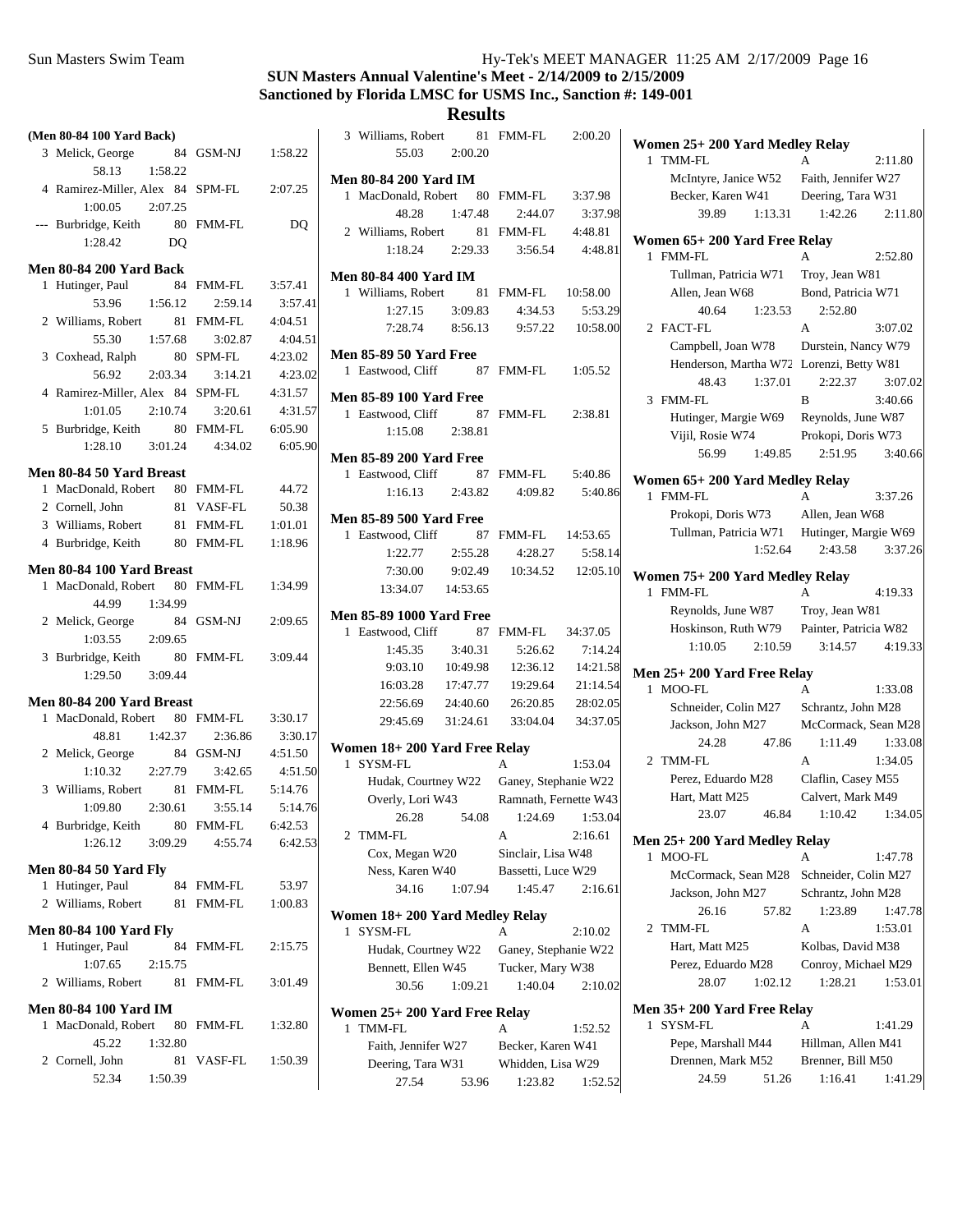# SUN Masters Annual Valentine's Meet - 2/14/2009 to 2/15/2009

## Sanctioned by Florida LMSC for USMS Inc., Sanction #: 149-001

## Results

### (Men 80-84 100 Yard Back)

| Place | Name | Age | Team | Time |
|---|---|---|---|---|
| 3 | Melick, George | 84 | GSM-NJ | 1:58.22 |
| | 58.13 | 1:58.22 | | |
| 4 | Ramirez-Miller, Alex | 84 | SPM-FL | 2:07.25 |
| | 1:00.05 | 2:07.25 | | |
| --- | Burbridge, Keith | 80 | FMM-FL | DQ |
| | 1:28.42 | DQ | | |

### Men 80-84 200 Yard Back

| Place | Name | Age | Team | Time |
|---|---|---|---|---|
| 1 | Hutinger, Paul | 84 | FMM-FL | 3:57.41 |
| | 53.96 | 1:56.12 | 2:59.14 | 3:57.41 |
| 2 | Williams, Robert | 81 | FMM-FL | 4:04.51 |
| | 55.30 | 1:57.68 | 3:02.87 | 4:04.51 |
| 3 | Coxhead, Ralph | 80 | SPM-FL | 4:23.02 |
| | 56.92 | 2:03.34 | 3:14.21 | 4:23.02 |
| 4 | Ramirez-Miller, Alex | 84 | SPM-FL | 4:31.57 |
| | 1:01.05 | 2:10.74 | 3:20.61 | 4:31.57 |
| 5 | Burbridge, Keith | 80 | FMM-FL | 6:05.90 |
| | 1:28.10 | 3:01.24 | 4:34.02 | 6:05.90 |

### Men 80-84 50 Yard Breast

| Place | Name | Age | Team | Time |
|---|---|---|---|---|
| 1 | MacDonald, Robert | 80 | FMM-FL | 44.72 |
| 2 | Cornell, John | 81 | VASF-FL | 50.38 |
| 3 | Williams, Robert | 81 | FMM-FL | 1:01.01 |
| 4 | Burbridge, Keith | 80 | FMM-FL | 1:18.96 |

### Men 80-84 100 Yard Breast

| Place | Name | Age | Team | Time |
|---|---|---|---|---|
| 1 | MacDonald, Robert | 80 | FMM-FL | 1:34.99 |
| | 44.99 | 1:34.99 | | |
| 2 | Melick, George | 84 | GSM-NJ | 2:09.65 |
| | 1:03.55 | 2:09.65 | | |
| 3 | Burbridge, Keith | 80 | FMM-FL | 3:09.44 |
| | 1:29.50 | 3:09.44 | | |

### Men 80-84 200 Yard Breast

| Place | Name | Age | Team | Time |
|---|---|---|---|---|
| 1 | MacDonald, Robert | 80 | FMM-FL | 3:30.17 |
| | 48.81 | 1:42.37 | 2:36.86 | 3:30.17 |
| 2 | Melick, George | 84 | GSM-NJ | 4:51.50 |
| | 1:10.32 | 2:27.79 | 3:42.65 | 4:51.50 |
| 3 | Williams, Robert | 81 | FMM-FL | 5:14.76 |
| | 1:09.80 | 2:30.61 | 3:55.14 | 5:14.76 |
| 4 | Burbridge, Keith | 80 | FMM-FL | 6:42.53 |
| | 1:26.12 | 3:09.29 | 4:55.74 | 6:42.53 |

### Men 80-84 50 Yard Fly

| Place | Name | Age | Team | Time |
|---|---|---|---|---|
| 1 | Hutinger, Paul | 84 | FMM-FL | 53.97 |
| 2 | Williams, Robert | 81 | FMM-FL | 1:00.83 |

### Men 80-84 100 Yard Fly

| Place | Name | Age | Team | Time |
|---|---|---|---|---|
| 1 | Hutinger, Paul | 84 | FMM-FL | 2:15.75 |
| | 1:07.65 | 2:15.75 | | |
| 2 | Williams, Robert | 81 | FMM-FL | 3:01.49 |

### Men 80-84 100 Yard IM

| Place | Name | Age | Team | Time |
|---|---|---|---|---|
| 1 | MacDonald, Robert | 80 | FMM-FL | 1:32.80 |
| | 45.22 | 1:32.80 | | |
| 2 | Cornell, John | 81 | VASF-FL | 1:50.39 |
| | 52.34 | 1:50.39 | | |
| 3 | Williams, Robert | 81 | FMM-FL | 2:00.20 |
| | 55.03 | 2:00.20 | | |

### Men 80-84 200 Yard IM

| Place | Name | Age | Team | Time |
|---|---|---|---|---|
| 1 | MacDonald, Robert | 80 | FMM-FL | 3:37.98 |
| | 48.28 | 1:47.48 | 2:44.07 | 3:37.98 |
| 2 | Williams, Robert | 81 | FMM-FL | 4:48.81 |
| | 1:18.24 | 2:29.33 | 3:56.54 | 4:48.81 |

### Men 80-84 400 Yard IM

| Place | Name | Age | Team | Time |
|---|---|---|---|---|
| 1 | Williams, Robert | 81 | FMM-FL | 10:58.00 |
| | 1:27.15 | 3:09.83 | 4:34.53 | 5:53.29 |
| | 7:28.74 | 8:56.13 | 9:57.22 | 10:58.00 |

### Men 85-89 50 Yard Free

| Place | Name | Age | Team | Time |
|---|---|---|---|---|
| 1 | Eastwood, Cliff | 87 | FMM-FL | 1:05.52 |

### Men 85-89 100 Yard Free

| Place | Name | Age | Team | Time |
|---|---|---|---|---|
| 1 | Eastwood, Cliff | 87 | FMM-FL | 2:38.81 |
| | 1:15.08 | 2:38.81 | | |

### Men 85-89 200 Yard Free

| Place | Name | Age | Team | Time |
|---|---|---|---|---|
| 1 | Eastwood, Cliff | 87 | FMM-FL | 5:40.86 |
| | 1:16.13 | 2:43.82 | 4:09.82 | 5:40.86 |

### Men 85-89 500 Yard Free

| Place | Name | Age | Team | Time |
|---|---|---|---|---|
| 1 | Eastwood, Cliff | 87 | FMM-FL | 14:53.65 |
| | 1:22.77 | 2:55.28 | 4:28.27 | 5:58.14 |
| | 7:30.00 | 9:02.49 | 10:34.52 | 12:05.10 |
| | 13:34.07 | 14:53.65 | | |

### Men 85-89 1000 Yard Free

| Place | Name | Age | Team | Time |
|---|---|---|---|---|
| 1 | Eastwood, Cliff | 87 | FMM-FL | 34:37.05 |
| | 1:45.35 | 3:40.31 | 5:26.62 | 7:14.24 |
| | 9:03.10 | 10:49.98 | 12:36.12 | 14:21.58 |
| | 16:03.28 | 17:47.77 | 19:29.64 | 21:14.54 |
| | 22:56.69 | 24:40.60 | 26:20.85 | 28:02.05 |
| | 29:45.69 | 31:24.61 | 33:04.04 | 34:37.05 |

### Women 18+ 200 Yard Free Relay

| Place | Team | | Relay | Time |
|---|---|---|---|---|
| 1 | SYSM-FL | | A | 1:53.04 |
| | Hudak, Courtney W22 | | Ganey, Stephanie W22 | |
| | Overly, Lori W43 | | Ramnath, Fernette W43 | |
| | 26.28 | 54.08 | 1:24.69 | 1:53.04 |
| 2 | TMM-FL | | A | 2:16.61 |
| | Cox, Megan W20 | | Sinclair, Lisa W48 | |
| | Ness, Karen W40 | | Bassetti, Luce W29 | |
| | 34.16 | 1:07.94 | 1:45.47 | 2:16.61 |

### Women 18+ 200 Yard Medley Relay

| Place | Team | | Relay | Time |
|---|---|---|---|---|
| 1 | SYSM-FL | | A | 2:10.02 |
| | Hudak, Courtney W22 | | Ganey, Stephanie W22 | |
| | Bennett, Ellen W45 | | Tucker, Mary W38 | |
| | 30.56 | 1:09.21 | 1:40.04 | 2:10.02 |

### Women 25+ 200 Yard Free Relay

| Place | Team | | Relay | Time |
|---|---|---|---|---|
| 1 | TMM-FL | | A | 1:52.52 |
| | Faith, Jennifer W27 | | Becker, Karen W41 | |
| | Deering, Tara W31 | | Whidden, Lisa W29 | |
| | 27.54 | 53.96 | 1:23.82 | 1:52.52 |

### Women 25+ 200 Yard Medley Relay

| Place | Team | | Relay | Time |
|---|---|---|---|---|
| 1 | TMM-FL | | A | 2:11.80 |
| | McIntyre, Janice W52 | | Faith, Jennifer W27 | |
| | Becker, Karen W41 | | Deering, Tara W31 | |
| | 39.89 | 1:13.31 | 1:42.26 | 2:11.80 |

### Women 65+ 200 Yard Free Relay

| Place | Team | | Relay | Time |
|---|---|---|---|---|
| 1 | FMM-FL | | A | 2:52.80 |
| | Tullman, Patricia W71 | | Troy, Jean W81 | |
| | Allen, Jean W68 | | Bond, Patricia W71 | |
| | 40.64 | 1:23.53 | 2:52.80 | |
| 2 | FACT-FL | | A | 3:07.02 |
| | Campbell, Joan W78 | | Durstein, Nancy W79 | |
| | Henderson, Martha W72 | | Lorenzi, Betty W81 | |
| | 48.43 | 1:37.01 | 2:22.37 | 3:07.02 |
| 3 | FMM-FL | | B | 3:40.66 |
| | Hutinger, Margie W69 | | Reynolds, June W87 | |
| | Vijil, Rosie W74 | | Prokopi, Doris W73 | |
| | 56.99 | 1:49.85 | 2:51.95 | 3:40.66 |

### Women 65+ 200 Yard Medley Relay

| Place | Team | | Relay | Time |
|---|---|---|---|---|
| 1 | FMM-FL | | A | 3:37.26 |
| | Prokopi, Doris W73 | | Allen, Jean W68 | |
| | Tullman, Patricia W71 | | Hutinger, Margie W69 | |
| | | 1:52.64 | 2:43.58 | 3:37.26 |

### Women 75+ 200 Yard Medley Relay

| Place | Team | | Relay | Time |
|---|---|---|---|---|
| 1 | FMM-FL | | A | 4:19.33 |
| | Reynolds, June W87 | | Troy, Jean W81 | |
| | Hoskinson, Ruth W79 | | Painter, Patricia W82 | |
| | 1:10.05 | 2:10.59 | 3:14.57 | 4:19.33 |

### Men 25+ 200 Yard Free Relay

| Place | Team | | Relay | Time |
|---|---|---|---|---|
| 1 | MOO-FL | | A | 1:33.08 |
| | Schneider, Colin M27 | | Schrantz, John M28 | |
| | Jackson, John M27 | | McCormack, Sean M28 | |
| | 24.28 | 47.86 | 1:11.49 | 1:33.08 |
| 2 | TMM-FL | | A | 1:34.05 |
| | Perez, Eduardo M28 | | Claflin, Casey M55 | |
| | Hart, Matt M25 | | Calvert, Mark M49 | |
| | 23.07 | 46.84 | 1:10.42 | 1:34.05 |

### Men 25+ 200 Yard Medley Relay

| Place | Team | | Relay | Time |
|---|---|---|---|---|
| 1 | MOO-FL | | A | 1:47.78 |
| | McCormack, Sean M28 | | Schneider, Colin M27 | |
| | Jackson, John M27 | | Schrantz, John M28 | |
| | 26.16 | 57.82 | 1:23.89 | 1:47.78 |
| 2 | TMM-FL | | A | 1:53.01 |
| | Hart, Matt M25 | | Kolbas, David M38 | |
| | Perez, Eduardo M28 | | Conroy, Michael M29 | |
| | 28.07 | 1:02.12 | 1:28.21 | 1:53.01 |

### Men 35+ 200 Yard Free Relay

| Place | Team | | Relay | Time |
|---|---|---|---|---|
| 1 | SYSM-FL | | A | 1:41.29 |
| | Pepe, Marshall M44 | | Hillman, Allen M41 | |
| | Drennen, Mark M52 | | Brenner, Bill M50 | |
| | 24.59 | 51.26 | 1:16.41 | 1:41.29 |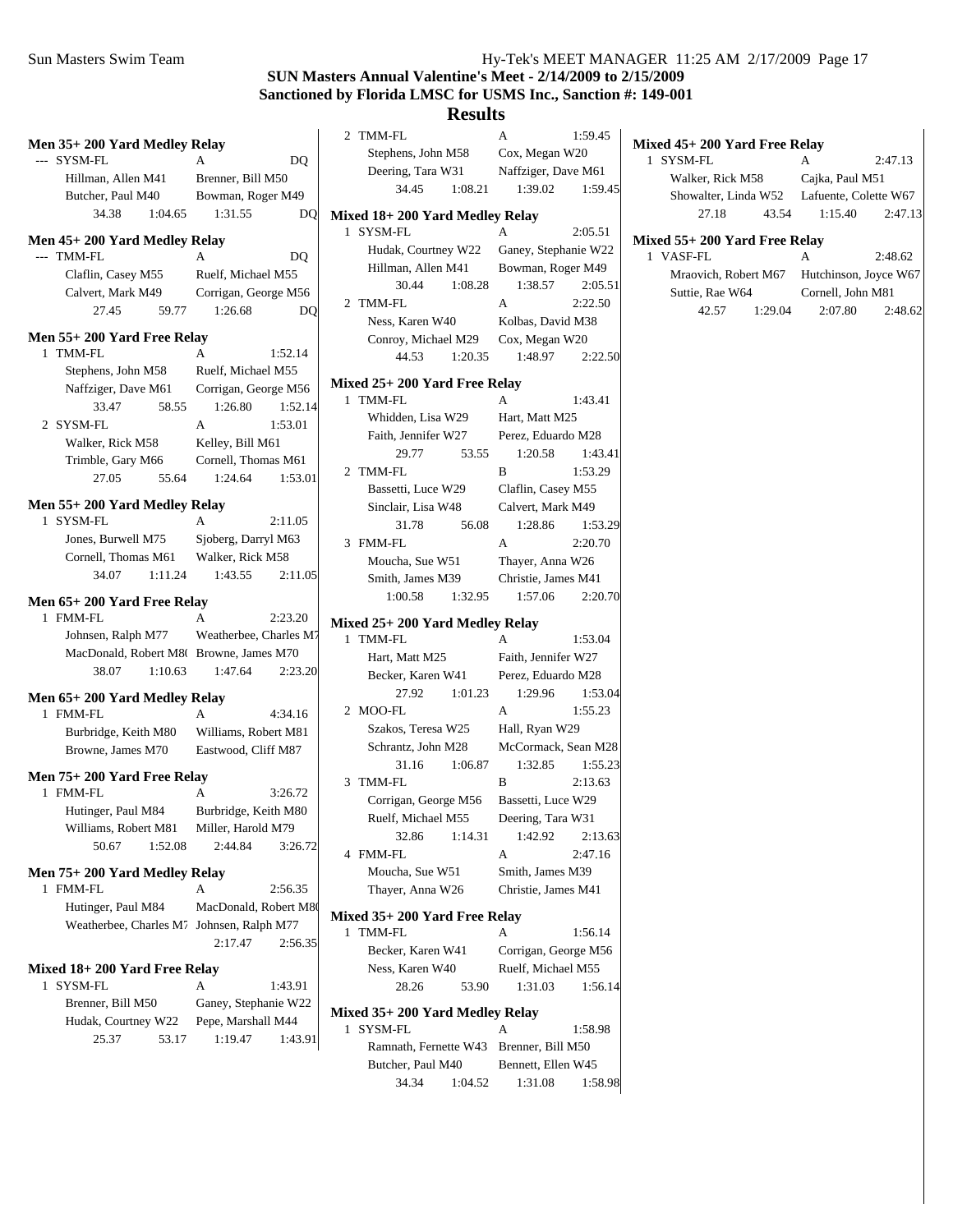SUN Masters Annual Valentine's Meet - 2/14/2009 to 2/15/2009
Sanctioned by Florida LMSC for USMS Inc., Sanction #: 149-001

## Results

### Men 35+ 200 Yard Medley Relay

--- SYSM-FL A DQ
Hillman, Allen M41 | Brenner, Bill M50
Butcher, Paul M40 | Bowman, Roger M49
34.38 1:04.65 1:31.55 DQ

### Men 45+ 200 Yard Medley Relay

--- TMM-FL A DQ
Claflin, Casey M55 | Ruelf, Michael M55
Calvert, Mark M49 | Corrigan, George M56
27.45 59.77 1:26.68 DQ

### Men 55+ 200 Yard Free Relay

1 TMM-FL A 1:52.14
Stephens, John M58 | Ruelf, Michael M55
Naffziger, Dave M61 | Corrigan, George M56
33.47 58.55 1:26.80 1:52.14

2 SYSM-FL A 1:53.01
Walker, Rick M58 | Kelley, Bill M61
Trimble, Gary M66 | Cornell, Thomas M61
27.05 55.64 1:24.64 1:53.01

### Men 55+ 200 Yard Medley Relay

1 SYSM-FL A 2:11.05
Jones, Burwell M75 | Sjoberg, Darryl M63
Cornell, Thomas M61 | Walker, Rick M58
34.07 1:11.24 1:43.55 2:11.05

### Men 65+ 200 Yard Free Relay

1 FMM-FL A 2:23.20
Johnsen, Ralph M77 | Weatherbee, Charles M7
MacDonald, Robert M8( | Browne, James M70
38.07 1:10.63 1:47.64 2:23.20

### Men 65+ 200 Yard Medley Relay

1 FMM-FL A 4:34.16
Burbridge, Keith M80 | Williams, Robert M81
Browne, James M70 | Eastwood, Cliff M87

### Men 75+ 200 Yard Free Relay

1 FMM-FL A 3:26.72
Hutinger, Paul M84 | Burbridge, Keith M80
Williams, Robert M81 | Miller, Harold M79
50.67 1:52.08 2:44.84 3:26.72

### Men 75+ 200 Yard Medley Relay

1 FMM-FL A 2:56.35
Hutinger, Paul M84 | MacDonald, Robert M8(
Weatherbee, Charles M7 | Johnsen, Ralph M77
2:17.47 2:56.35

### Mixed 18+ 200 Yard Free Relay

1 SYSM-FL A 1:43.91
Brenner, Bill M50 | Ganey, Stephanie W22
Hudak, Courtney W22 | Pepe, Marshall M44
25.37 53.17 1:19.47 1:43.91

2 TMM-FL A 1:59.45
Stephens, John M58 | Cox, Megan W20
Deering, Tara W31 | Naffziger, Dave M61
34.45 1:08.21 1:39.02 1:59.45

### Mixed 18+ 200 Yard Medley Relay

1 SYSM-FL A 2:05.51
Hudak, Courtney W22 | Ganey, Stephanie W22
Hillman, Allen M41 | Bowman, Roger M49
30.44 1:08.28 1:38.57 2:05.51

2 TMM-FL A 2:22.50
Ness, Karen W40 | Kolbas, David M38
Conroy, Michael M29 | Cox, Megan W20
44.53 1:20.35 1:48.97 2:22.50

### Mixed 25+ 200 Yard Free Relay

1 TMM-FL A 1:43.41
Whidden, Lisa W29 | Hart, Matt M25
Faith, Jennifer W27 | Perez, Eduardo M28
29.77 53.55 1:20.58 1:43.41

2 TMM-FL B 1:53.29
Bassetti, Luce W29 | Claflin, Casey M55
Sinclair, Lisa W48 | Calvert, Mark M49
31.78 56.08 1:28.86 1:53.29

3 FMM-FL A 2:20.70
Moucha, Sue W51 | Thayer, Anna W26
Smith, James M39 | Christie, James M41
1:00.58 1:32.95 1:57.06 2:20.70

### Mixed 25+ 200 Yard Medley Relay

1 TMM-FL A 1:53.04
Hart, Matt M25 | Faith, Jennifer W27
Becker, Karen W41 | Perez, Eduardo M28
27.92 1:01.23 1:29.96 1:53.04

2 MOO-FL A 1:55.23
Szakos, Teresa W25 | Hall, Ryan W29
Schrantz, John M28 | McCormack, Sean M28
31.16 1:06.87 1:32.85 1:55.23

3 TMM-FL B 2:13.63
Corrigan, George M56 | Bassetti, Luce W29
Ruelf, Michael M55 | Deering, Tara W31
32.86 1:14.31 1:42.92 2:13.63

4 FMM-FL A 2:47.16
Moucha, Sue W51 | Smith, James M39
Thayer, Anna W26 | Christie, James M41

### Mixed 35+ 200 Yard Free Relay

1 TMM-FL A 1:56.14
Becker, Karen W41 | Corrigan, George M56
Ness, Karen W40 | Ruelf, Michael M55
28.26 53.90 1:31.03 1:56.14

### Mixed 35+ 200 Yard Medley Relay

1 SYSM-FL A 1:58.98
Ramnath, Fernette W43 | Brenner, Bill M50
Butcher, Paul M40 | Bennett, Ellen W45
34.34 1:04.52 1:31.08 1:58.98

### Mixed 45+ 200 Yard Free Relay

1 SYSM-FL A 2:47.13
Walker, Rick M58 | Cajka, Paul M51
Showalter, Linda W52 | Lafuente, Colette W67
27.18 43.54 1:15.40 2:47.13

### Mixed 55+ 200 Yard Free Relay

1 VASF-FL A 2:48.62
Mraovich, Robert M67 | Hutchinson, Joyce W67
Suttie, Rae W64 | Cornell, John M81
42.57 1:29.04 2:07.80 2:48.62